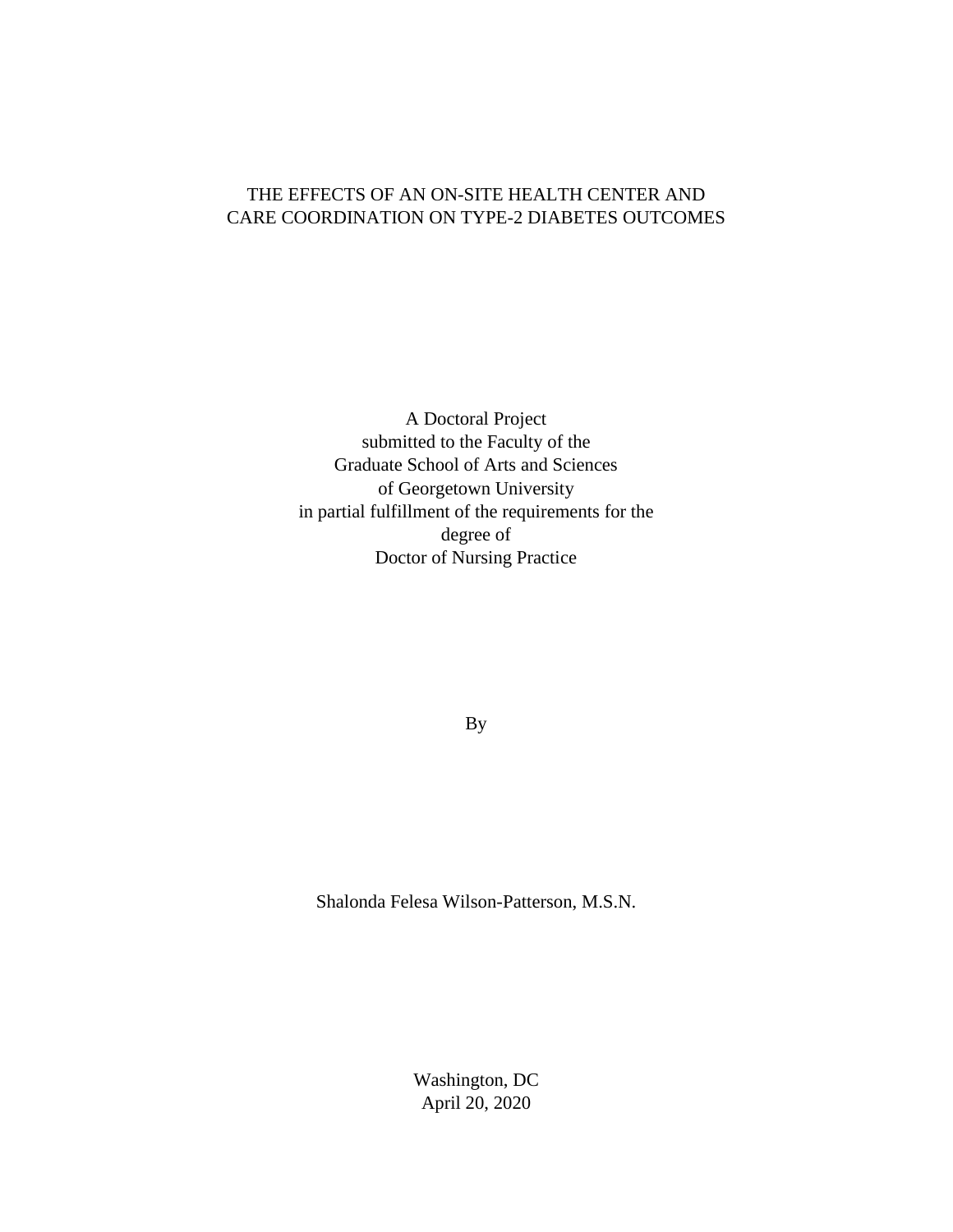# THE EFFECTS OF AN ON-SITE HEALTH CENTER AND CARE COORDINATION ON TYPE-2 DIABETES OUTCOMES

A Doctoral Project
submitted to the Faculty of the
Graduate School of Arts and Sciences
of Georgetown University
in partial fulfillment of the requirements for the
degree of
Doctor of Nursing Practice

By

Shalonda Felesa Wilson-Patterson, M.S.N.

Washington, DC
April 20, 2020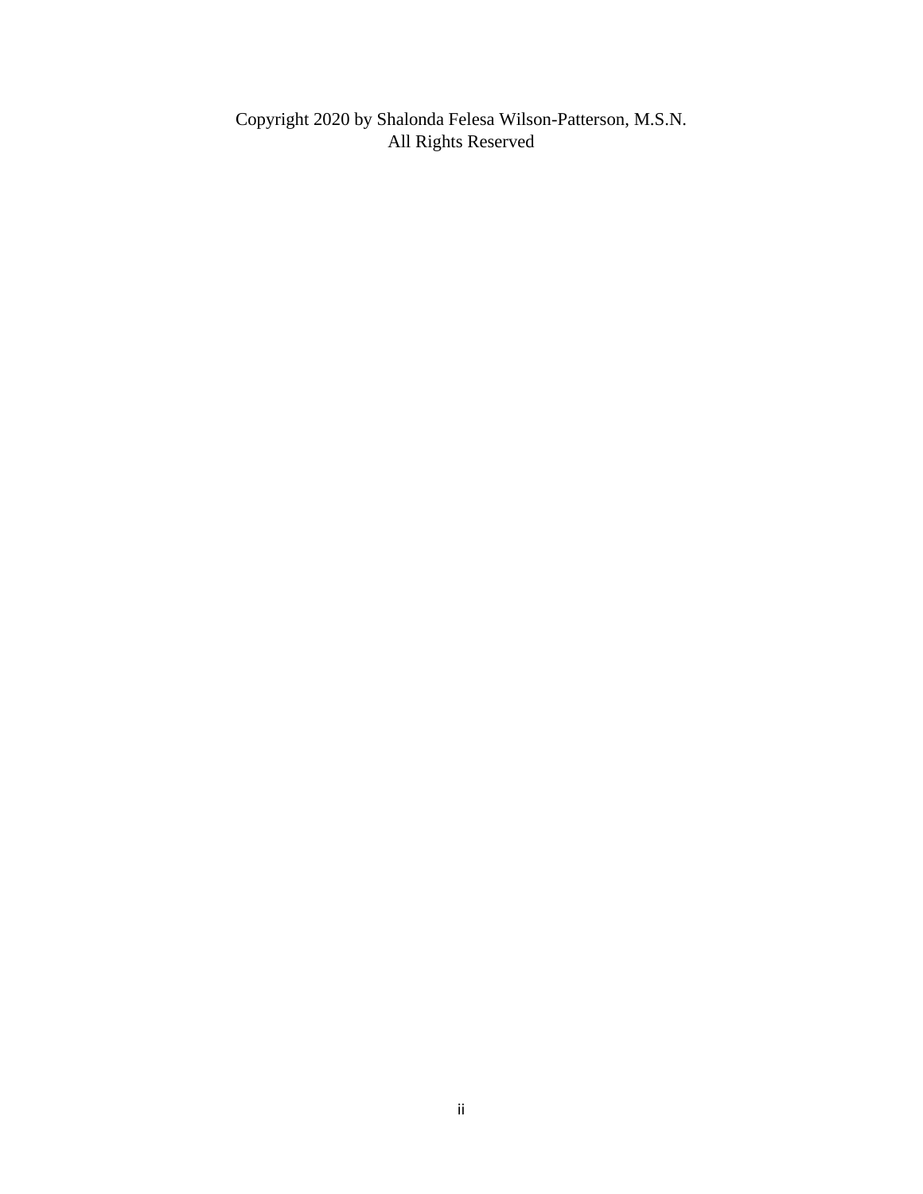Copyright 2020 by Shalonda Felesa Wilson-Patterson, M.S.N.
All Rights Reserved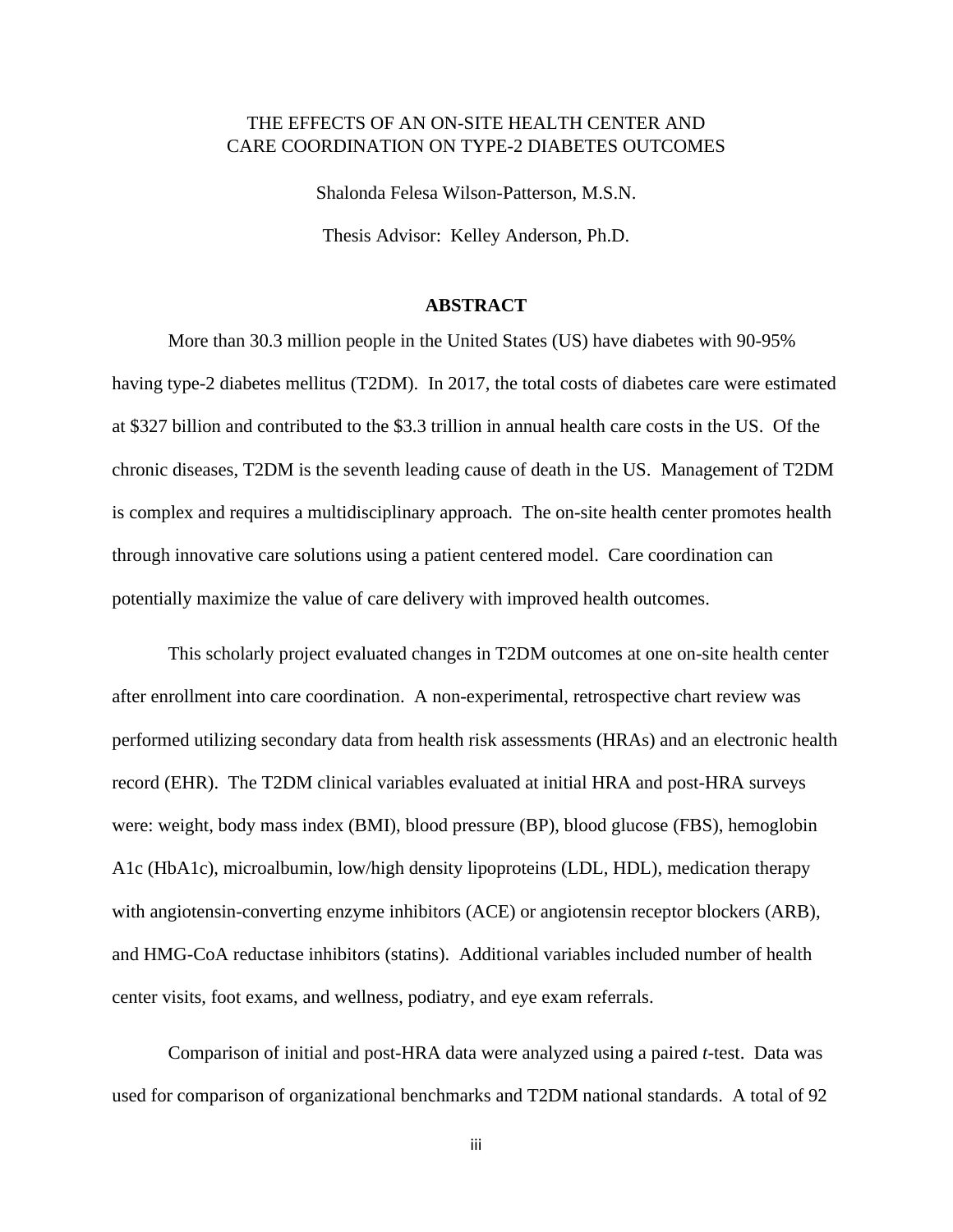THE EFFECTS OF AN ON-SITE HEALTH CENTER AND
CARE COORDINATION ON TYPE-2 DIABETES OUTCOMES

Shalonda Felesa Wilson-Patterson, M.S.N.

Thesis Advisor: Kelley Anderson, Ph.D.

## ABSTRACT

More than 30.3 million people in the United States (US) have diabetes with 90-95% having type-2 diabetes mellitus (T2DM). In 2017, the total costs of diabetes care were estimated at $327 billion and contributed to the $3.3 trillion in annual health care costs in the US. Of the chronic diseases, T2DM is the seventh leading cause of death in the US. Management of T2DM is complex and requires a multidisciplinary approach. The on-site health center promotes health through innovative care solutions using a patient centered model. Care coordination can potentially maximize the value of care delivery with improved health outcomes.

This scholarly project evaluated changes in T2DM outcomes at one on-site health center after enrollment into care coordination. A non-experimental, retrospective chart review was performed utilizing secondary data from health risk assessments (HRAs) and an electronic health record (EHR). The T2DM clinical variables evaluated at initial HRA and post-HRA surveys were: weight, body mass index (BMI), blood pressure (BP), blood glucose (FBS), hemoglobin A1c (HbA1c), microalbumin, low/high density lipoproteins (LDL, HDL), medication therapy with angiotensin-converting enzyme inhibitors (ACE) or angiotensin receptor blockers (ARB), and HMG-CoA reductase inhibitors (statins). Additional variables included number of health center visits, foot exams, and wellness, podiatry, and eye exam referrals.

Comparison of initial and post-HRA data were analyzed using a paired *t*-test. Data was used for comparison of organizational benchmarks and T2DM national standards. A total of 92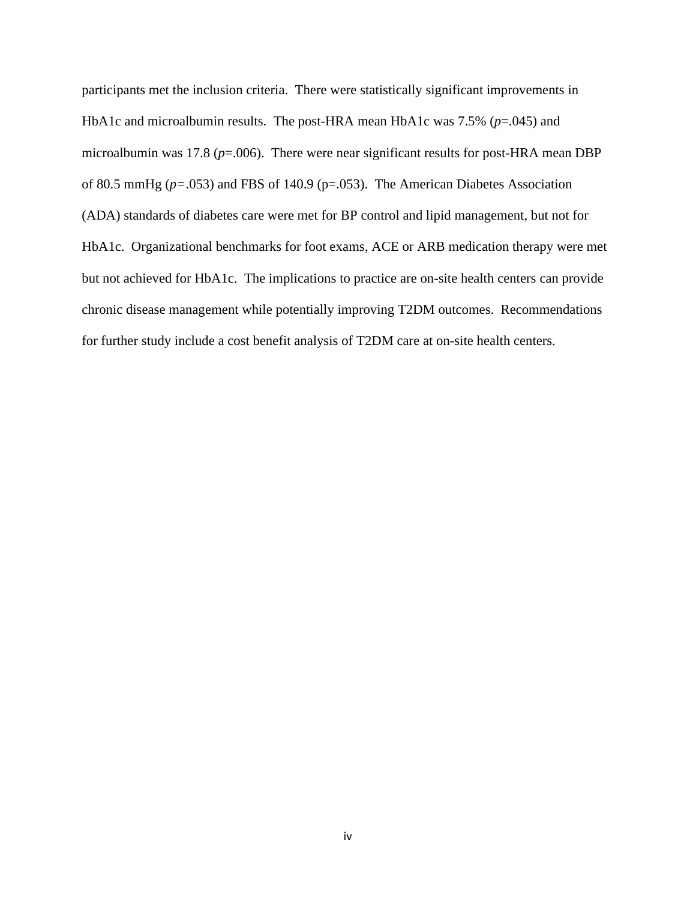participants met the inclusion criteria. There were statistically significant improvements in HbA1c and microalbumin results. The post-HRA mean HbA1c was 7.5% ($p$=.045) and microalbumin was 17.8 ($p$=.006). There were near significant results for post-HRA mean DBP of 80.5 mmHg ($p$=.053) and FBS of 140.9 (p=.053). The American Diabetes Association (ADA) standards of diabetes care were met for BP control and lipid management, but not for HbA1c. Organizational benchmarks for foot exams, ACE or ARB medication therapy were met but not achieved for HbA1c. The implications to practice are on-site health centers can provide chronic disease management while potentially improving T2DM outcomes. Recommendations for further study include a cost benefit analysis of T2DM care at on-site health centers.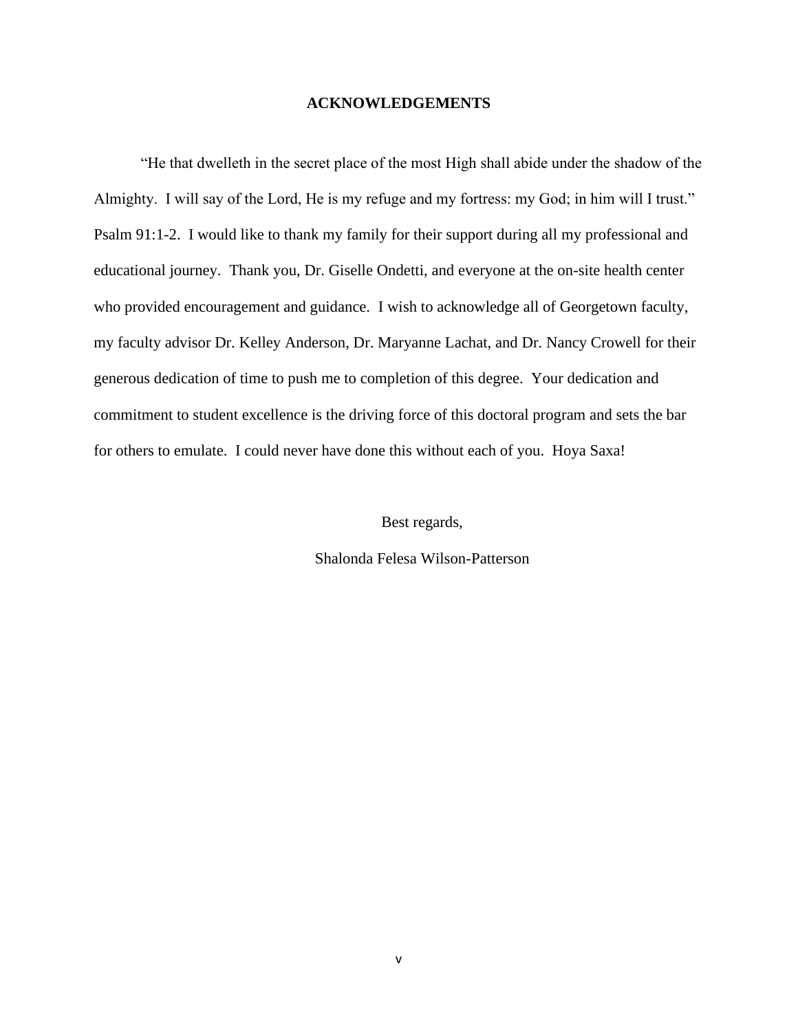# ACKNOWLEDGEMENTS

"He that dwelleth in the secret place of the most High shall abide under the shadow of the Almighty. I will say of the Lord, He is my refuge and my fortress: my God; in him will I trust." Psalm 91:1-2. I would like to thank my family for their support during all my professional and educational journey. Thank you, Dr. Giselle Ondetti, and everyone at the on-site health center who provided encouragement and guidance. I wish to acknowledge all of Georgetown faculty, my faculty advisor Dr. Kelley Anderson, Dr. Maryanne Lachat, and Dr. Nancy Crowell for their generous dedication of time to push me to completion of this degree. Your dedication and commitment to student excellence is the driving force of this doctoral program and sets the bar for others to emulate. I could never have done this without each of you. Hoya Saxa!

Best regards,

Shalonda Felesa Wilson-Patterson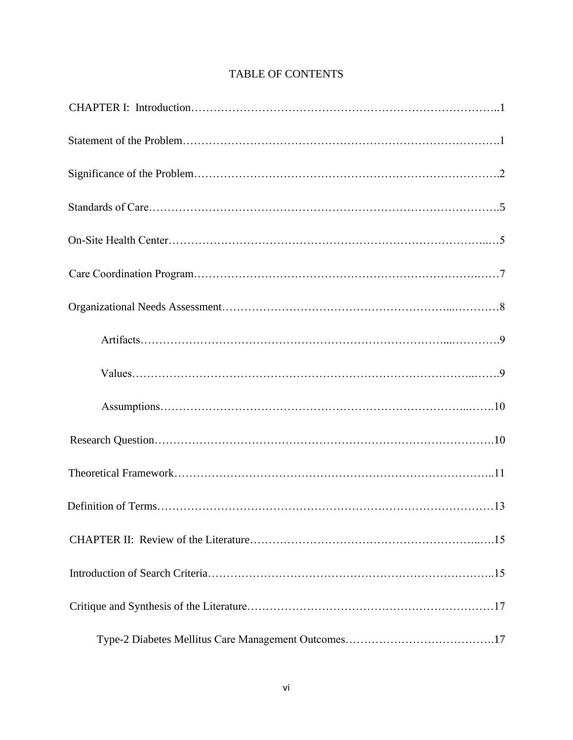# TABLE OF CONTENTS

CHAPTER I: Introduction……………………………………………………………………..1

Statement of the Problem……………………………………………………………………….1

Significance of the Problem…………………………………………………………………….2

Standards of Care……………………………………………………………………………….5

On-Site Health Center……………………………………………………………………..…5

Care Coordination Program…………………………………………………………….……7

Organizational Needs Assessment…………………………………………………...…………8

Artifacts……………………………………………………………………...………….9

Values…………………………………………………………………………...…….9

Assumptions……………………………………………………………………..…….10

Research Question……………………………………………………………………………10

Theoretical Framework………………………………………………………………………..11

Definition of Terms……………………………………………………………………………13

CHAPTER II: Review of the Literature…………………………………………………..….15

Introduction of Search Criteria………………………………………………………………..15

Critique and Synthesis of the Literature………………………………………………………17

Type-2 Diabetes Mellitus Care Management Outcomes………………………………….17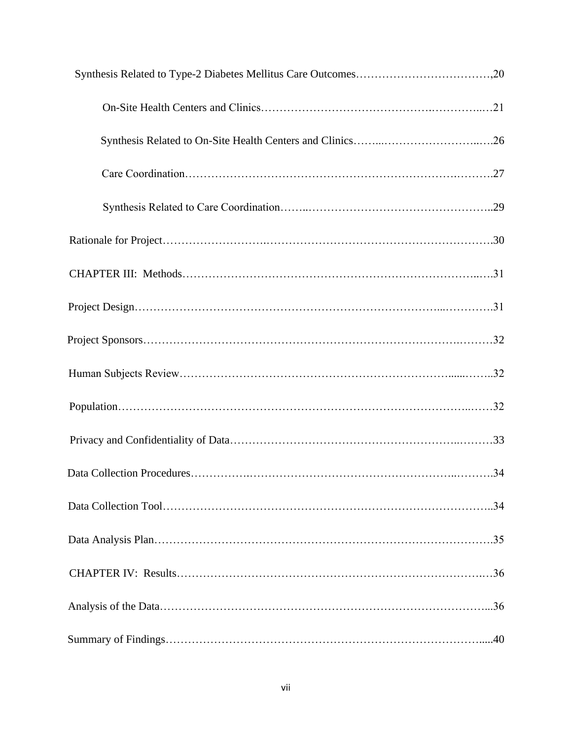Synthesis Related to Type-2 Diabetes Mellitus Care Outcomes……………………………….,20

On-Site Health Centers and Clinics……………………………………….…………..…21

Synthesis Related to On-Site Health Centers and Clinics……...……………………..….26

Care Coordination……………………………………………………………….……….27

Synthesis Related to Care Coordination……..…………………………………………..29

Rationale for Project…………………….……………………………………………………….30

CHAPTER III: Methods……………………………………….……………….………..….31

Project Design……………………………………………………………………...………….31

Project Sponsors……………………………………………………………….…………….………32

Human Subjects Review……………………………………………………………......……..32

Population……………………………………………………………………………..……32

Privacy and Confidentiality of Data……………………………………………………..………33

Data Collection Procedures……………..……………………………………………..……….34

Data Collection Tool…………………………………………………………………………..34

Data Analysis Plan…………………………………………………………………………….35

CHAPTER IV: Results…………………………………………………………………….…36

Analysis of the Data…………………….……………………………………………………...36

Summary of Findings………………………………………………………………………….....40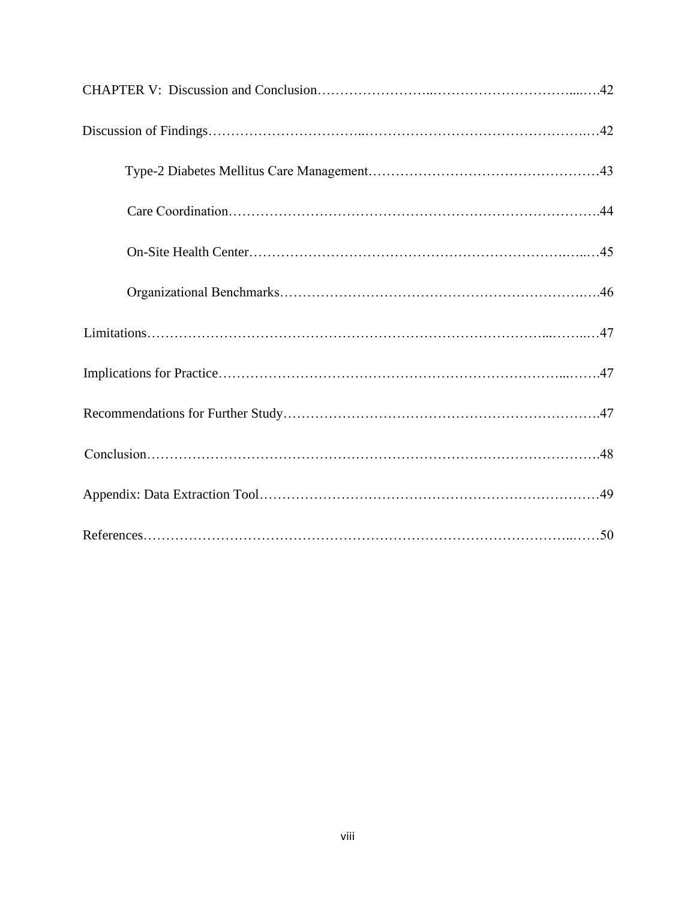CHAPTER V: Discussion and Conclusion……………………..……………………………....….42

Discussion of Findings…………………………..…………………………………………….…42

Type-2 Diabetes Mellitus Care Management……………………………………………43

Care Coordination…………………………………………………………………….44

On-Site Health Center……………………………………………………….…..…45

Organizational Benchmarks……………………………………………………….…46

Limitations………………………………………………………………………...……..…47

Implications for Practice…………………………………………………………...……47

Recommendations for Further Study……………………………………………………….47

Conclusion…………………………………………………………………………………….48

Appendix: Data Extraction Tool………………………………………………………………49

References……………………………………………………………………………..……50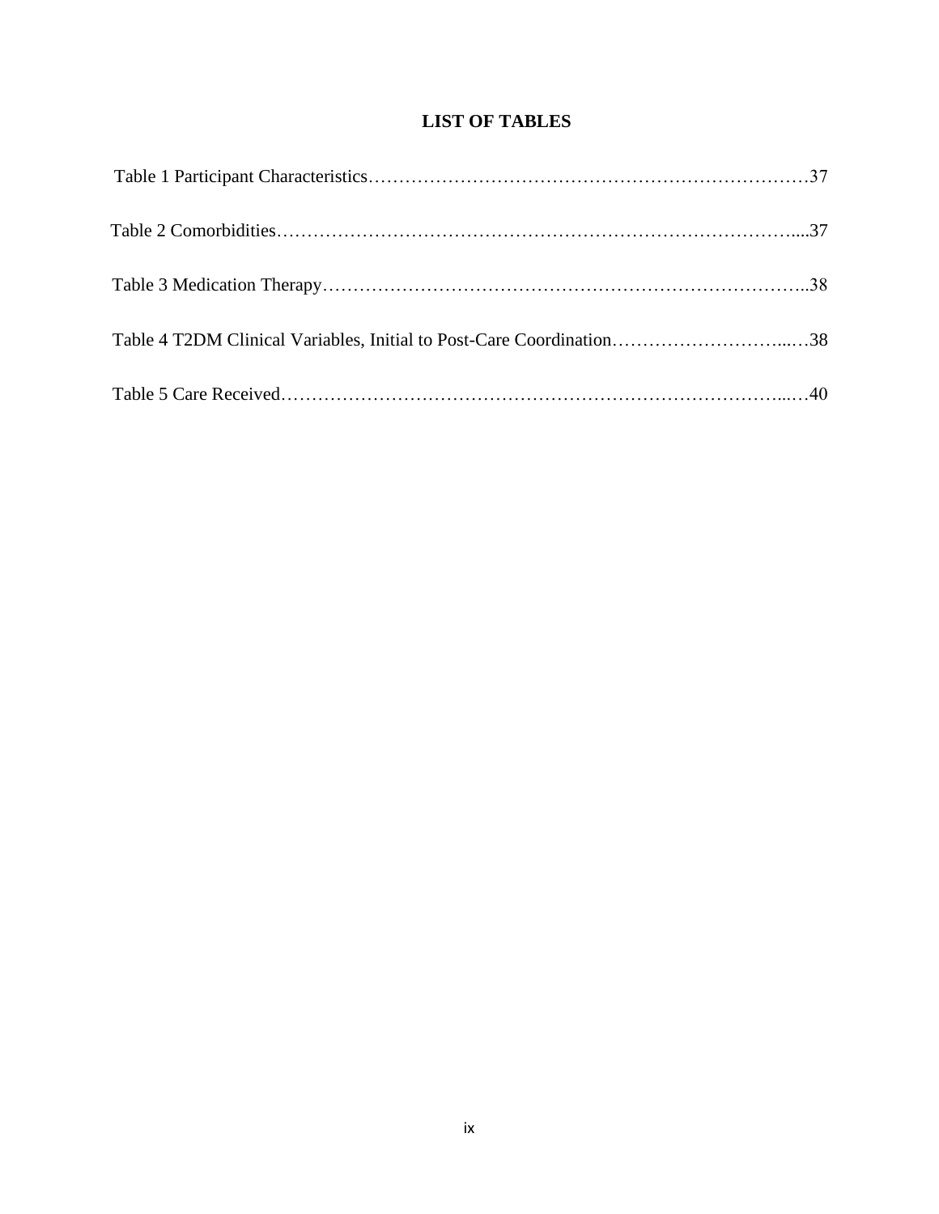## LIST OF TABLES

Table 1 Participant Characteristics……………………………………………………………37

Table 2 Comorbidities…………………………………………………………………………37

Table 3 Medication Therapy……………………………………………………………………38

Table 4 T2DM Clinical Variables, Initial to Post-Care Coordination…………………………38

Table 5 Care Received…………………………………………………………………………40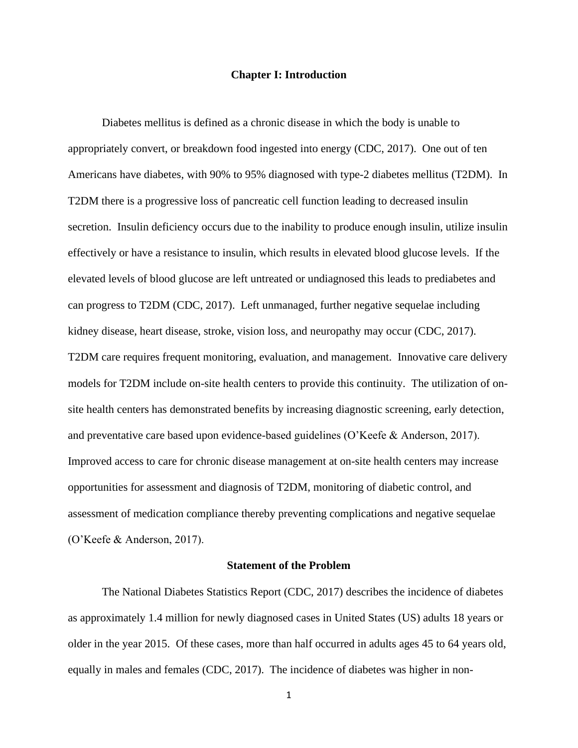# Chapter I: Introduction

Diabetes mellitus is defined as a chronic disease in which the body is unable to appropriately convert, or breakdown food ingested into energy (CDC, 2017). One out of ten Americans have diabetes, with 90% to 95% diagnosed with type-2 diabetes mellitus (T2DM). In T2DM there is a progressive loss of pancreatic cell function leading to decreased insulin secretion. Insulin deficiency occurs due to the inability to produce enough insulin, utilize insulin effectively or have a resistance to insulin, which results in elevated blood glucose levels. If the elevated levels of blood glucose are left untreated or undiagnosed this leads to prediabetes and can progress to T2DM (CDC, 2017). Left unmanaged, further negative sequelae including kidney disease, heart disease, stroke, vision loss, and neuropathy may occur (CDC, 2017). T2DM care requires frequent monitoring, evaluation, and management. Innovative care delivery models for T2DM include on-site health centers to provide this continuity. The utilization of on-site health centers has demonstrated benefits by increasing diagnostic screening, early detection, and preventative care based upon evidence-based guidelines (O'Keefe & Anderson, 2017). Improved access to care for chronic disease management at on-site health centers may increase opportunities for assessment and diagnosis of T2DM, monitoring of diabetic control, and assessment of medication compliance thereby preventing complications and negative sequelae (O'Keefe & Anderson, 2017).

## Statement of the Problem

The National Diabetes Statistics Report (CDC, 2017) describes the incidence of diabetes as approximately 1.4 million for newly diagnosed cases in United States (US) adults 18 years or older in the year 2015. Of these cases, more than half occurred in adults ages 45 to 64 years old, equally in males and females (CDC, 2017). The incidence of diabetes was higher in non-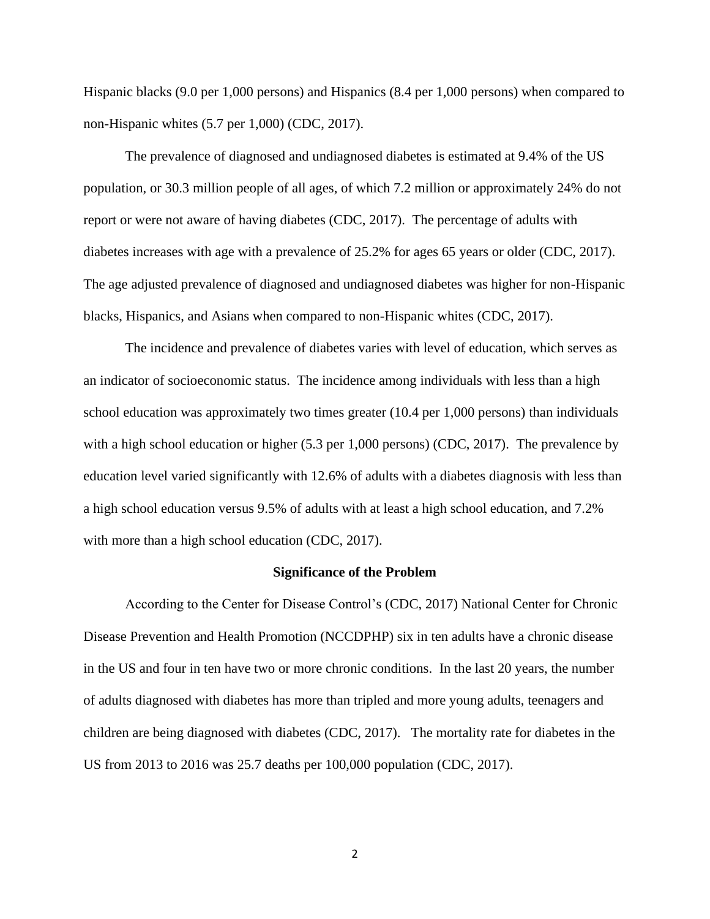Hispanic blacks (9.0 per 1,000 persons) and Hispanics (8.4 per 1,000 persons) when compared to non-Hispanic whites (5.7 per 1,000) (CDC, 2017).

The prevalence of diagnosed and undiagnosed diabetes is estimated at 9.4% of the US population, or 30.3 million people of all ages, of which 7.2 million or approximately 24% do not report or were not aware of having diabetes (CDC, 2017). The percentage of adults with diabetes increases with age with a prevalence of 25.2% for ages 65 years or older (CDC, 2017). The age adjusted prevalence of diagnosed and undiagnosed diabetes was higher for non-Hispanic blacks, Hispanics, and Asians when compared to non-Hispanic whites (CDC, 2017).

The incidence and prevalence of diabetes varies with level of education, which serves as an indicator of socioeconomic status. The incidence among individuals with less than a high school education was approximately two times greater (10.4 per 1,000 persons) than individuals with a high school education or higher (5.3 per 1,000 persons) (CDC, 2017). The prevalence by education level varied significantly with 12.6% of adults with a diabetes diagnosis with less than a high school education versus 9.5% of adults with at least a high school education, and 7.2% with more than a high school education (CDC, 2017).

## Significance of the Problem

According to the Center for Disease Control's (CDC, 2017) National Center for Chronic Disease Prevention and Health Promotion (NCCDPHP) six in ten adults have a chronic disease in the US and four in ten have two or more chronic conditions. In the last 20 years, the number of adults diagnosed with diabetes has more than tripled and more young adults, teenagers and children are being diagnosed with diabetes (CDC, 2017). The mortality rate for diabetes in the US from 2013 to 2016 was 25.7 deaths per 100,000 population (CDC, 2017).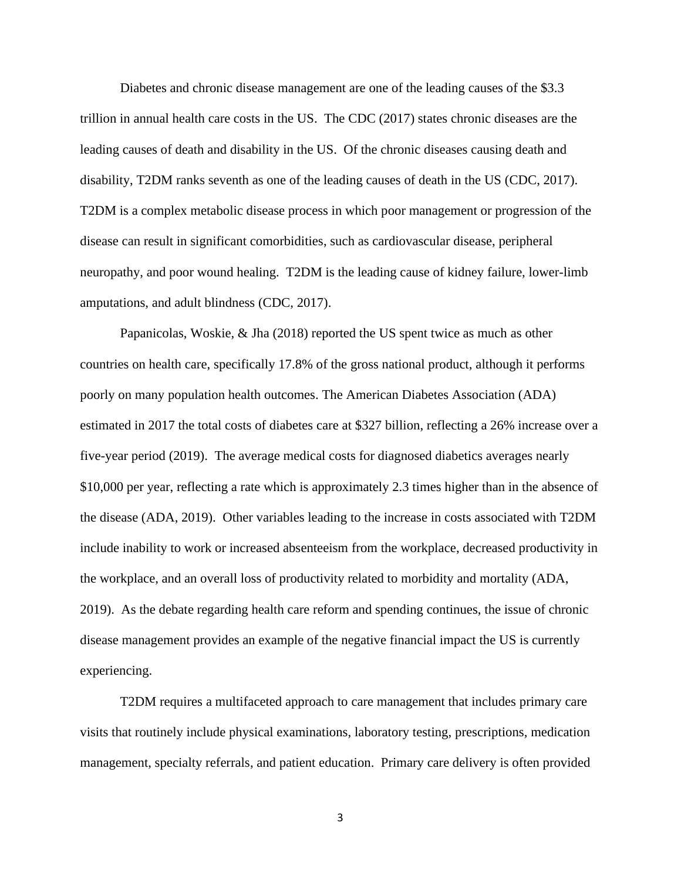Diabetes and chronic disease management are one of the leading causes of the $3.3 trillion in annual health care costs in the US.  The CDC (2017) states chronic diseases are the leading causes of death and disability in the US.  Of the chronic diseases causing death and disability, T2DM ranks seventh as one of the leading causes of death in the US (CDC, 2017). T2DM is a complex metabolic disease process in which poor management or progression of the disease can result in significant comorbidities, such as cardiovascular disease, peripheral neuropathy, and poor wound healing.  T2DM is the leading cause of kidney failure, lower-limb amputations, and adult blindness (CDC, 2017).

Papanicolas, Woskie, & Jha (2018) reported the US spent twice as much as other countries on health care, specifically 17.8% of the gross national product, although it performs poorly on many population health outcomes. The American Diabetes Association (ADA) estimated in 2017 the total costs of diabetes care at $327 billion, reflecting a 26% increase over a five-year period (2019).  The average medical costs for diagnosed diabetics averages nearly $10,000 per year, reflecting a rate which is approximately 2.3 times higher than in the absence of the disease (ADA, 2019).  Other variables leading to the increase in costs associated with T2DM include inability to work or increased absenteeism from the workplace, decreased productivity in the workplace, and an overall loss of productivity related to morbidity and mortality (ADA, 2019).  As the debate regarding health care reform and spending continues, the issue of chronic disease management provides an example of the negative financial impact the US is currently experiencing.

T2DM requires a multifaceted approach to care management that includes primary care visits that routinely include physical examinations, laboratory testing, prescriptions, medication management, specialty referrals, and patient education.  Primary care delivery is often provided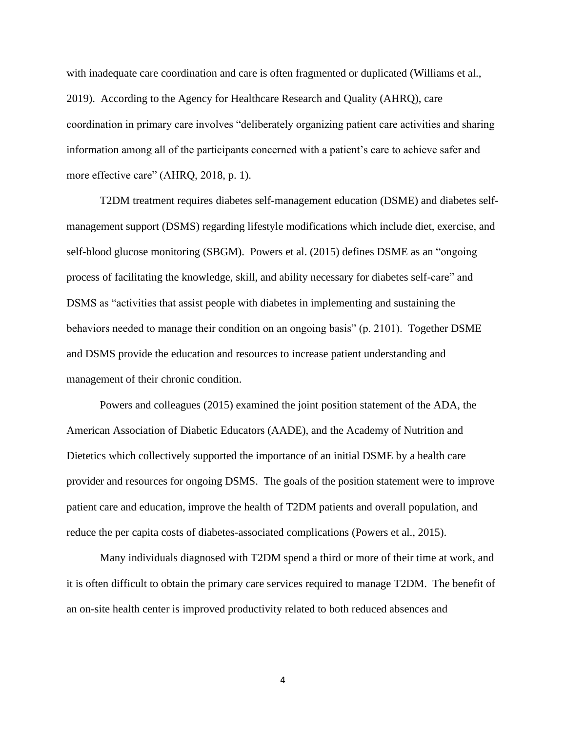with inadequate care coordination and care is often fragmented or duplicated (Williams et al., 2019). According to the Agency for Healthcare Research and Quality (AHRQ), care coordination in primary care involves "deliberately organizing patient care activities and sharing information among all of the participants concerned with a patient's care to achieve safer and more effective care" (AHRQ, 2018, p. 1).

T2DM treatment requires diabetes self-management education (DSME) and diabetes self-management support (DSMS) regarding lifestyle modifications which include diet, exercise, and self-blood glucose monitoring (SBGM). Powers et al. (2015) defines DSME as an "ongoing process of facilitating the knowledge, skill, and ability necessary for diabetes self-care" and DSMS as "activities that assist people with diabetes in implementing and sustaining the behaviors needed to manage their condition on an ongoing basis" (p. 2101). Together DSME and DSMS provide the education and resources to increase patient understanding and management of their chronic condition.

Powers and colleagues (2015) examined the joint position statement of the ADA, the American Association of Diabetic Educators (AADE), and the Academy of Nutrition and Dietetics which collectively supported the importance of an initial DSME by a health care provider and resources for ongoing DSMS. The goals of the position statement were to improve patient care and education, improve the health of T2DM patients and overall population, and reduce the per capita costs of diabetes-associated complications (Powers et al., 2015).

Many individuals diagnosed with T2DM spend a third or more of their time at work, and it is often difficult to obtain the primary care services required to manage T2DM. The benefit of an on-site health center is improved productivity related to both reduced absences and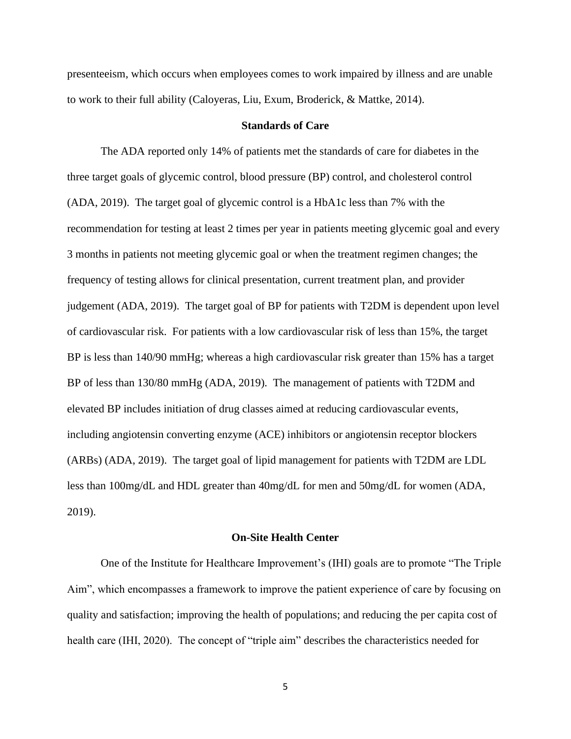presenteeism, which occurs when employees comes to work impaired by illness and are unable to work to their full ability (Caloyeras, Liu, Exum, Broderick, & Mattke, 2014).

## Standards of Care

The ADA reported only 14% of patients met the standards of care for diabetes in the three target goals of glycemic control, blood pressure (BP) control, and cholesterol control (ADA, 2019). The target goal of glycemic control is a HbA1c less than 7% with the recommendation for testing at least 2 times per year in patients meeting glycemic goal and every 3 months in patients not meeting glycemic goal or when the treatment regimen changes; the frequency of testing allows for clinical presentation, current treatment plan, and provider judgement (ADA, 2019). The target goal of BP for patients with T2DM is dependent upon level of cardiovascular risk. For patients with a low cardiovascular risk of less than 15%, the target BP is less than 140/90 mmHg; whereas a high cardiovascular risk greater than 15% has a target BP of less than 130/80 mmHg (ADA, 2019). The management of patients with T2DM and elevated BP includes initiation of drug classes aimed at reducing cardiovascular events, including angiotensin converting enzyme (ACE) inhibitors or angiotensin receptor blockers (ARBs) (ADA, 2019). The target goal of lipid management for patients with T2DM are LDL less than 100mg/dL and HDL greater than 40mg/dL for men and 50mg/dL for women (ADA, 2019).

## On-Site Health Center

One of the Institute for Healthcare Improvement's (IHI) goals are to promote "The Triple Aim", which encompasses a framework to improve the patient experience of care by focusing on quality and satisfaction; improving the health of populations; and reducing the per capita cost of health care (IHI, 2020). The concept of "triple aim" describes the characteristics needed for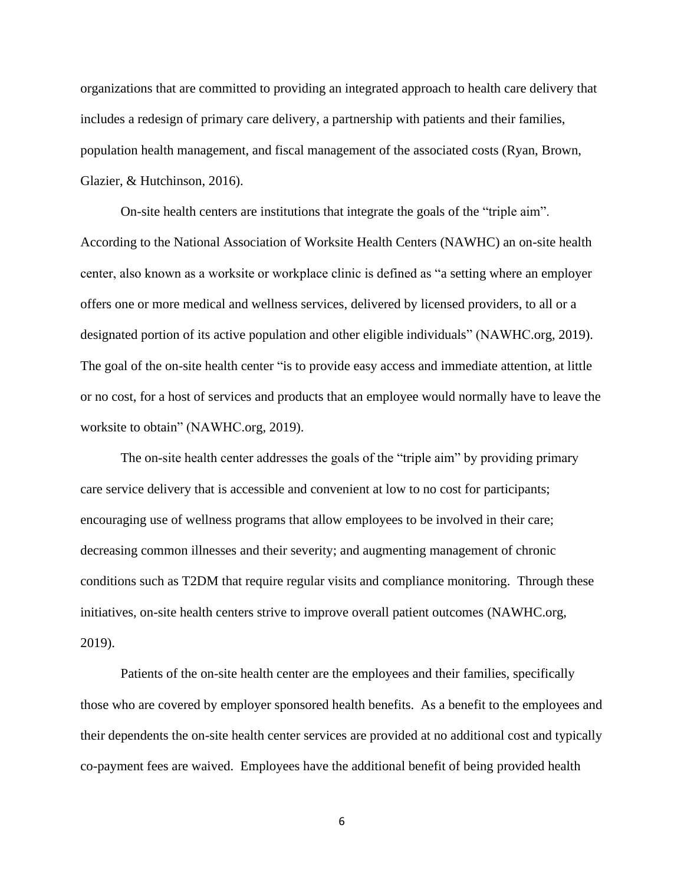organizations that are committed to providing an integrated approach to health care delivery that includes a redesign of primary care delivery, a partnership with patients and their families, population health management, and fiscal management of the associated costs (Ryan, Brown, Glazier, & Hutchinson, 2016).

On-site health centers are institutions that integrate the goals of the "triple aim". According to the National Association of Worksite Health Centers (NAWHC) an on-site health center, also known as a worksite or workplace clinic is defined as "a setting where an employer offers one or more medical and wellness services, delivered by licensed providers, to all or a designated portion of its active population and other eligible individuals" (NAWHC.org, 2019). The goal of the on-site health center "is to provide easy access and immediate attention, at little or no cost, for a host of services and products that an employee would normally have to leave the worksite to obtain" (NAWHC.org, 2019).

The on-site health center addresses the goals of the "triple aim" by providing primary care service delivery that is accessible and convenient at low to no cost for participants; encouraging use of wellness programs that allow employees to be involved in their care; decreasing common illnesses and their severity; and augmenting management of chronic conditions such as T2DM that require regular visits and compliance monitoring. Through these initiatives, on-site health centers strive to improve overall patient outcomes (NAWHC.org, 2019).

Patients of the on-site health center are the employees and their families, specifically those who are covered by employer sponsored health benefits. As a benefit to the employees and their dependents the on-site health center services are provided at no additional cost and typically co-payment fees are waived. Employees have the additional benefit of being provided health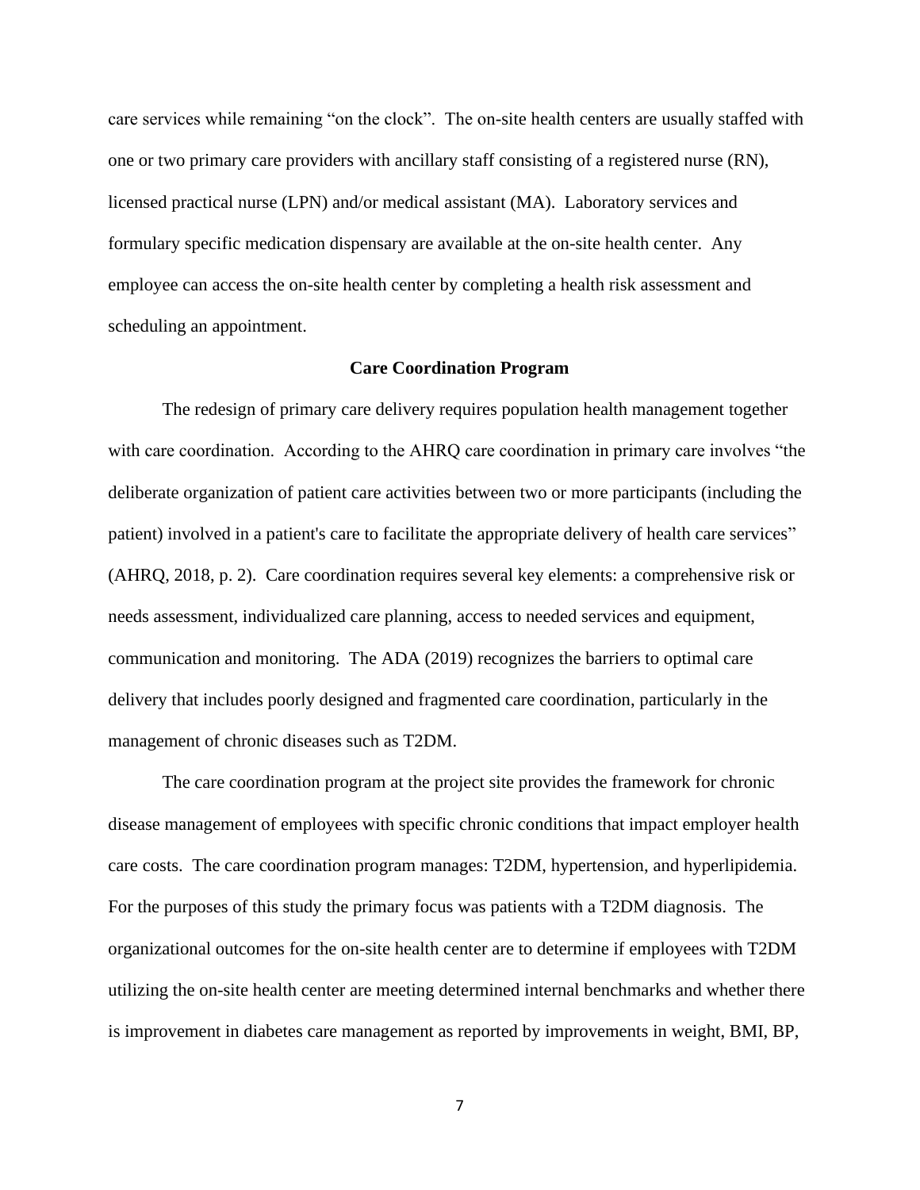care services while remaining "on the clock". The on-site health centers are usually staffed with one or two primary care providers with ancillary staff consisting of a registered nurse (RN), licensed practical nurse (LPN) and/or medical assistant (MA). Laboratory services and formulary specific medication dispensary are available at the on-site health center. Any employee can access the on-site health center by completing a health risk assessment and scheduling an appointment.

## Care Coordination Program

The redesign of primary care delivery requires population health management together with care coordination. According to the AHRQ care coordination in primary care involves "the deliberate organization of patient care activities between two or more participants (including the patient) involved in a patient's care to facilitate the appropriate delivery of health care services" (AHRQ, 2018, p. 2). Care coordination requires several key elements: a comprehensive risk or needs assessment, individualized care planning, access to needed services and equipment, communication and monitoring. The ADA (2019) recognizes the barriers to optimal care delivery that includes poorly designed and fragmented care coordination, particularly in the management of chronic diseases such as T2DM.

The care coordination program at the project site provides the framework for chronic disease management of employees with specific chronic conditions that impact employer health care costs. The care coordination program manages: T2DM, hypertension, and hyperlipidemia. For the purposes of this study the primary focus was patients with a T2DM diagnosis. The organizational outcomes for the on-site health center are to determine if employees with T2DM utilizing the on-site health center are meeting determined internal benchmarks and whether there is improvement in diabetes care management as reported by improvements in weight, BMI, BP,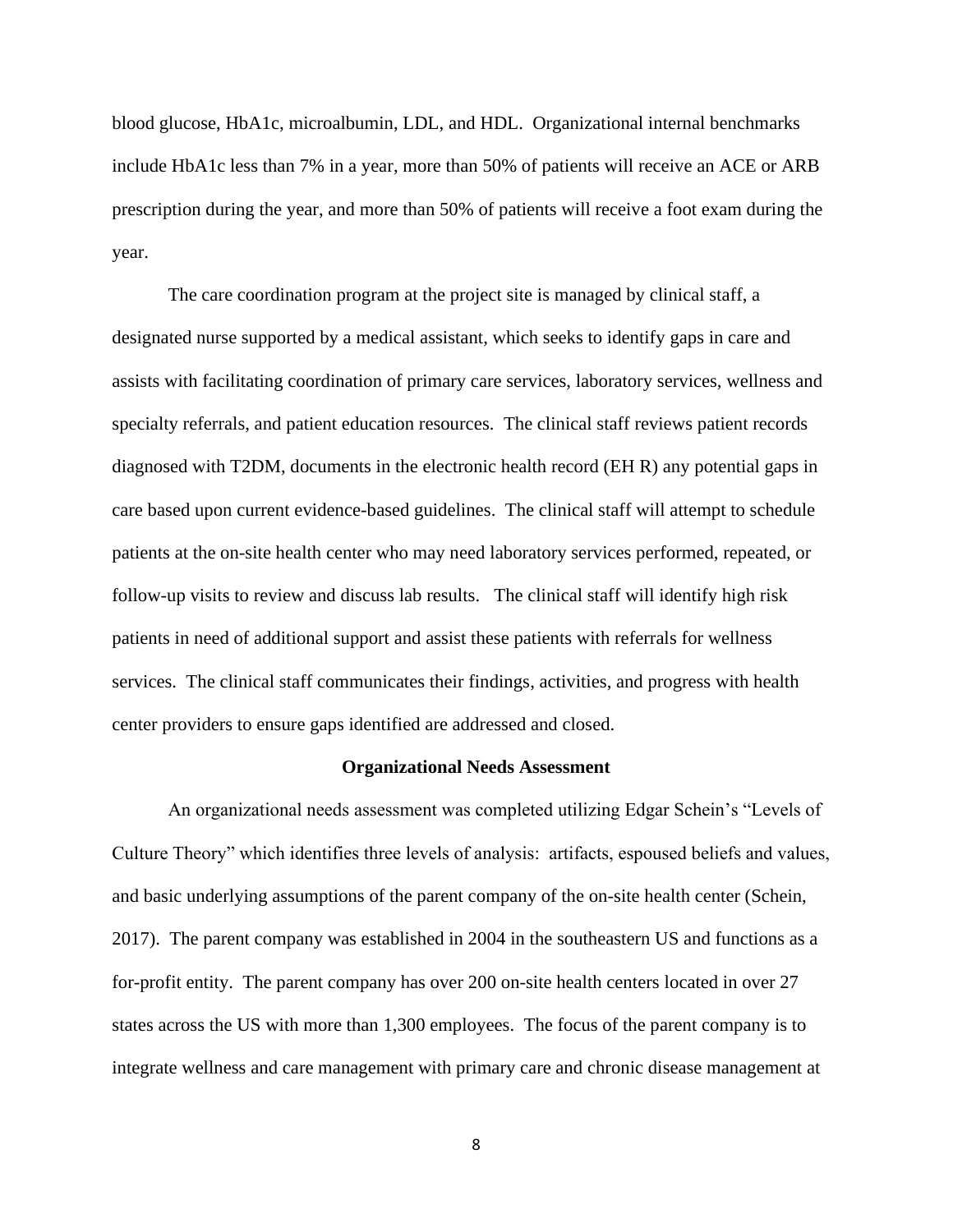blood glucose, HbA1c, microalbumin, LDL, and HDL. Organizational internal benchmarks include HbA1c less than 7% in a year, more than 50% of patients will receive an ACE or ARB prescription during the year, and more than 50% of patients will receive a foot exam during the year.

The care coordination program at the project site is managed by clinical staff, a designated nurse supported by a medical assistant, which seeks to identify gaps in care and assists with facilitating coordination of primary care services, laboratory services, wellness and specialty referrals, and patient education resources. The clinical staff reviews patient records diagnosed with T2DM, documents in the electronic health record (EH R) any potential gaps in care based upon current evidence-based guidelines. The clinical staff will attempt to schedule patients at the on-site health center who may need laboratory services performed, repeated, or follow-up visits to review and discuss lab results. The clinical staff will identify high risk patients in need of additional support and assist these patients with referrals for wellness services. The clinical staff communicates their findings, activities, and progress with health center providers to ensure gaps identified are addressed and closed.

## Organizational Needs Assessment

An organizational needs assessment was completed utilizing Edgar Schein's "Levels of Culture Theory" which identifies three levels of analysis: artifacts, espoused beliefs and values, and basic underlying assumptions of the parent company of the on-site health center (Schein, 2017). The parent company was established in 2004 in the southeastern US and functions as a for-profit entity. The parent company has over 200 on-site health centers located in over 27 states across the US with more than 1,300 employees. The focus of the parent company is to integrate wellness and care management with primary care and chronic disease management at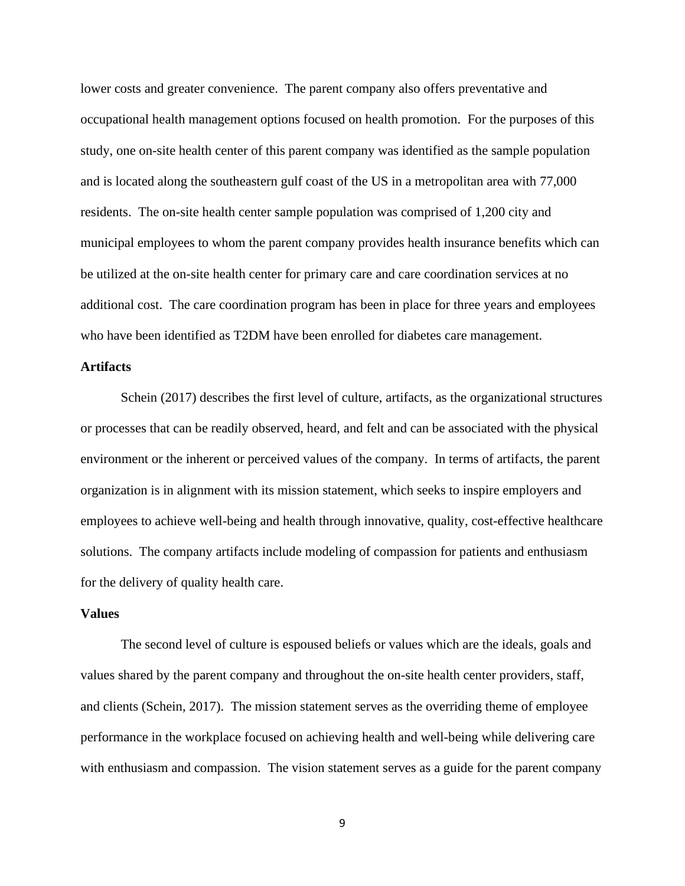lower costs and greater convenience. The parent company also offers preventative and occupational health management options focused on health promotion. For the purposes of this study, one on-site health center of this parent company was identified as the sample population and is located along the southeastern gulf coast of the US in a metropolitan area with 77,000 residents. The on-site health center sample population was comprised of 1,200 city and municipal employees to whom the parent company provides health insurance benefits which can be utilized at the on-site health center for primary care and care coordination services at no additional cost. The care coordination program has been in place for three years and employees who have been identified as T2DM have been enrolled for diabetes care management.

## Artifacts

Schein (2017) describes the first level of culture, artifacts, as the organizational structures or processes that can be readily observed, heard, and felt and can be associated with the physical environment or the inherent or perceived values of the company. In terms of artifacts, the parent organization is in alignment with its mission statement, which seeks to inspire employers and employees to achieve well-being and health through innovative, quality, cost-effective healthcare solutions. The company artifacts include modeling of compassion for patients and enthusiasm for the delivery of quality health care.

## Values

The second level of culture is espoused beliefs or values which are the ideals, goals and values shared by the parent company and throughout the on-site health center providers, staff, and clients (Schein, 2017). The mission statement serves as the overriding theme of employee performance in the workplace focused on achieving health and well-being while delivering care with enthusiasm and compassion. The vision statement serves as a guide for the parent company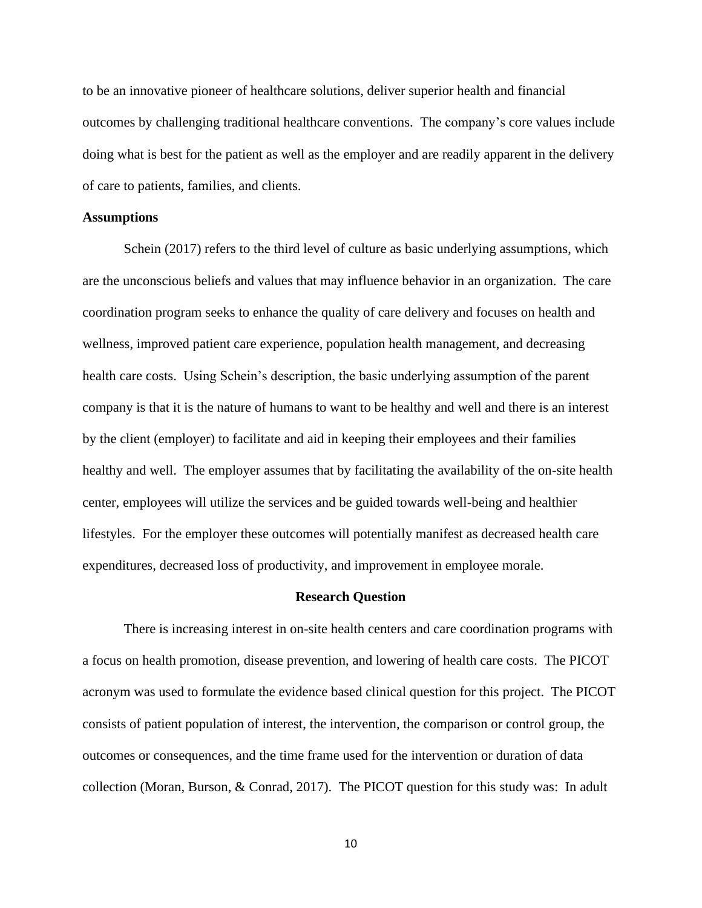to be an innovative pioneer of healthcare solutions, deliver superior health and financial outcomes by challenging traditional healthcare conventions. The company's core values include doing what is best for the patient as well as the employer and are readily apparent in the delivery of care to patients, families, and clients.

**Assumptions**

Schein (2017) refers to the third level of culture as basic underlying assumptions, which are the unconscious beliefs and values that may influence behavior in an organization. The care coordination program seeks to enhance the quality of care delivery and focuses on health and wellness, improved patient care experience, population health management, and decreasing health care costs. Using Schein's description, the basic underlying assumption of the parent company is that it is the nature of humans to want to be healthy and well and there is an interest by the client (employer) to facilitate and aid in keeping their employees and their families healthy and well. The employer assumes that by facilitating the availability of the on-site health center, employees will utilize the services and be guided towards well-being and healthier lifestyles. For the employer these outcomes will potentially manifest as decreased health care expenditures, decreased loss of productivity, and improvement in employee morale.

## Research Question

There is increasing interest in on-site health centers and care coordination programs with a focus on health promotion, disease prevention, and lowering of health care costs. The PICOT acronym was used to formulate the evidence based clinical question for this project. The PICOT consists of patient population of interest, the intervention, the comparison or control group, the outcomes or consequences, and the time frame used for the intervention or duration of data collection (Moran, Burson, & Conrad, 2017). The PICOT question for this study was: In adult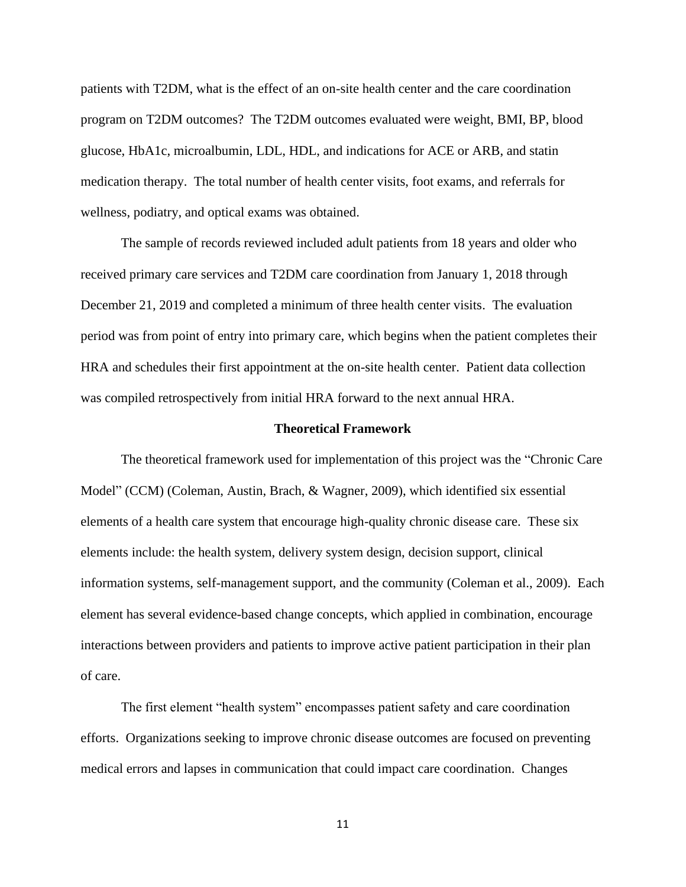patients with T2DM, what is the effect of an on-site health center and the care coordination program on T2DM outcomes? The T2DM outcomes evaluated were weight, BMI, BP, blood glucose, HbA1c, microalbumin, LDL, HDL, and indications for ACE or ARB, and statin medication therapy. The total number of health center visits, foot exams, and referrals for wellness, podiatry, and optical exams was obtained.

The sample of records reviewed included adult patients from 18 years and older who received primary care services and T2DM care coordination from January 1, 2018 through December 21, 2019 and completed a minimum of three health center visits. The evaluation period was from point of entry into primary care, which begins when the patient completes their HRA and schedules their first appointment at the on-site health center. Patient data collection was compiled retrospectively from initial HRA forward to the next annual HRA.

## Theoretical Framework

The theoretical framework used for implementation of this project was the "Chronic Care Model" (CCM) (Coleman, Austin, Brach, & Wagner, 2009), which identified six essential elements of a health care system that encourage high-quality chronic disease care. These six elements include: the health system, delivery system design, decision support, clinical information systems, self-management support, and the community (Coleman et al., 2009). Each element has several evidence-based change concepts, which applied in combination, encourage interactions between providers and patients to improve active patient participation in their plan of care.

The first element "health system" encompasses patient safety and care coordination efforts. Organizations seeking to improve chronic disease outcomes are focused on preventing medical errors and lapses in communication that could impact care coordination. Changes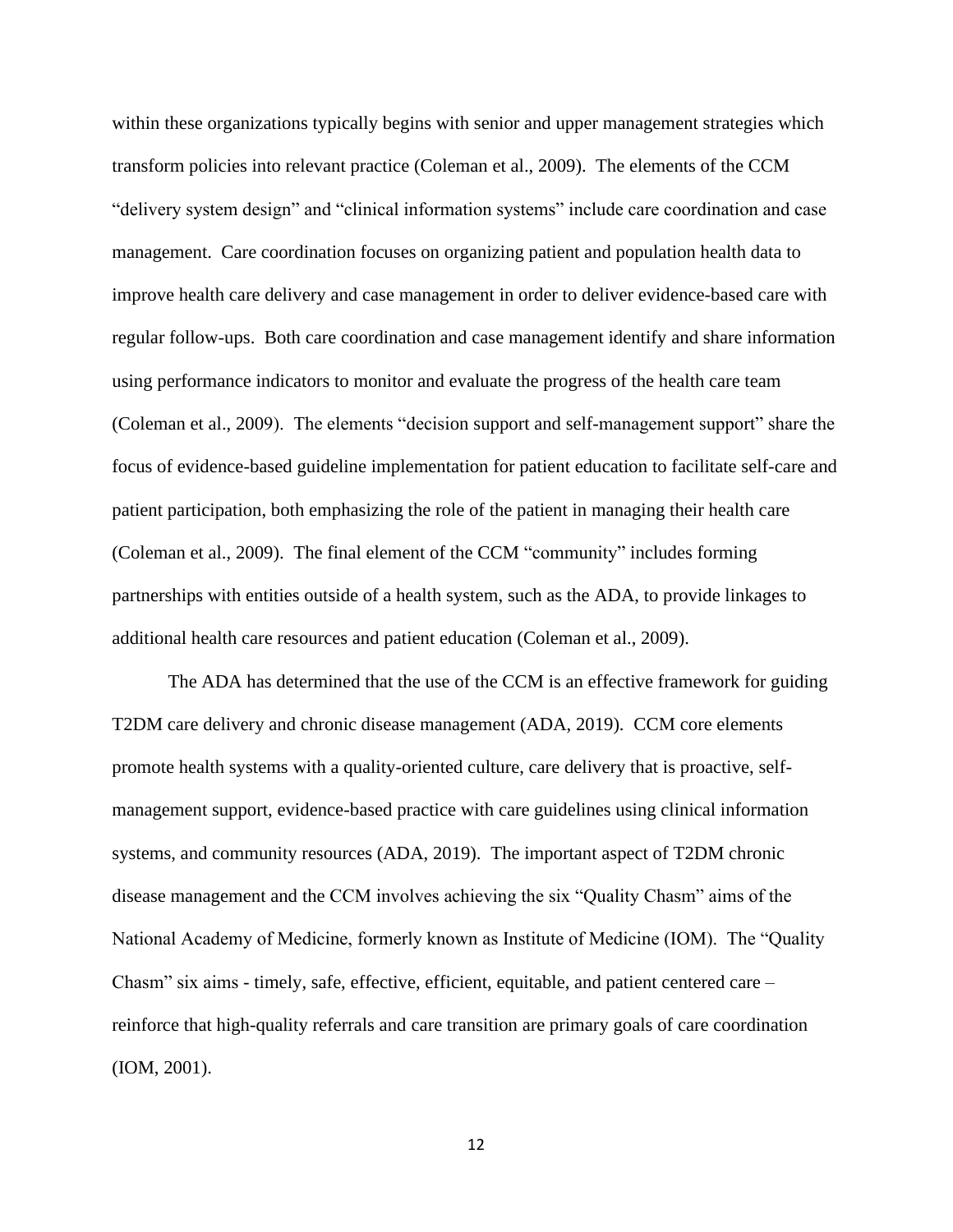within these organizations typically begins with senior and upper management strategies which transform policies into relevant practice (Coleman et al., 2009). The elements of the CCM "delivery system design" and "clinical information systems" include care coordination and case management. Care coordination focuses on organizing patient and population health data to improve health care delivery and case management in order to deliver evidence-based care with regular follow-ups. Both care coordination and case management identify and share information using performance indicators to monitor and evaluate the progress of the health care team (Coleman et al., 2009). The elements "decision support and self-management support" share the focus of evidence-based guideline implementation for patient education to facilitate self-care and patient participation, both emphasizing the role of the patient in managing their health care (Coleman et al., 2009). The final element of the CCM "community" includes forming partnerships with entities outside of a health system, such as the ADA, to provide linkages to additional health care resources and patient education (Coleman et al., 2009).

The ADA has determined that the use of the CCM is an effective framework for guiding T2DM care delivery and chronic disease management (ADA, 2019). CCM core elements promote health systems with a quality-oriented culture, care delivery that is proactive, self-management support, evidence-based practice with care guidelines using clinical information systems, and community resources (ADA, 2019). The important aspect of T2DM chronic disease management and the CCM involves achieving the six "Quality Chasm" aims of the National Academy of Medicine, formerly known as Institute of Medicine (IOM). The "Quality Chasm" six aims - timely, safe, effective, efficient, equitable, and patient centered care – reinforce that high-quality referrals and care transition are primary goals of care coordination (IOM, 2001).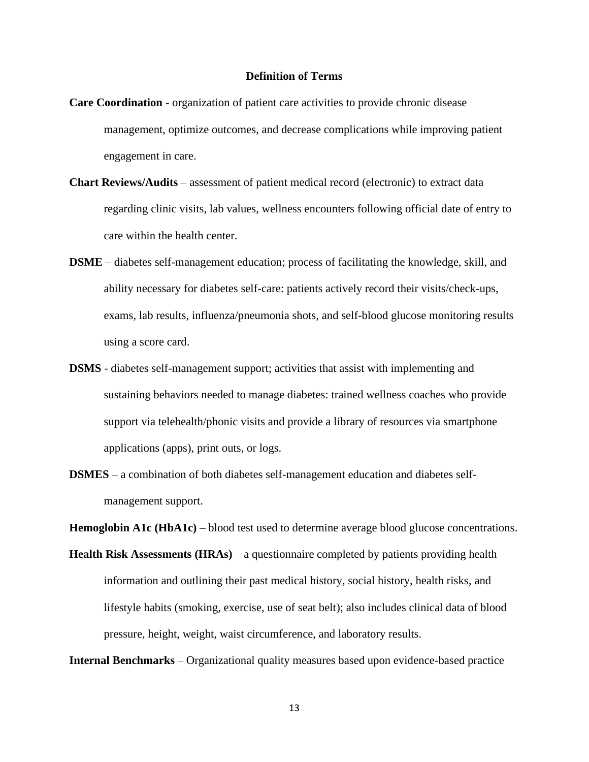## Definition of Terms

**Care Coordination** - organization of patient care activities to provide chronic disease management, optimize outcomes, and decrease complications while improving patient engagement in care.

**Chart Reviews/Audits** – assessment of patient medical record (electronic) to extract data regarding clinic visits, lab values, wellness encounters following official date of entry to care within the health center.

**DSME** – diabetes self-management education; process of facilitating the knowledge, skill, and ability necessary for diabetes self-care: patients actively record their visits/check-ups, exams, lab results, influenza/pneumonia shots, and self-blood glucose monitoring results using a score card.

**DSMS** - diabetes self-management support; activities that assist with implementing and sustaining behaviors needed to manage diabetes: trained wellness coaches who provide support via telehealth/phonic visits and provide a library of resources via smartphone applications (apps), print outs, or logs.

**DSMES** – a combination of both diabetes self-management education and diabetes self-management support.

**Hemoglobin A1c (HbA1c)** – blood test used to determine average blood glucose concentrations.

**Health Risk Assessments (HRAs)** – a questionnaire completed by patients providing health information and outlining their past medical history, social history, health risks, and lifestyle habits (smoking, exercise, use of seat belt); also includes clinical data of blood pressure, height, weight, waist circumference, and laboratory results.

**Internal Benchmarks** – Organizational quality measures based upon evidence-based practice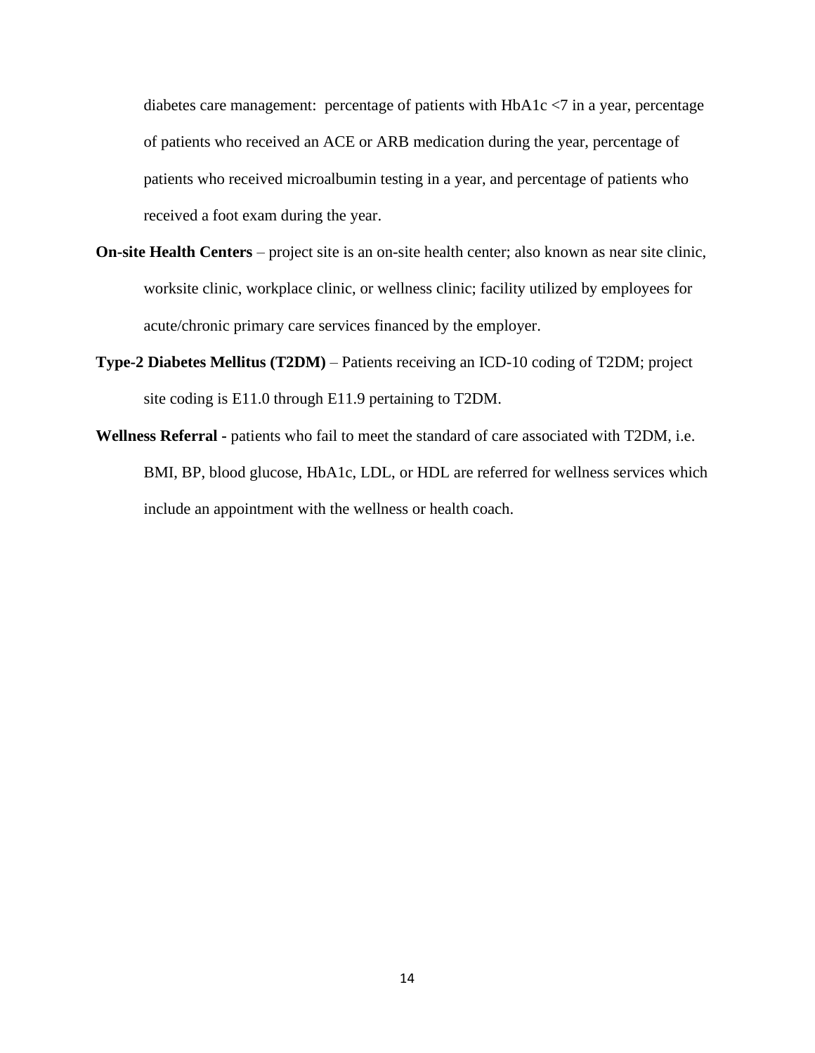diabetes care management: percentage of patients with HbA1c <7 in a year, percentage of patients who received an ACE or ARB medication during the year, percentage of patients who received microalbumin testing in a year, and percentage of patients who received a foot exam during the year.

**On-site Health Centers** – project site is an on-site health center; also known as near site clinic, worksite clinic, workplace clinic, or wellness clinic; facility utilized by employees for acute/chronic primary care services financed by the employer.

**Type-2 Diabetes Mellitus (T2DM)** – Patients receiving an ICD-10 coding of T2DM; project site coding is E11.0 through E11.9 pertaining to T2DM.

**Wellness Referral -** patients who fail to meet the standard of care associated with T2DM, i.e. BMI, BP, blood glucose, HbA1c, LDL, or HDL are referred for wellness services which include an appointment with the wellness or health coach.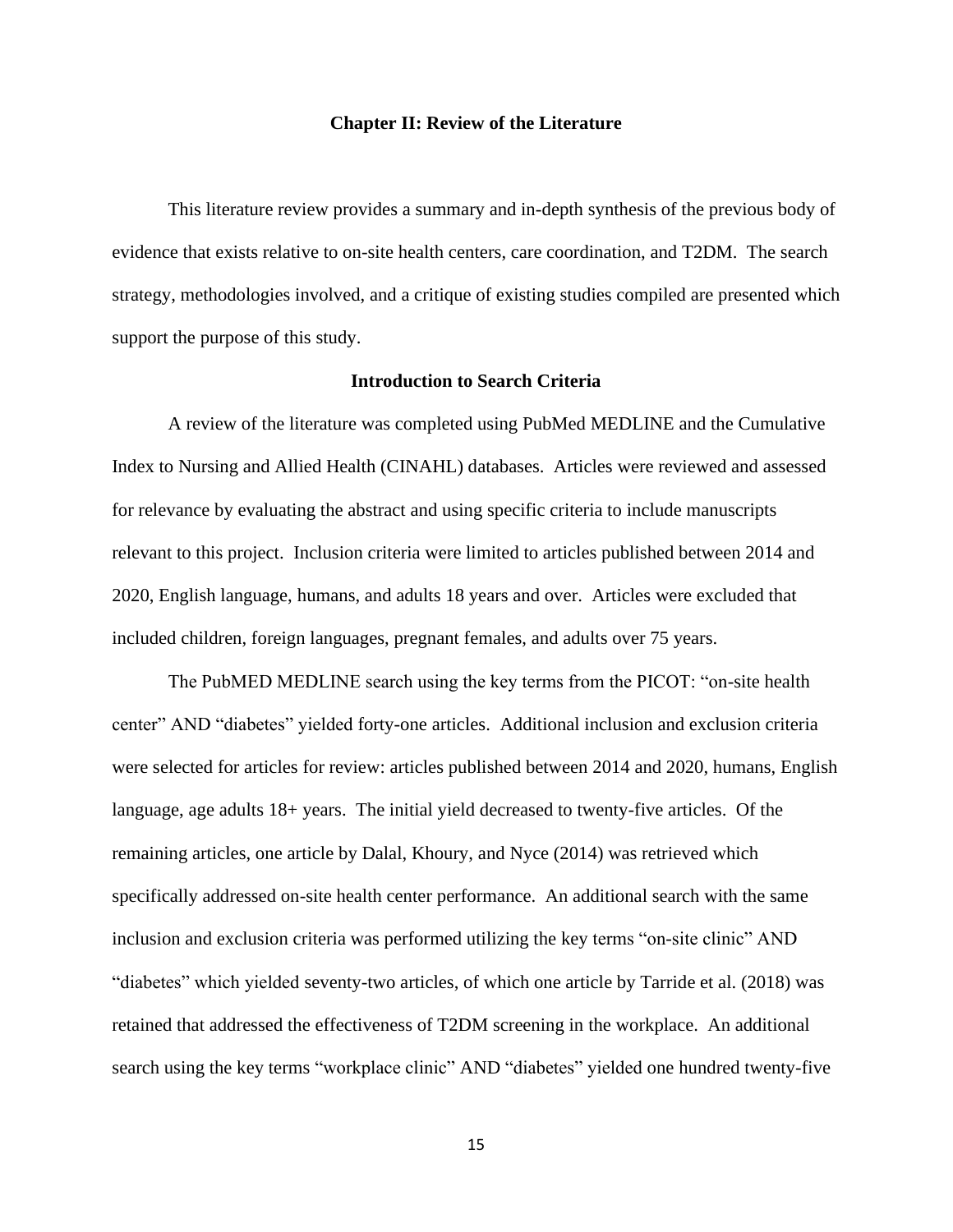## Chapter II: Review of the Literature

This literature review provides a summary and in-depth synthesis of the previous body of evidence that exists relative to on-site health centers, care coordination, and T2DM. The search strategy, methodologies involved, and a critique of existing studies compiled are presented which support the purpose of this study.

### Introduction to Search Criteria

A review of the literature was completed using PubMed MEDLINE and the Cumulative Index to Nursing and Allied Health (CINAHL) databases. Articles were reviewed and assessed for relevance by evaluating the abstract and using specific criteria to include manuscripts relevant to this project. Inclusion criteria were limited to articles published between 2014 and 2020, English language, humans, and adults 18 years and over. Articles were excluded that included children, foreign languages, pregnant females, and adults over 75 years.

The PubMED MEDLINE search using the key terms from the PICOT: "on-site health center" AND "diabetes" yielded forty-one articles. Additional inclusion and exclusion criteria were selected for articles for review: articles published between 2014 and 2020, humans, English language, age adults 18+ years. The initial yield decreased to twenty-five articles. Of the remaining articles, one article by Dalal, Khoury, and Nyce (2014) was retrieved which specifically addressed on-site health center performance. An additional search with the same inclusion and exclusion criteria was performed utilizing the key terms "on-site clinic" AND "diabetes" which yielded seventy-two articles, of which one article by Tarride et al. (2018) was retained that addressed the effectiveness of T2DM screening in the workplace. An additional search using the key terms "workplace clinic" AND "diabetes" yielded one hundred twenty-five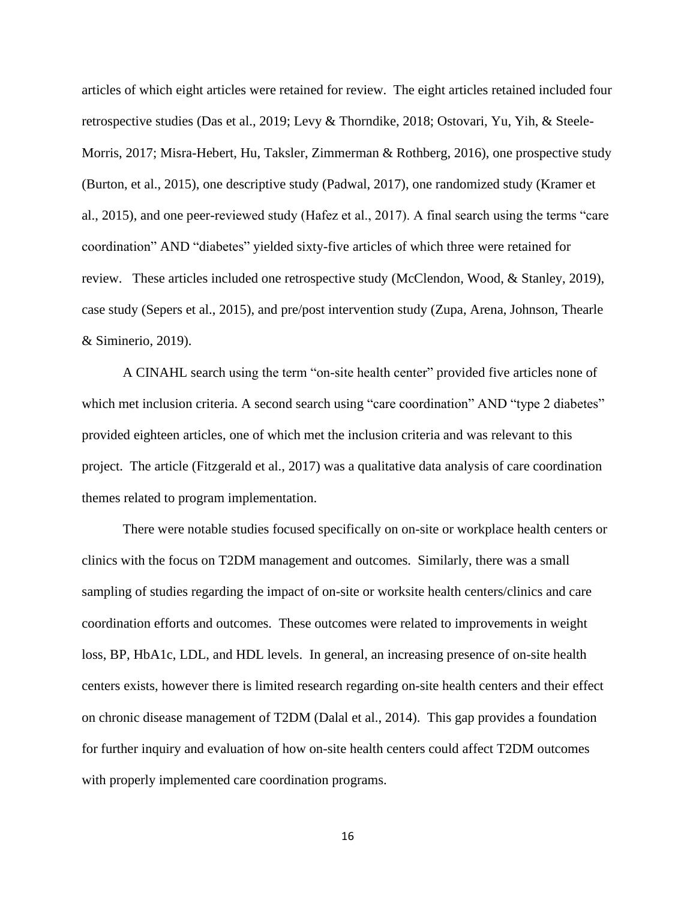articles of which eight articles were retained for review. The eight articles retained included four retrospective studies (Das et al., 2019; Levy & Thorndike, 2018; Ostovari, Yu, Yih, & Steele-Morris, 2017; Misra-Hebert, Hu, Taksler, Zimmerman & Rothberg, 2016), one prospective study (Burton, et al., 2015), one descriptive study (Padwal, 2017), one randomized study (Kramer et al., 2015), and one peer-reviewed study (Hafez et al., 2017). A final search using the terms "care coordination" AND "diabetes" yielded sixty-five articles of which three were retained for review. These articles included one retrospective study (McClendon, Wood, & Stanley, 2019), case study (Sepers et al., 2015), and pre/post intervention study (Zupa, Arena, Johnson, Thearle & Siminerio, 2019).

A CINAHL search using the term "on-site health center" provided five articles none of which met inclusion criteria. A second search using "care coordination" AND "type 2 diabetes" provided eighteen articles, one of which met the inclusion criteria and was relevant to this project. The article (Fitzgerald et al., 2017) was a qualitative data analysis of care coordination themes related to program implementation.

There were notable studies focused specifically on on-site or workplace health centers or clinics with the focus on T2DM management and outcomes. Similarly, there was a small sampling of studies regarding the impact of on-site or worksite health centers/clinics and care coordination efforts and outcomes. These outcomes were related to improvements in weight loss, BP, HbA1c, LDL, and HDL levels. In general, an increasing presence of on-site health centers exists, however there is limited research regarding on-site health centers and their effect on chronic disease management of T2DM (Dalal et al., 2014). This gap provides a foundation for further inquiry and evaluation of how on-site health centers could affect T2DM outcomes with properly implemented care coordination programs.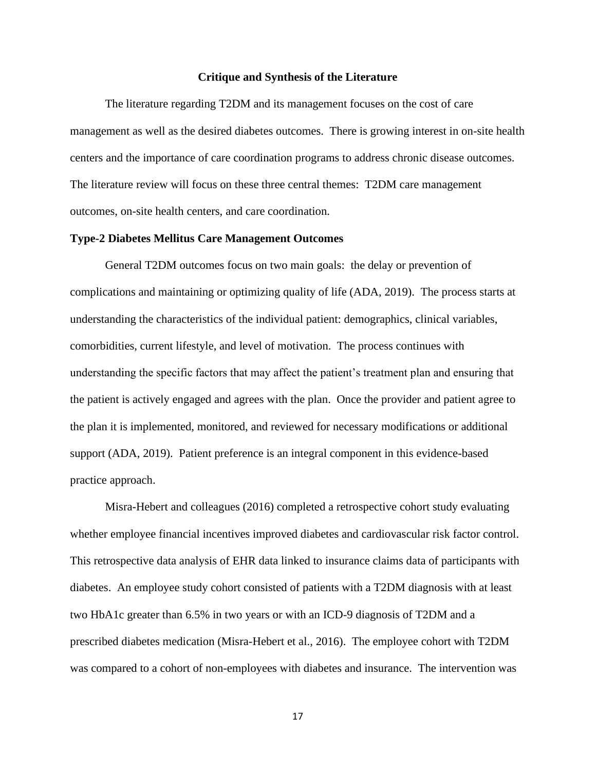## Critique and Synthesis of the Literature

The literature regarding T2DM and its management focuses on the cost of care management as well as the desired diabetes outcomes. There is growing interest in on-site health centers and the importance of care coordination programs to address chronic disease outcomes. The literature review will focus on these three central themes: T2DM care management outcomes, on-site health centers, and care coordination.

### Type-2 Diabetes Mellitus Care Management Outcomes

General T2DM outcomes focus on two main goals: the delay or prevention of complications and maintaining or optimizing quality of life (ADA, 2019). The process starts at understanding the characteristics of the individual patient: demographics, clinical variables, comorbidities, current lifestyle, and level of motivation. The process continues with understanding the specific factors that may affect the patient's treatment plan and ensuring that the patient is actively engaged and agrees with the plan. Once the provider and patient agree to the plan it is implemented, monitored, and reviewed for necessary modifications or additional support (ADA, 2019). Patient preference is an integral component in this evidence-based practice approach.

Misra-Hebert and colleagues (2016) completed a retrospective cohort study evaluating whether employee financial incentives improved diabetes and cardiovascular risk factor control. This retrospective data analysis of EHR data linked to insurance claims data of participants with diabetes. An employee study cohort consisted of patients with a T2DM diagnosis with at least two HbA1c greater than 6.5% in two years or with an ICD-9 diagnosis of T2DM and a prescribed diabetes medication (Misra-Hebert et al., 2016). The employee cohort with T2DM was compared to a cohort of non-employees with diabetes and insurance. The intervention was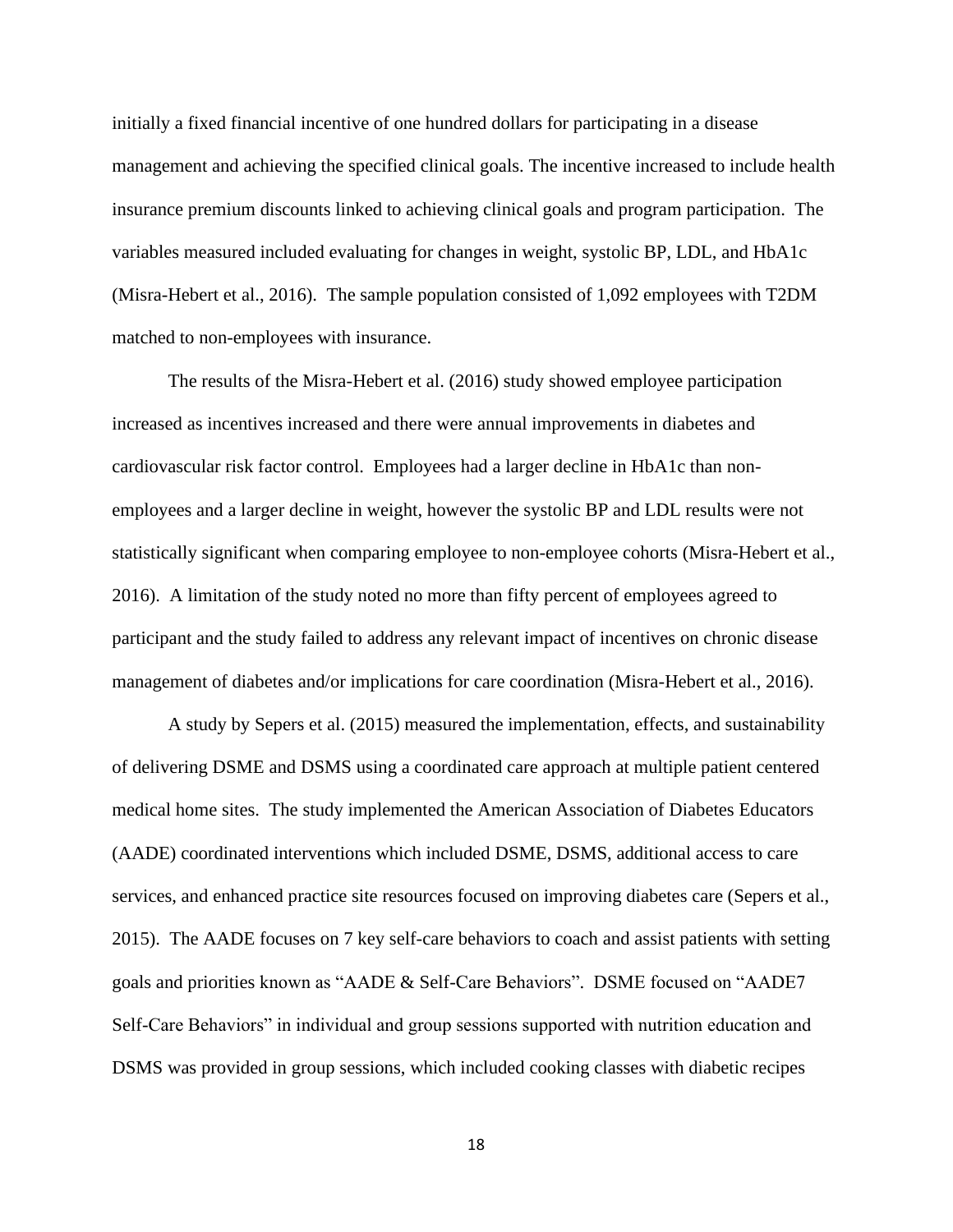initially a fixed financial incentive of one hundred dollars for participating in a disease management and achieving the specified clinical goals. The incentive increased to include health insurance premium discounts linked to achieving clinical goals and program participation. The variables measured included evaluating for changes in weight, systolic BP, LDL, and HbA1c (Misra-Hebert et al., 2016). The sample population consisted of 1,092 employees with T2DM matched to non-employees with insurance.

The results of the Misra-Hebert et al. (2016) study showed employee participation increased as incentives increased and there were annual improvements in diabetes and cardiovascular risk factor control. Employees had a larger decline in HbA1c than non-employees and a larger decline in weight, however the systolic BP and LDL results were not statistically significant when comparing employee to non-employee cohorts (Misra-Hebert et al., 2016). A limitation of the study noted no more than fifty percent of employees agreed to participant and the study failed to address any relevant impact of incentives on chronic disease management of diabetes and/or implications for care coordination (Misra-Hebert et al., 2016).

A study by Sepers et al. (2015) measured the implementation, effects, and sustainability of delivering DSME and DSMS using a coordinated care approach at multiple patient centered medical home sites. The study implemented the American Association of Diabetes Educators (AADE) coordinated interventions which included DSME, DSMS, additional access to care services, and enhanced practice site resources focused on improving diabetes care (Sepers et al., 2015). The AADE focuses on 7 key self-care behaviors to coach and assist patients with setting goals and priorities known as "AADE & Self-Care Behaviors". DSME focused on "AADE7 Self-Care Behaviors" in individual and group sessions supported with nutrition education and DSMS was provided in group sessions, which included cooking classes with diabetic recipes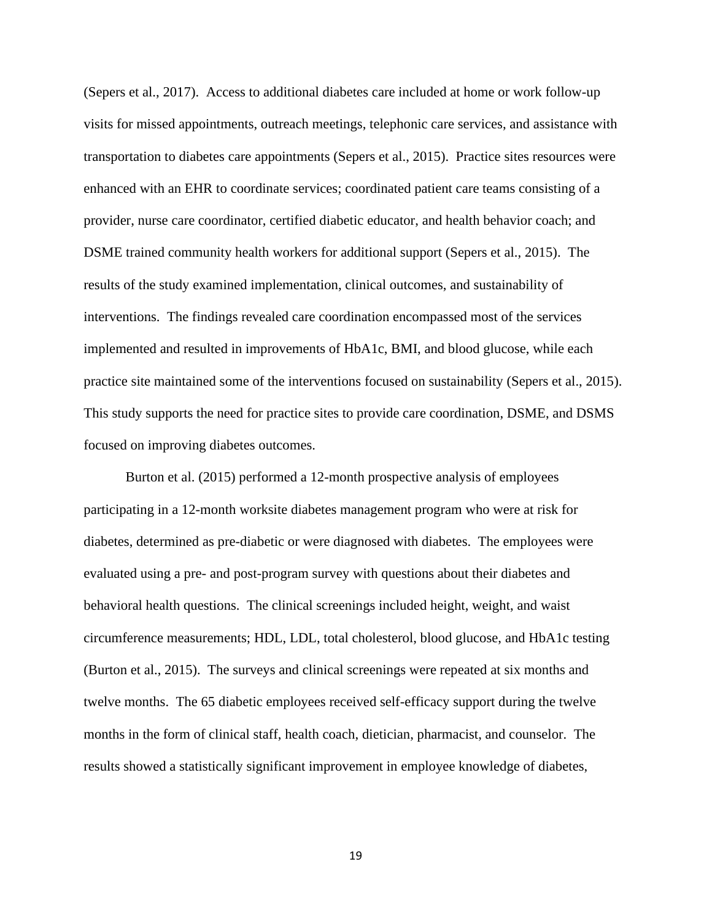(Sepers et al., 2017). Access to additional diabetes care included at home or work follow-up visits for missed appointments, outreach meetings, telephonic care services, and assistance with transportation to diabetes care appointments (Sepers et al., 2015). Practice sites resources were enhanced with an EHR to coordinate services; coordinated patient care teams consisting of a provider, nurse care coordinator, certified diabetic educator, and health behavior coach; and DSME trained community health workers for additional support (Sepers et al., 2015). The results of the study examined implementation, clinical outcomes, and sustainability of interventions. The findings revealed care coordination encompassed most of the services implemented and resulted in improvements of HbA1c, BMI, and blood glucose, while each practice site maintained some of the interventions focused on sustainability (Sepers et al., 2015). This study supports the need for practice sites to provide care coordination, DSME, and DSMS focused on improving diabetes outcomes.

Burton et al. (2015) performed a 12-month prospective analysis of employees participating in a 12-month worksite diabetes management program who were at risk for diabetes, determined as pre-diabetic or were diagnosed with diabetes. The employees were evaluated using a pre- and post-program survey with questions about their diabetes and behavioral health questions. The clinical screenings included height, weight, and waist circumference measurements; HDL, LDL, total cholesterol, blood glucose, and HbA1c testing (Burton et al., 2015). The surveys and clinical screenings were repeated at six months and twelve months. The 65 diabetic employees received self-efficacy support during the twelve months in the form of clinical staff, health coach, dietician, pharmacist, and counselor. The results showed a statistically significant improvement in employee knowledge of diabetes,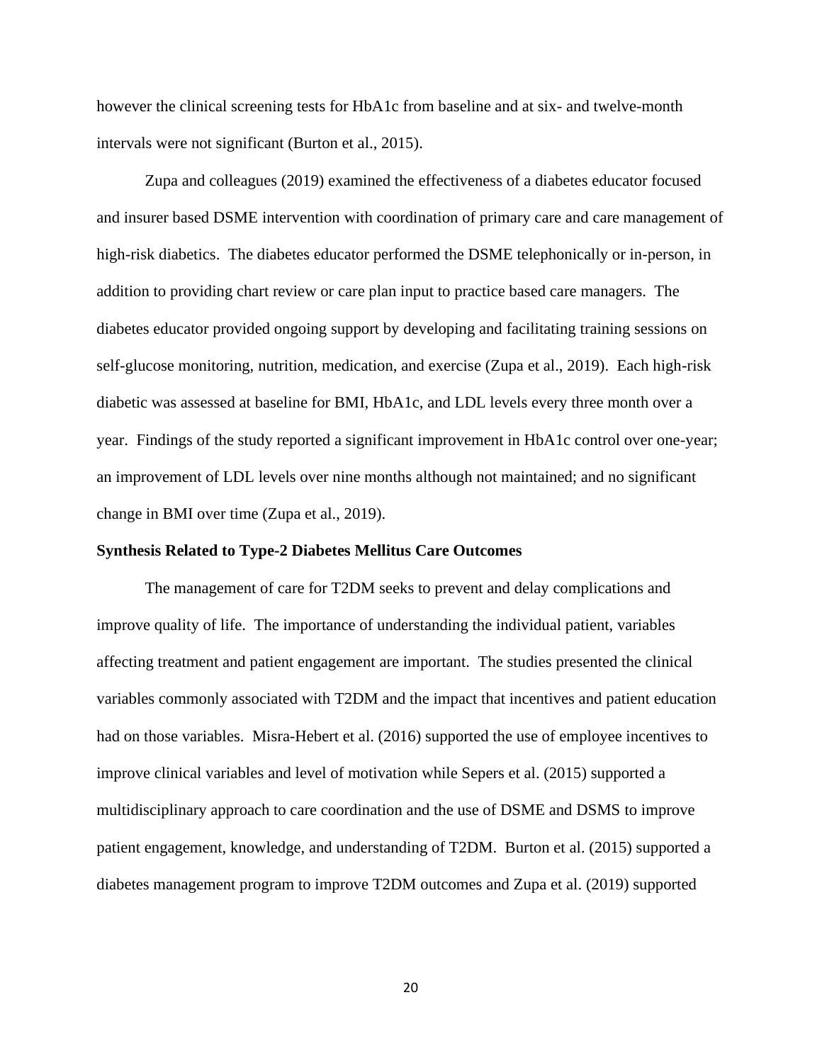however the clinical screening tests for HbA1c from baseline and at six- and twelve-month intervals were not significant (Burton et al., 2015).

Zupa and colleagues (2019) examined the effectiveness of a diabetes educator focused and insurer based DSME intervention with coordination of primary care and care management of high-risk diabetics. The diabetes educator performed the DSME telephonically or in-person, in addition to providing chart review or care plan input to practice based care managers. The diabetes educator provided ongoing support by developing and facilitating training sessions on self-glucose monitoring, nutrition, medication, and exercise (Zupa et al., 2019). Each high-risk diabetic was assessed at baseline for BMI, HbA1c, and LDL levels every three month over a year. Findings of the study reported a significant improvement in HbA1c control over one-year; an improvement of LDL levels over nine months although not maintained; and no significant change in BMI over time (Zupa et al., 2019).

**Synthesis Related to Type-2 Diabetes Mellitus Care Outcomes**

The management of care for T2DM seeks to prevent and delay complications and improve quality of life. The importance of understanding the individual patient, variables affecting treatment and patient engagement are important. The studies presented the clinical variables commonly associated with T2DM and the impact that incentives and patient education had on those variables. Misra-Hebert et al. (2016) supported the use of employee incentives to improve clinical variables and level of motivation while Sepers et al. (2015) supported a multidisciplinary approach to care coordination and the use of DSME and DSMS to improve patient engagement, knowledge, and understanding of T2DM. Burton et al. (2015) supported a diabetes management program to improve T2DM outcomes and Zupa et al. (2019) supported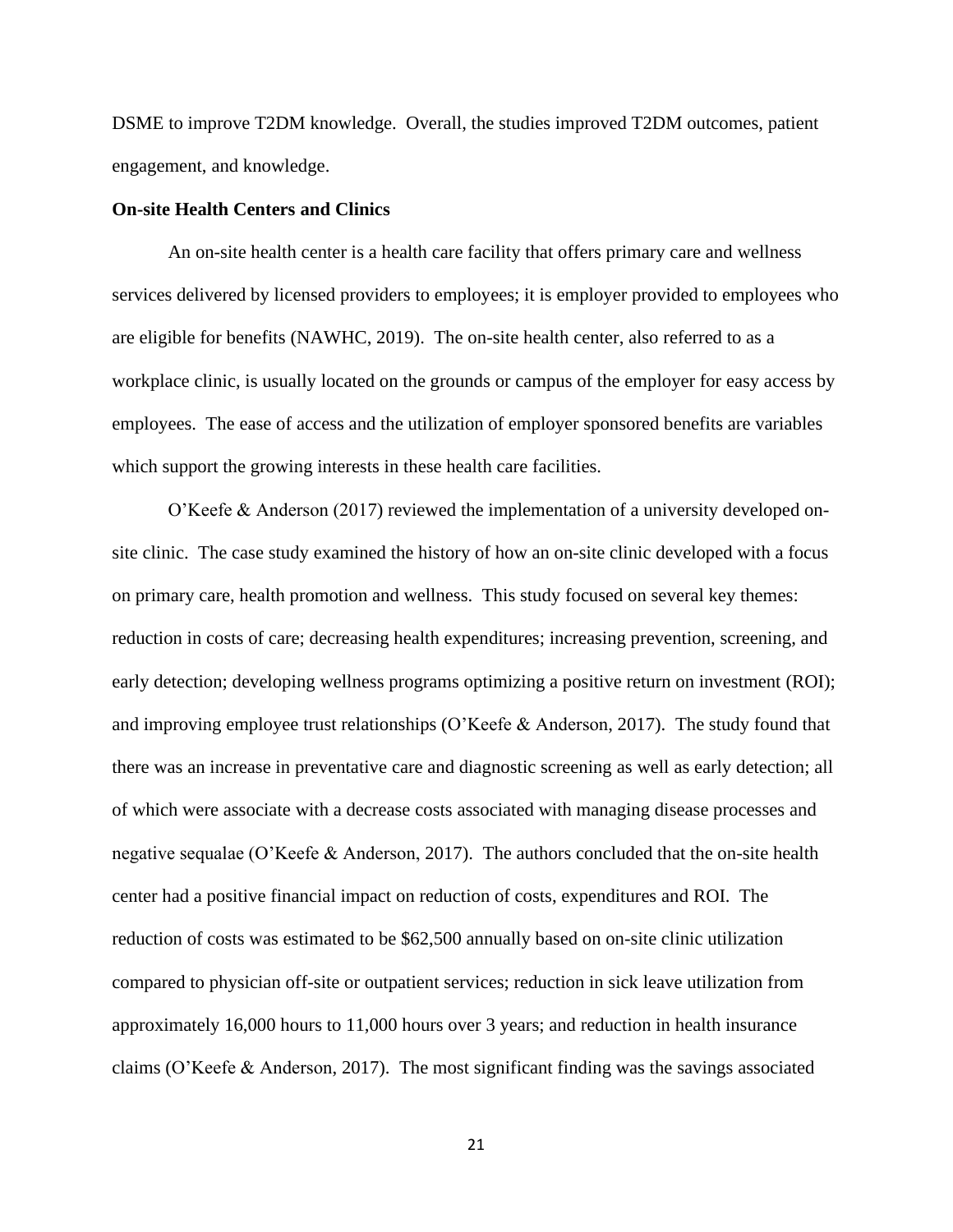DSME to improve T2DM knowledge. Overall, the studies improved T2DM outcomes, patient engagement, and knowledge.

**On-site Health Centers and Clinics**

An on-site health center is a health care facility that offers primary care and wellness services delivered by licensed providers to employees; it is employer provided to employees who are eligible for benefits (NAWHC, 2019). The on-site health center, also referred to as a workplace clinic, is usually located on the grounds or campus of the employer for easy access by employees. The ease of access and the utilization of employer sponsored benefits are variables which support the growing interests in these health care facilities.

O'Keefe & Anderson (2017) reviewed the implementation of a university developed on-site clinic. The case study examined the history of how an on-site clinic developed with a focus on primary care, health promotion and wellness. This study focused on several key themes: reduction in costs of care; decreasing health expenditures; increasing prevention, screening, and early detection; developing wellness programs optimizing a positive return on investment (ROI); and improving employee trust relationships (O'Keefe & Anderson, 2017). The study found that there was an increase in preventative care and diagnostic screening as well as early detection; all of which were associate with a decrease costs associated with managing disease processes and negative sequalae (O'Keefe & Anderson, 2017). The authors concluded that the on-site health center had a positive financial impact on reduction of costs, expenditures and ROI. The reduction of costs was estimated to be $62,500 annually based on on-site clinic utilization compared to physician off-site or outpatient services; reduction in sick leave utilization from approximately 16,000 hours to 11,000 hours over 3 years; and reduction in health insurance claims (O'Keefe & Anderson, 2017). The most significant finding was the savings associated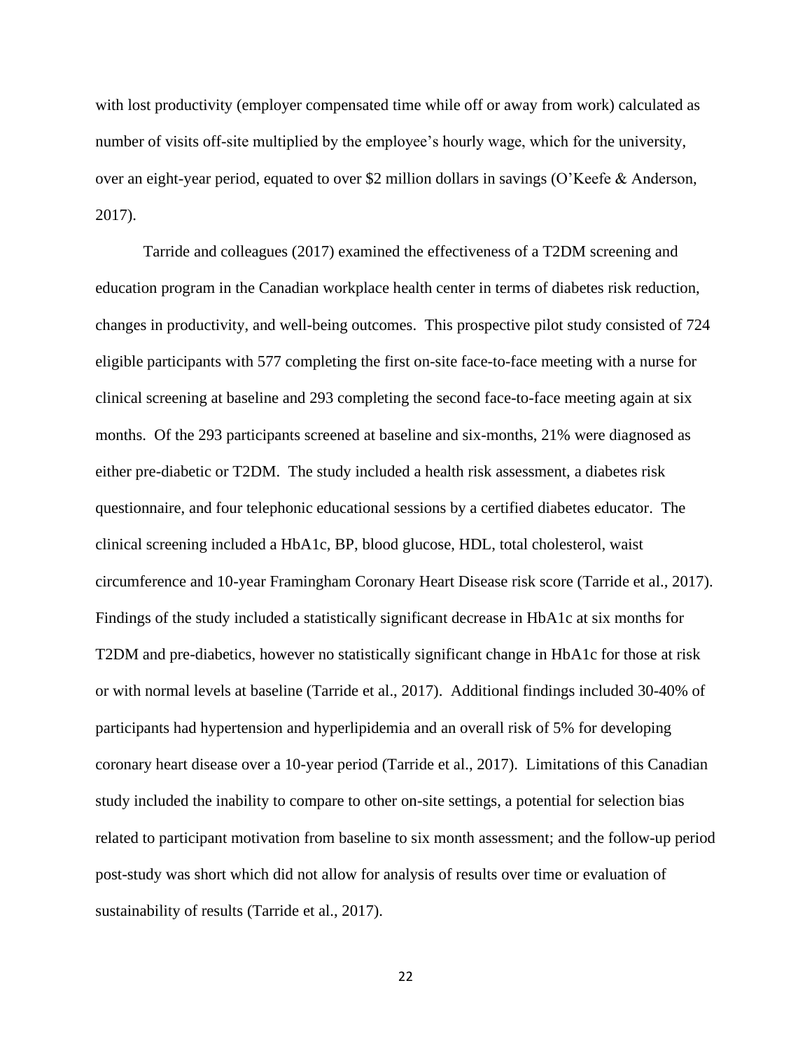with lost productivity (employer compensated time while off or away from work) calculated as number of visits off-site multiplied by the employee's hourly wage, which for the university, over an eight-year period, equated to over $2 million dollars in savings (O'Keefe & Anderson, 2017).

Tarride and colleagues (2017) examined the effectiveness of a T2DM screening and education program in the Canadian workplace health center in terms of diabetes risk reduction, changes in productivity, and well-being outcomes. This prospective pilot study consisted of 724 eligible participants with 577 completing the first on-site face-to-face meeting with a nurse for clinical screening at baseline and 293 completing the second face-to-face meeting again at six months. Of the 293 participants screened at baseline and six-months, 21% were diagnosed as either pre-diabetic or T2DM. The study included a health risk assessment, a diabetes risk questionnaire, and four telephonic educational sessions by a certified diabetes educator. The clinical screening included a HbA1c, BP, blood glucose, HDL, total cholesterol, waist circumference and 10-year Framingham Coronary Heart Disease risk score (Tarride et al., 2017). Findings of the study included a statistically significant decrease in HbA1c at six months for T2DM and pre-diabetics, however no statistically significant change in HbA1c for those at risk or with normal levels at baseline (Tarride et al., 2017). Additional findings included 30-40% of participants had hypertension and hyperlipidemia and an overall risk of 5% for developing coronary heart disease over a 10-year period (Tarride et al., 2017). Limitations of this Canadian study included the inability to compare to other on-site settings, a potential for selection bias related to participant motivation from baseline to six month assessment; and the follow-up period post-study was short which did not allow for analysis of results over time or evaluation of sustainability of results (Tarride et al., 2017).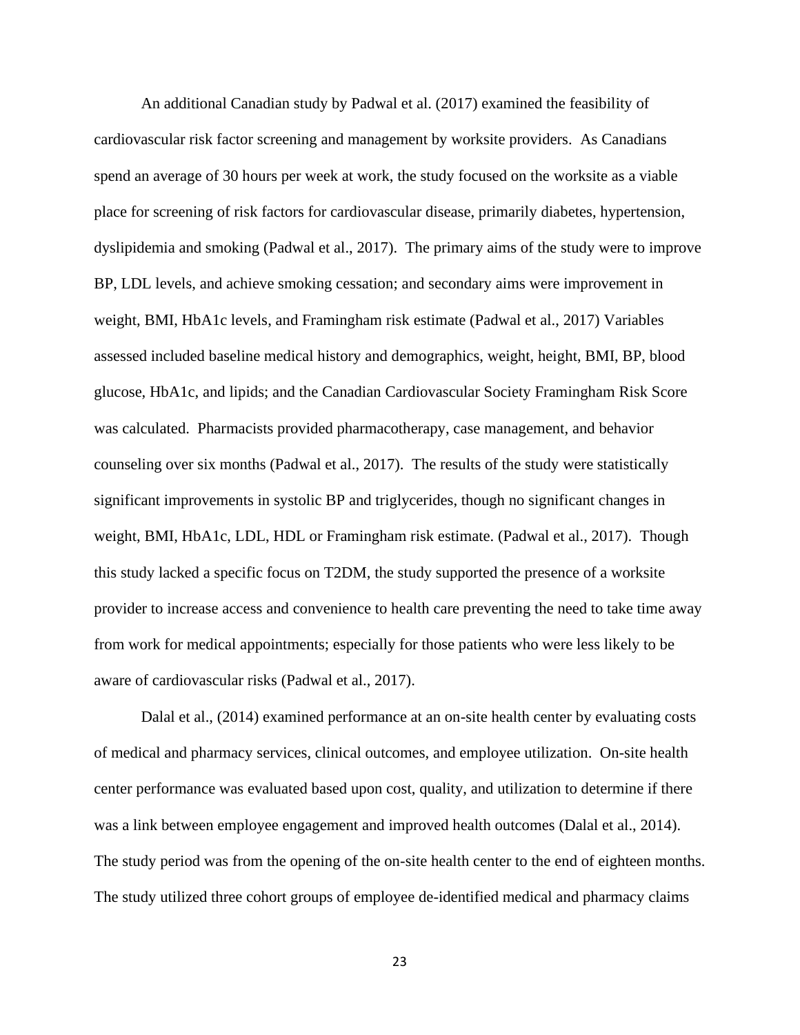An additional Canadian study by Padwal et al. (2017) examined the feasibility of cardiovascular risk factor screening and management by worksite providers. As Canadians spend an average of 30 hours per week at work, the study focused on the worksite as a viable place for screening of risk factors for cardiovascular disease, primarily diabetes, hypertension, dyslipidemia and smoking (Padwal et al., 2017). The primary aims of the study were to improve BP, LDL levels, and achieve smoking cessation; and secondary aims were improvement in weight, BMI, HbA1c levels, and Framingham risk estimate (Padwal et al., 2017) Variables assessed included baseline medical history and demographics, weight, height, BMI, BP, blood glucose, HbA1c, and lipids; and the Canadian Cardiovascular Society Framingham Risk Score was calculated. Pharmacists provided pharmacotherapy, case management, and behavior counseling over six months (Padwal et al., 2017). The results of the study were statistically significant improvements in systolic BP and triglycerides, though no significant changes in weight, BMI, HbA1c, LDL, HDL or Framingham risk estimate. (Padwal et al., 2017). Though this study lacked a specific focus on T2DM, the study supported the presence of a worksite provider to increase access and convenience to health care preventing the need to take time away from work for medical appointments; especially for those patients who were less likely to be aware of cardiovascular risks (Padwal et al., 2017).

Dalal et al., (2014) examined performance at an on-site health center by evaluating costs of medical and pharmacy services, clinical outcomes, and employee utilization. On-site health center performance was evaluated based upon cost, quality, and utilization to determine if there was a link between employee engagement and improved health outcomes (Dalal et al., 2014). The study period was from the opening of the on-site health center to the end of eighteen months. The study utilized three cohort groups of employee de-identified medical and pharmacy claims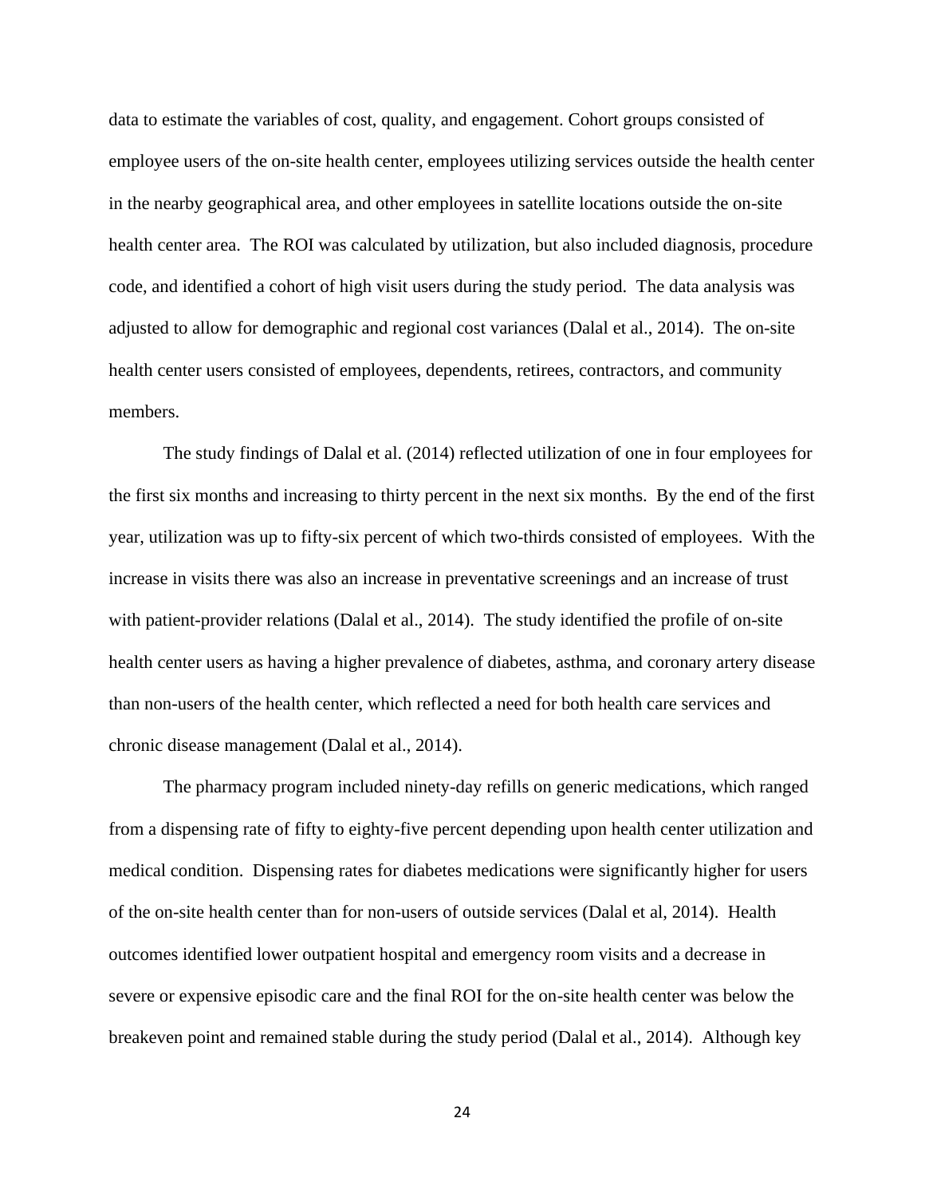data to estimate the variables of cost, quality, and engagement. Cohort groups consisted of employee users of the on-site health center, employees utilizing services outside the health center in the nearby geographical area, and other employees in satellite locations outside the on-site health center area. The ROI was calculated by utilization, but also included diagnosis, procedure code, and identified a cohort of high visit users during the study period. The data analysis was adjusted to allow for demographic and regional cost variances (Dalal et al., 2014). The on-site health center users consisted of employees, dependents, retirees, contractors, and community members.

The study findings of Dalal et al. (2014) reflected utilization of one in four employees for the first six months and increasing to thirty percent in the next six months. By the end of the first year, utilization was up to fifty-six percent of which two-thirds consisted of employees. With the increase in visits there was also an increase in preventative screenings and an increase of trust with patient-provider relations (Dalal et al., 2014). The study identified the profile of on-site health center users as having a higher prevalence of diabetes, asthma, and coronary artery disease than non-users of the health center, which reflected a need for both health care services and chronic disease management (Dalal et al., 2014).

The pharmacy program included ninety-day refills on generic medications, which ranged from a dispensing rate of fifty to eighty-five percent depending upon health center utilization and medical condition. Dispensing rates for diabetes medications were significantly higher for users of the on-site health center than for non-users of outside services (Dalal et al, 2014). Health outcomes identified lower outpatient hospital and emergency room visits and a decrease in severe or expensive episodic care and the final ROI for the on-site health center was below the breakeven point and remained stable during the study period (Dalal et al., 2014). Although key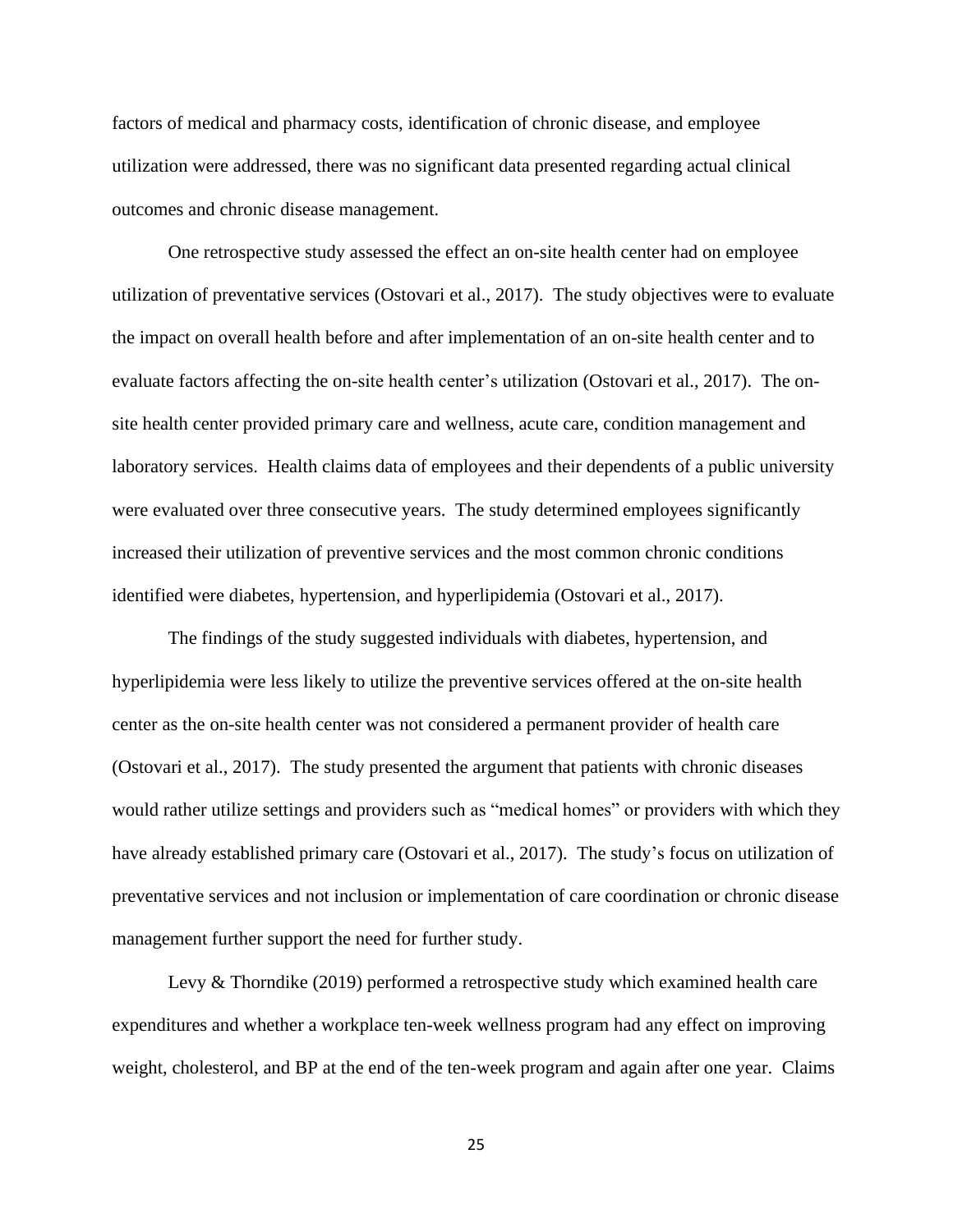factors of medical and pharmacy costs, identification of chronic disease, and employee utilization were addressed, there was no significant data presented regarding actual clinical outcomes and chronic disease management.

One retrospective study assessed the effect an on-site health center had on employee utilization of preventative services (Ostovari et al., 2017). The study objectives were to evaluate the impact on overall health before and after implementation of an on-site health center and to evaluate factors affecting the on-site health center's utilization (Ostovari et al., 2017). The on-site health center provided primary care and wellness, acute care, condition management and laboratory services. Health claims data of employees and their dependents of a public university were evaluated over three consecutive years. The study determined employees significantly increased their utilization of preventive services and the most common chronic conditions identified were diabetes, hypertension, and hyperlipidemia (Ostovari et al., 2017).

The findings of the study suggested individuals with diabetes, hypertension, and hyperlipidemia were less likely to utilize the preventive services offered at the on-site health center as the on-site health center was not considered a permanent provider of health care (Ostovari et al., 2017). The study presented the argument that patients with chronic diseases would rather utilize settings and providers such as "medical homes" or providers with which they have already established primary care (Ostovari et al., 2017). The study's focus on utilization of preventative services and not inclusion or implementation of care coordination or chronic disease management further support the need for further study.

Levy & Thorndike (2019) performed a retrospective study which examined health care expenditures and whether a workplace ten-week wellness program had any effect on improving weight, cholesterol, and BP at the end of the ten-week program and again after one year. Claims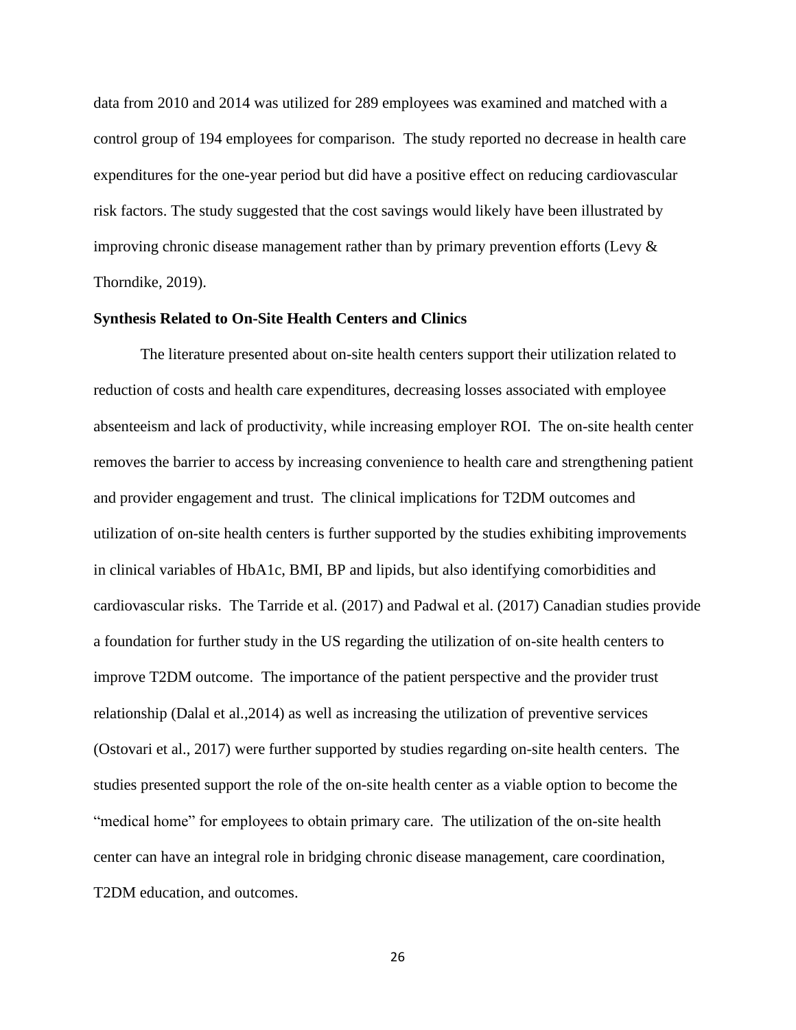data from 2010 and 2014 was utilized for 289 employees was examined and matched with a control group of 194 employees for comparison. The study reported no decrease in health care expenditures for the one-year period but did have a positive effect on reducing cardiovascular risk factors. The study suggested that the cost savings would likely have been illustrated by improving chronic disease management rather than by primary prevention efforts (Levy & Thorndike, 2019).

**Synthesis Related to On-Site Health Centers and Clinics**

The literature presented about on-site health centers support their utilization related to reduction of costs and health care expenditures, decreasing losses associated with employee absenteeism and lack of productivity, while increasing employer ROI. The on-site health center removes the barrier to access by increasing convenience to health care and strengthening patient and provider engagement and trust. The clinical implications for T2DM outcomes and utilization of on-site health centers is further supported by the studies exhibiting improvements in clinical variables of HbA1c, BMI, BP and lipids, but also identifying comorbidities and cardiovascular risks. The Tarride et al. (2017) and Padwal et al. (2017) Canadian studies provide a foundation for further study in the US regarding the utilization of on-site health centers to improve T2DM outcome. The importance of the patient perspective and the provider trust relationship (Dalal et al.,2014) as well as increasing the utilization of preventive services (Ostovari et al., 2017) were further supported by studies regarding on-site health centers. The studies presented support the role of the on-site health center as a viable option to become the "medical home" for employees to obtain primary care. The utilization of the on-site health center can have an integral role in bridging chronic disease management, care coordination, T2DM education, and outcomes.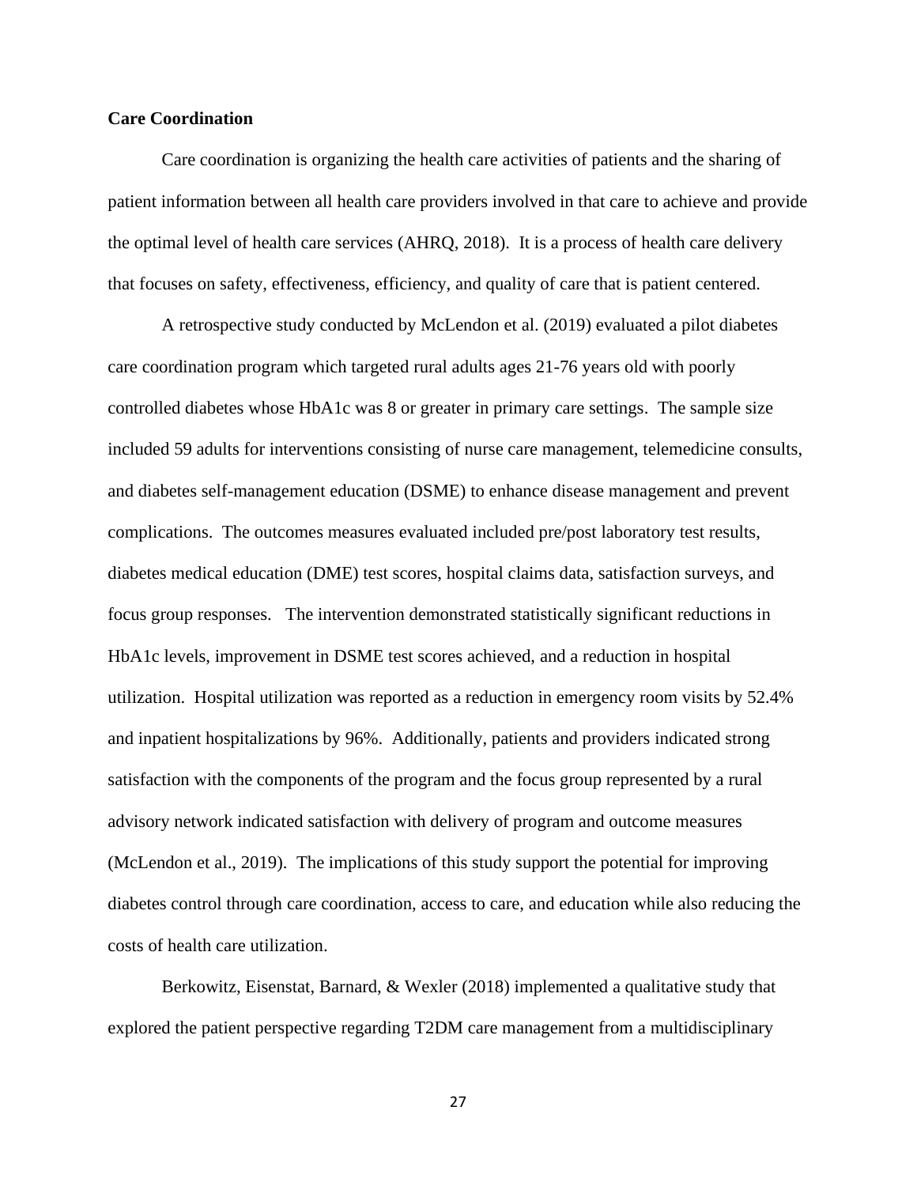**Care Coordination**

Care coordination is organizing the health care activities of patients and the sharing of patient information between all health care providers involved in that care to achieve and provide the optimal level of health care services (AHRQ, 2018). It is a process of health care delivery that focuses on safety, effectiveness, efficiency, and quality of care that is patient centered.

A retrospective study conducted by McLendon et al. (2019) evaluated a pilot diabetes care coordination program which targeted rural adults ages 21-76 years old with poorly controlled diabetes whose HbA1c was 8 or greater in primary care settings. The sample size included 59 adults for interventions consisting of nurse care management, telemedicine consults, and diabetes self-management education (DSME) to enhance disease management and prevent complications. The outcomes measures evaluated included pre/post laboratory test results, diabetes medical education (DME) test scores, hospital claims data, satisfaction surveys, and focus group responses. The intervention demonstrated statistically significant reductions in HbA1c levels, improvement in DSME test scores achieved, and a reduction in hospital utilization. Hospital utilization was reported as a reduction in emergency room visits by 52.4% and inpatient hospitalizations by 96%. Additionally, patients and providers indicated strong satisfaction with the components of the program and the focus group represented by a rural advisory network indicated satisfaction with delivery of program and outcome measures (McLendon et al., 2019). The implications of this study support the potential for improving diabetes control through care coordination, access to care, and education while also reducing the costs of health care utilization.

Berkowitz, Eisenstat, Barnard, & Wexler (2018) implemented a qualitative study that explored the patient perspective regarding T2DM care management from a multidisciplinary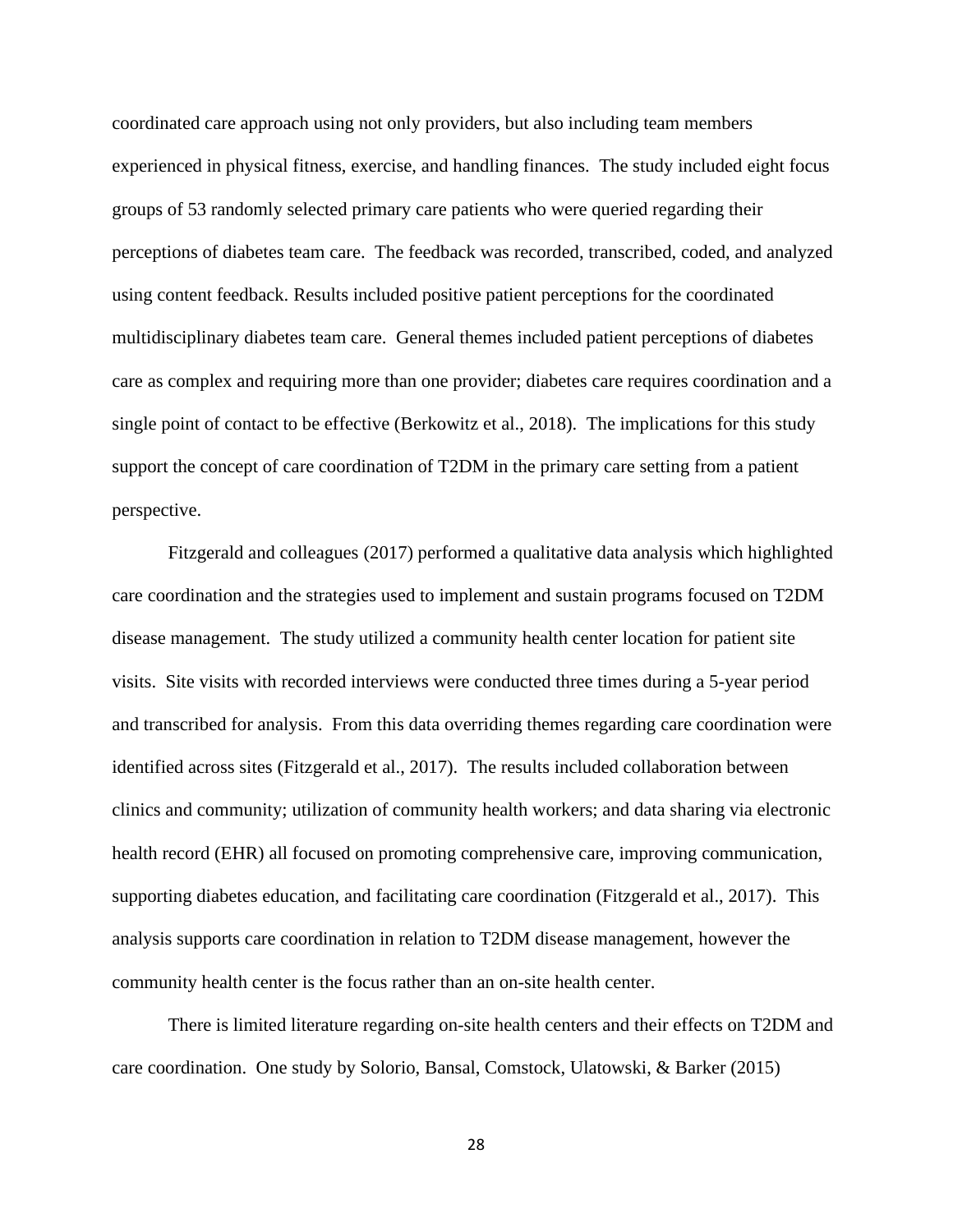coordinated care approach using not only providers, but also including team members experienced in physical fitness, exercise, and handling finances. The study included eight focus groups of 53 randomly selected primary care patients who were queried regarding their perceptions of diabetes team care. The feedback was recorded, transcribed, coded, and analyzed using content feedback. Results included positive patient perceptions for the coordinated multidisciplinary diabetes team care. General themes included patient perceptions of diabetes care as complex and requiring more than one provider; diabetes care requires coordination and a single point of contact to be effective (Berkowitz et al., 2018). The implications for this study support the concept of care coordination of T2DM in the primary care setting from a patient perspective.

Fitzgerald and colleagues (2017) performed a qualitative data analysis which highlighted care coordination and the strategies used to implement and sustain programs focused on T2DM disease management. The study utilized a community health center location for patient site visits. Site visits with recorded interviews were conducted three times during a 5-year period and transcribed for analysis. From this data overriding themes regarding care coordination were identified across sites (Fitzgerald et al., 2017). The results included collaboration between clinics and community; utilization of community health workers; and data sharing via electronic health record (EHR) all focused on promoting comprehensive care, improving communication, supporting diabetes education, and facilitating care coordination (Fitzgerald et al., 2017). This analysis supports care coordination in relation to T2DM disease management, however the community health center is the focus rather than an on-site health center.

There is limited literature regarding on-site health centers and their effects on T2DM and care coordination. One study by Solorio, Bansal, Comstock, Ulatowski, & Barker (2015)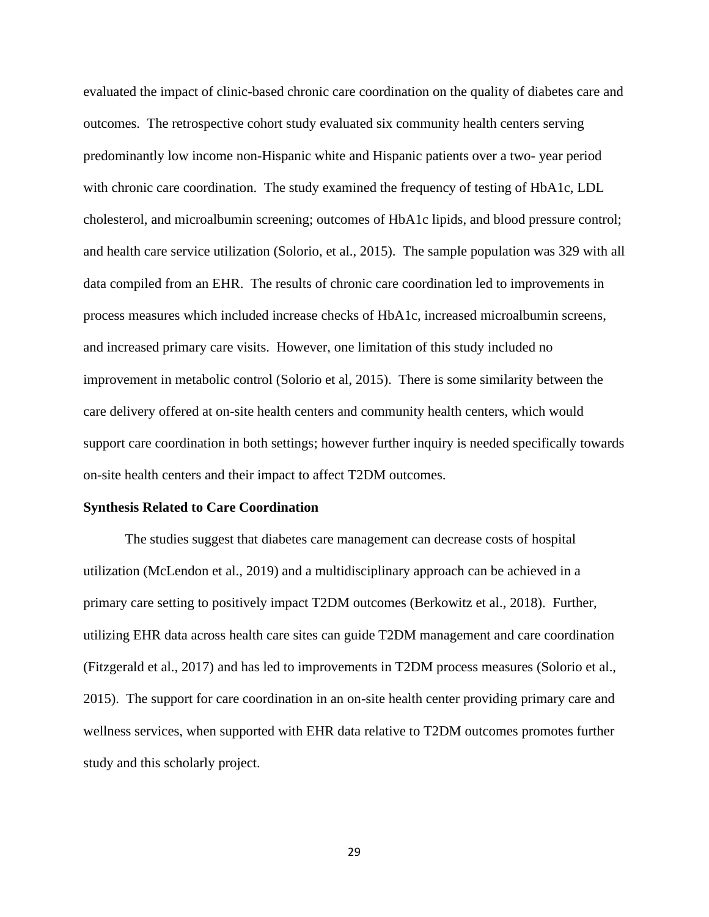evaluated the impact of clinic-based chronic care coordination on the quality of diabetes care and outcomes. The retrospective cohort study evaluated six community health centers serving predominantly low income non-Hispanic white and Hispanic patients over a two- year period with chronic care coordination. The study examined the frequency of testing of HbA1c, LDL cholesterol, and microalbumin screening; outcomes of HbA1c lipids, and blood pressure control; and health care service utilization (Solorio, et al., 2015). The sample population was 329 with all data compiled from an EHR. The results of chronic care coordination led to improvements in process measures which included increase checks of HbA1c, increased microalbumin screens, and increased primary care visits. However, one limitation of this study included no improvement in metabolic control (Solorio et al, 2015). There is some similarity between the care delivery offered at on-site health centers and community health centers, which would support care coordination in both settings; however further inquiry is needed specifically towards on-site health centers and their impact to affect T2DM outcomes.

**Synthesis Related to Care Coordination**

The studies suggest that diabetes care management can decrease costs of hospital utilization (McLendon et al., 2019) and a multidisciplinary approach can be achieved in a primary care setting to positively impact T2DM outcomes (Berkowitz et al., 2018). Further, utilizing EHR data across health care sites can guide T2DM management and care coordination (Fitzgerald et al., 2017) and has led to improvements in T2DM process measures (Solorio et al., 2015). The support for care coordination in an on-site health center providing primary care and wellness services, when supported with EHR data relative to T2DM outcomes promotes further study and this scholarly project.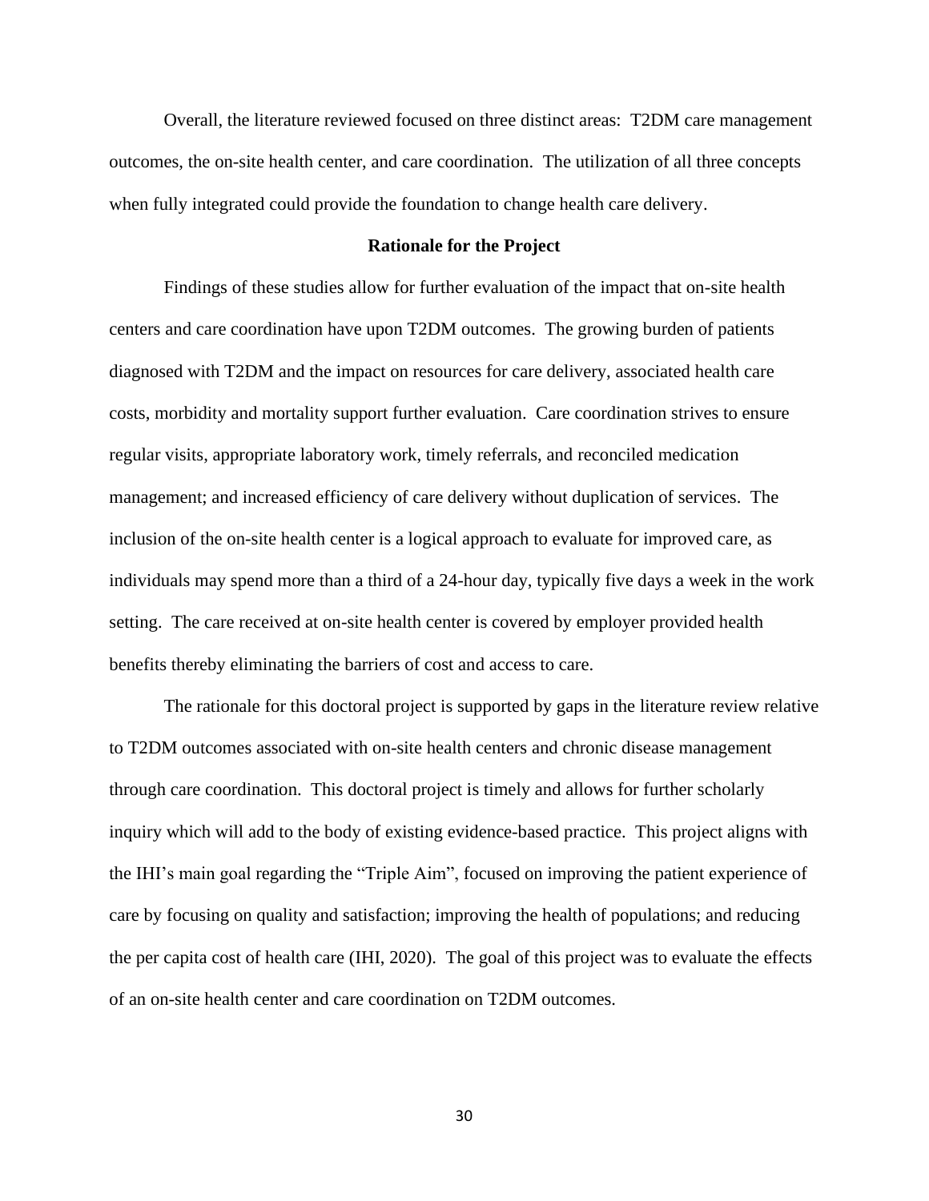Overall, the literature reviewed focused on three distinct areas: T2DM care management outcomes, the on-site health center, and care coordination. The utilization of all three concepts when fully integrated could provide the foundation to change health care delivery.

## Rationale for the Project

Findings of these studies allow for further evaluation of the impact that on-site health centers and care coordination have upon T2DM outcomes. The growing burden of patients diagnosed with T2DM and the impact on resources for care delivery, associated health care costs, morbidity and mortality support further evaluation. Care coordination strives to ensure regular visits, appropriate laboratory work, timely referrals, and reconciled medication management; and increased efficiency of care delivery without duplication of services. The inclusion of the on-site health center is a logical approach to evaluate for improved care, as individuals may spend more than a third of a 24-hour day, typically five days a week in the work setting. The care received at on-site health center is covered by employer provided health benefits thereby eliminating the barriers of cost and access to care.

The rationale for this doctoral project is supported by gaps in the literature review relative to T2DM outcomes associated with on-site health centers and chronic disease management through care coordination. This doctoral project is timely and allows for further scholarly inquiry which will add to the body of existing evidence-based practice. This project aligns with the IHI's main goal regarding the "Triple Aim", focused on improving the patient experience of care by focusing on quality and satisfaction; improving the health of populations; and reducing the per capita cost of health care (IHI, 2020). The goal of this project was to evaluate the effects of an on-site health center and care coordination on T2DM outcomes.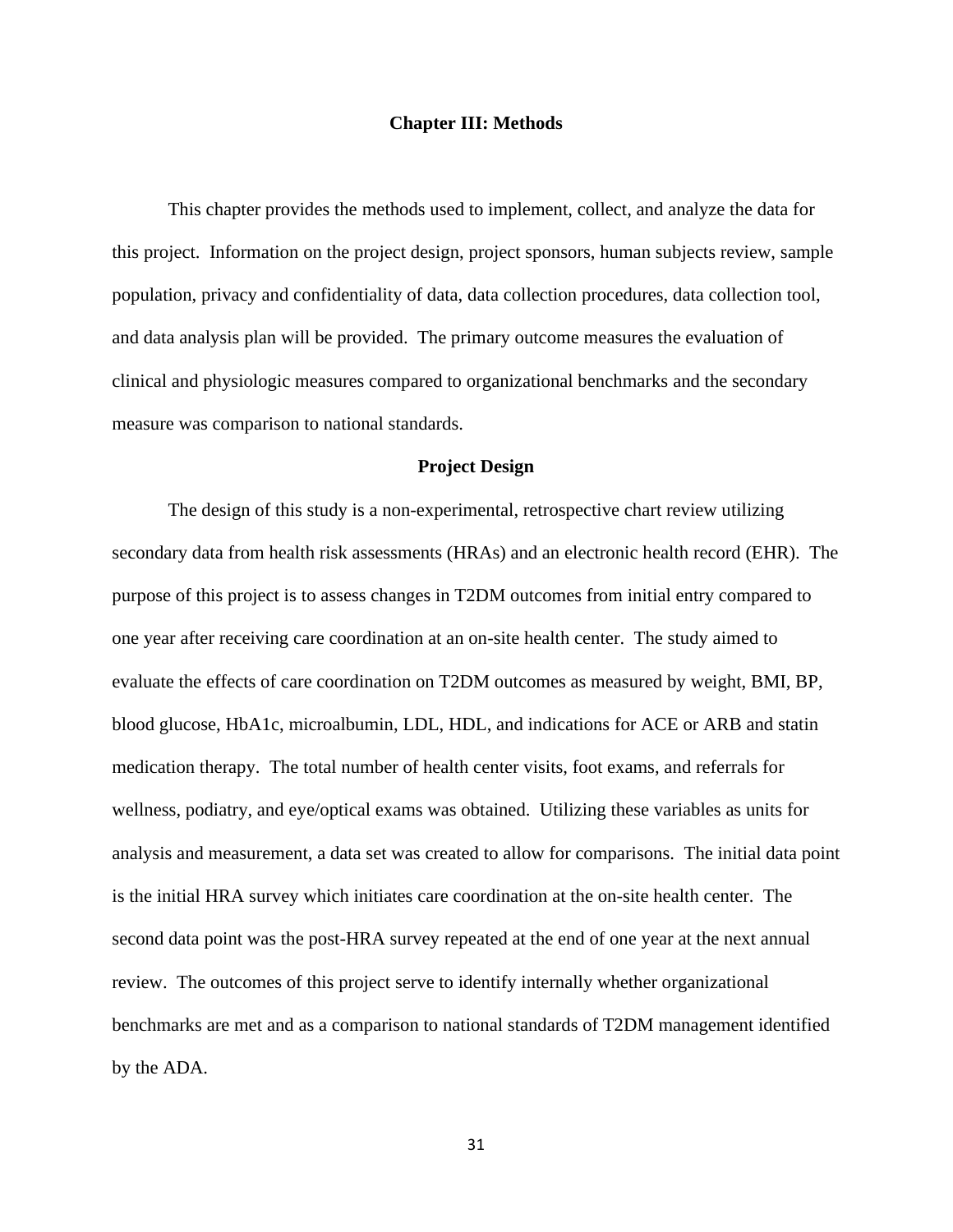# Chapter III: Methods

This chapter provides the methods used to implement, collect, and analyze the data for this project. Information on the project design, project sponsors, human subjects review, sample population, privacy and confidentiality of data, data collection procedures, data collection tool, and data analysis plan will be provided. The primary outcome measures the evaluation of clinical and physiologic measures compared to organizational benchmarks and the secondary measure was comparison to national standards.

## Project Design

The design of this study is a non-experimental, retrospective chart review utilizing secondary data from health risk assessments (HRAs) and an electronic health record (EHR). The purpose of this project is to assess changes in T2DM outcomes from initial entry compared to one year after receiving care coordination at an on-site health center. The study aimed to evaluate the effects of care coordination on T2DM outcomes as measured by weight, BMI, BP, blood glucose, HbA1c, microalbumin, LDL, HDL, and indications for ACE or ARB and statin medication therapy. The total number of health center visits, foot exams, and referrals for wellness, podiatry, and eye/optical exams was obtained. Utilizing these variables as units for analysis and measurement, a data set was created to allow for comparisons. The initial data point is the initial HRA survey which initiates care coordination at the on-site health center. The second data point was the post-HRA survey repeated at the end of one year at the next annual review. The outcomes of this project serve to identify internally whether organizational benchmarks are met and as a comparison to national standards of T2DM management identified by the ADA.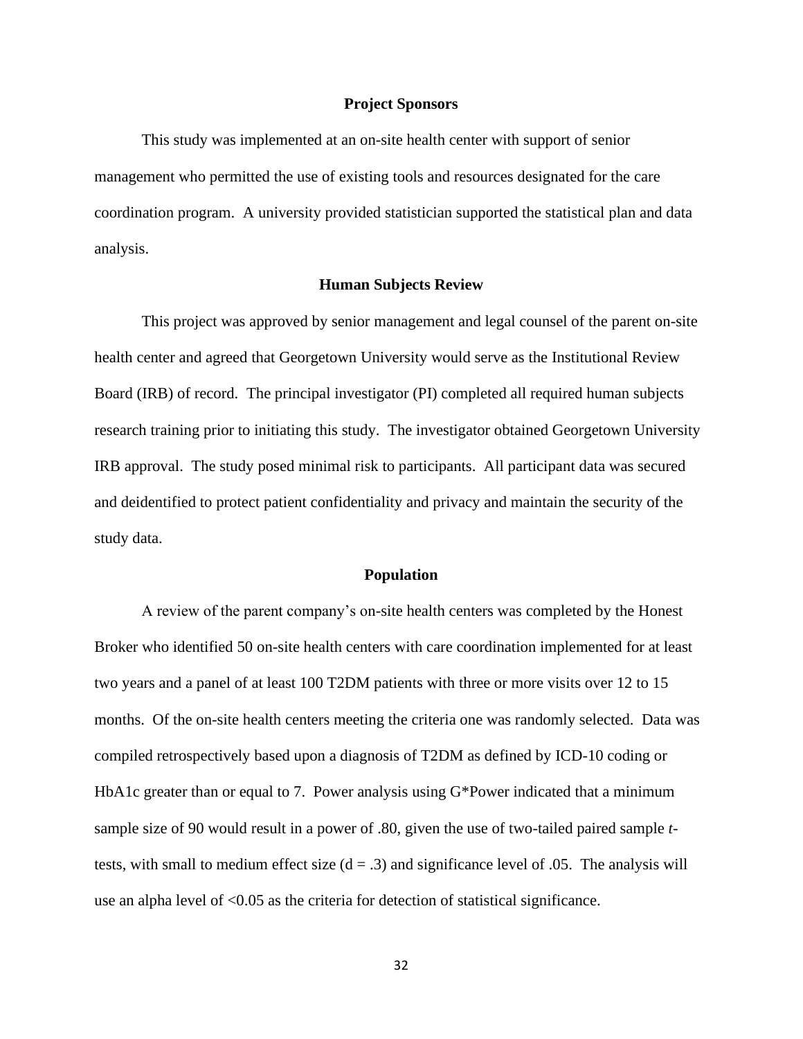## Project Sponsors

This study was implemented at an on-site health center with support of senior management who permitted the use of existing tools and resources designated for the care coordination program. A university provided statistician supported the statistical plan and data analysis.

## Human Subjects Review

This project was approved by senior management and legal counsel of the parent on-site health center and agreed that Georgetown University would serve as the Institutional Review Board (IRB) of record. The principal investigator (PI) completed all required human subjects research training prior to initiating this study. The investigator obtained Georgetown University IRB approval. The study posed minimal risk to participants. All participant data was secured and deidentified to protect patient confidentiality and privacy and maintain the security of the study data.

## Population

A review of the parent company's on-site health centers was completed by the Honest Broker who identified 50 on-site health centers with care coordination implemented for at least two years and a panel of at least 100 T2DM patients with three or more visits over 12 to 15 months. Of the on-site health centers meeting the criteria one was randomly selected. Data was compiled retrospectively based upon a diagnosis of T2DM as defined by ICD-10 coding or HbA1c greater than or equal to 7. Power analysis using G*Power indicated that a minimum sample size of 90 would result in a power of .80, given the use of two-tailed paired sample *t*-tests, with small to medium effect size ($d = .3$) and significance level of .05. The analysis will use an alpha level of $<0.05$ as the criteria for detection of statistical significance.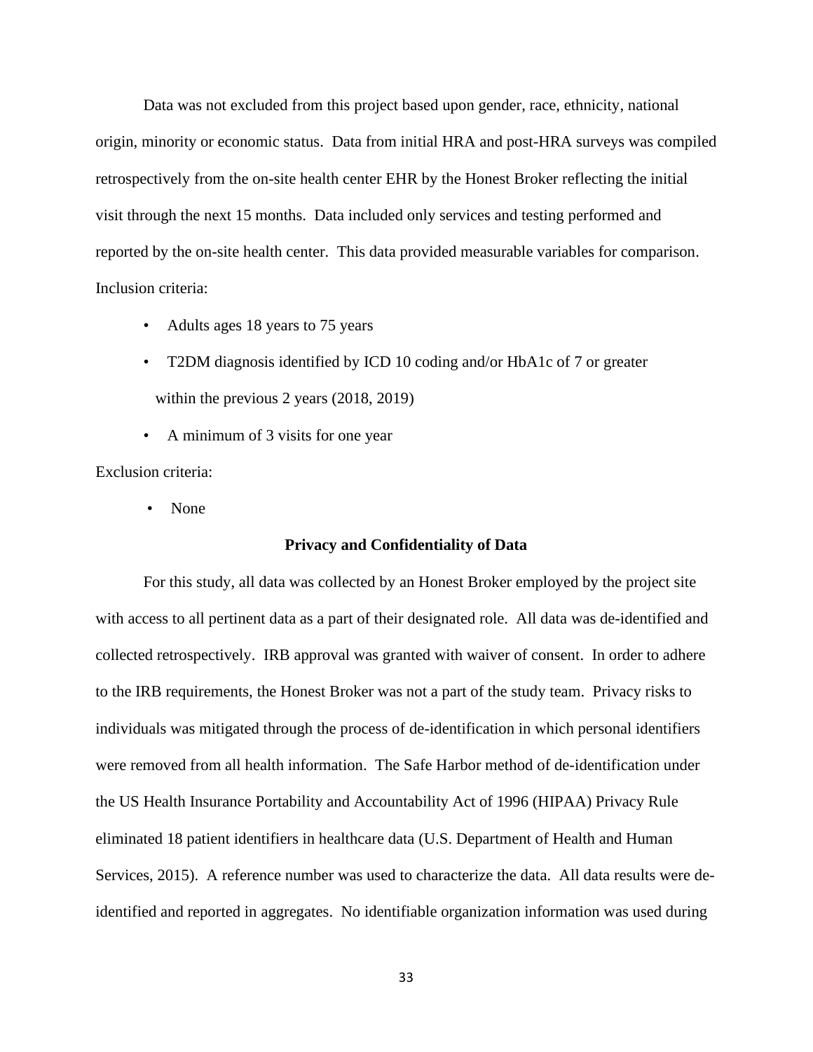Data was not excluded from this project based upon gender, race, ethnicity, national origin, minority or economic status. Data from initial HRA and post-HRA surveys was compiled retrospectively from the on-site health center EHR by the Honest Broker reflecting the initial visit through the next 15 months. Data included only services and testing performed and reported by the on-site health center. This data provided measurable variables for comparison.

Inclusion criteria:

- Adults ages 18 years to 75 years
- T2DM diagnosis identified by ICD 10 coding and/or HbA1c of 7 or greater within the previous 2 years (2018, 2019)
- A minimum of 3 visits for one year

Exclusion criteria:

- None

### Privacy and Confidentiality of Data

For this study, all data was collected by an Honest Broker employed by the project site with access to all pertinent data as a part of their designated role. All data was de-identified and collected retrospectively. IRB approval was granted with waiver of consent. In order to adhere to the IRB requirements, the Honest Broker was not a part of the study team. Privacy risks to individuals was mitigated through the process of de-identification in which personal identifiers were removed from all health information. The Safe Harbor method of de-identification under the US Health Insurance Portability and Accountability Act of 1996 (HIPAA) Privacy Rule eliminated 18 patient identifiers in healthcare data (U.S. Department of Health and Human Services, 2015). A reference number was used to characterize the data. All data results were de-identified and reported in aggregates. No identifiable organization information was used during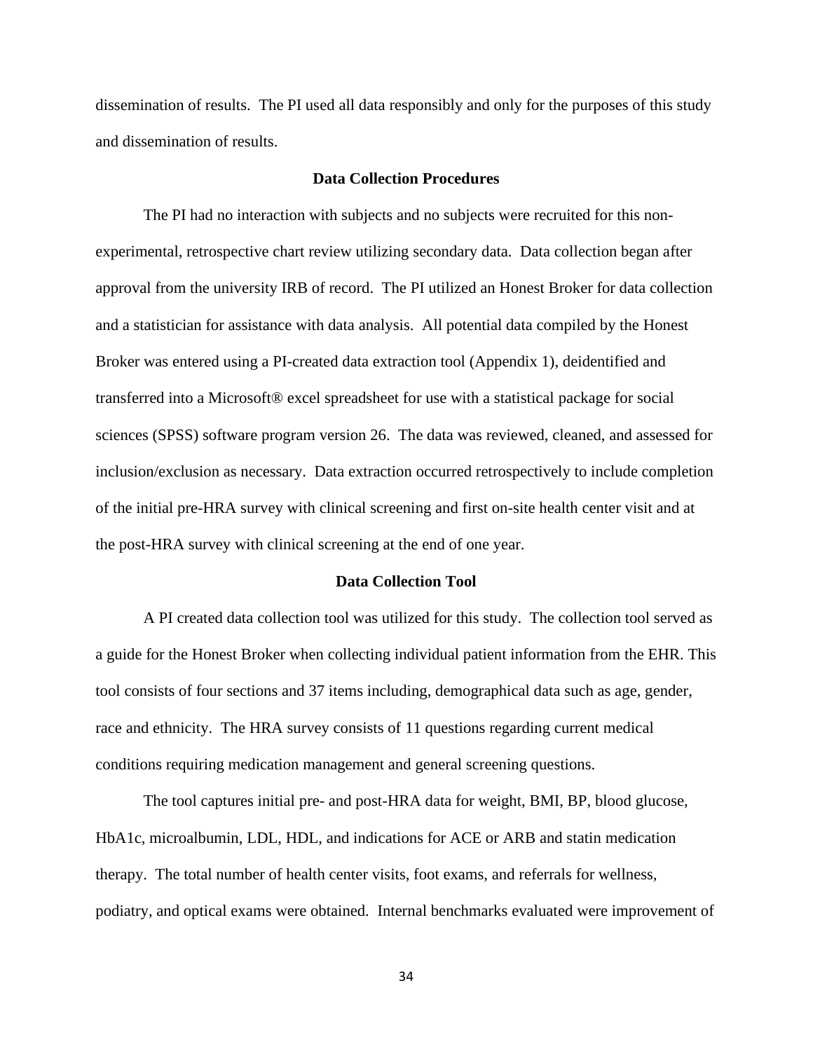dissemination of results. The PI used all data responsibly and only for the purposes of this study and dissemination of results.

## Data Collection Procedures

The PI had no interaction with subjects and no subjects were recruited for this non-experimental, retrospective chart review utilizing secondary data. Data collection began after approval from the university IRB of record. The PI utilized an Honest Broker for data collection and a statistician for assistance with data analysis. All potential data compiled by the Honest Broker was entered using a PI-created data extraction tool (Appendix 1), deidentified and transferred into a Microsoft® excel spreadsheet for use with a statistical package for social sciences (SPSS) software program version 26. The data was reviewed, cleaned, and assessed for inclusion/exclusion as necessary. Data extraction occurred retrospectively to include completion of the initial pre-HRA survey with clinical screening and first on-site health center visit and at the post-HRA survey with clinical screening at the end of one year.

## Data Collection Tool

A PI created data collection tool was utilized for this study. The collection tool served as a guide for the Honest Broker when collecting individual patient information from the EHR. This tool consists of four sections and 37 items including, demographical data such as age, gender, race and ethnicity. The HRA survey consists of 11 questions regarding current medical conditions requiring medication management and general screening questions.

The tool captures initial pre- and post-HRA data for weight, BMI, BP, blood glucose, HbA1c, microalbumin, LDL, HDL, and indications for ACE or ARB and statin medication therapy. The total number of health center visits, foot exams, and referrals for wellness, podiatry, and optical exams were obtained. Internal benchmarks evaluated were improvement of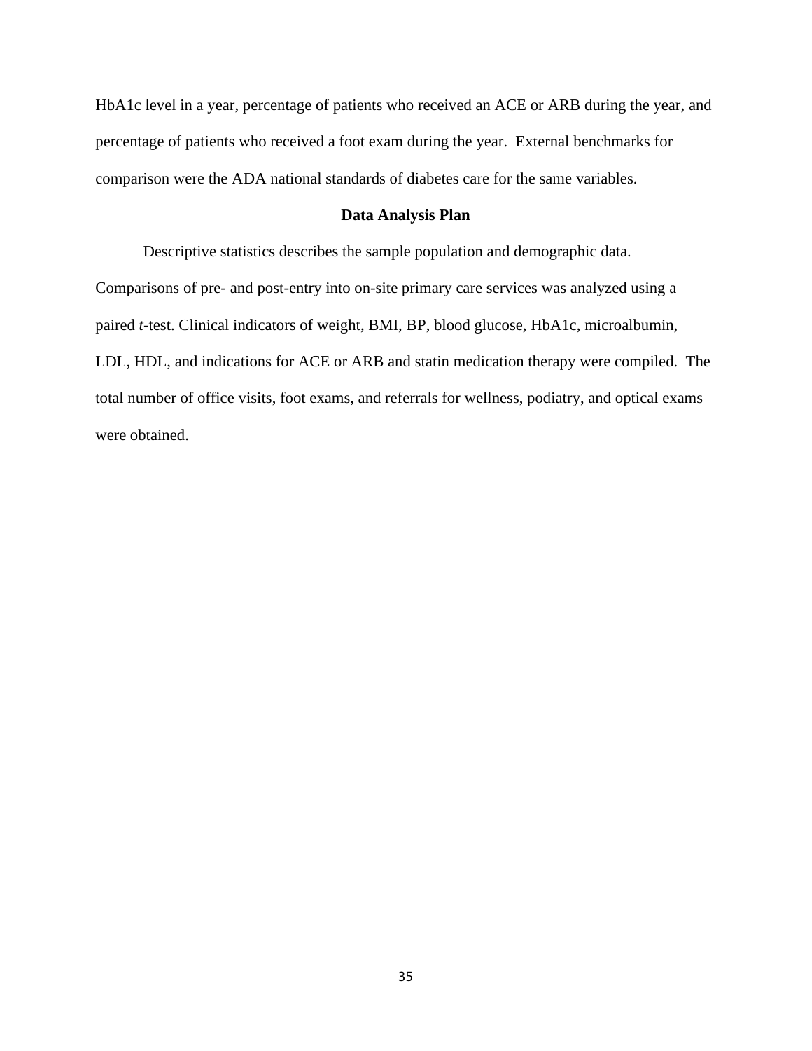HbA1c level in a year, percentage of patients who received an ACE or ARB during the year, and percentage of patients who received a foot exam during the year. External benchmarks for comparison were the ADA national standards of diabetes care for the same variables.

## Data Analysis Plan

Descriptive statistics describes the sample population and demographic data. Comparisons of pre- and post-entry into on-site primary care services was analyzed using a paired *t*-test. Clinical indicators of weight, BMI, BP, blood glucose, HbA1c, microalbumin, LDL, HDL, and indications for ACE or ARB and statin medication therapy were compiled. The total number of office visits, foot exams, and referrals for wellness, podiatry, and optical exams were obtained.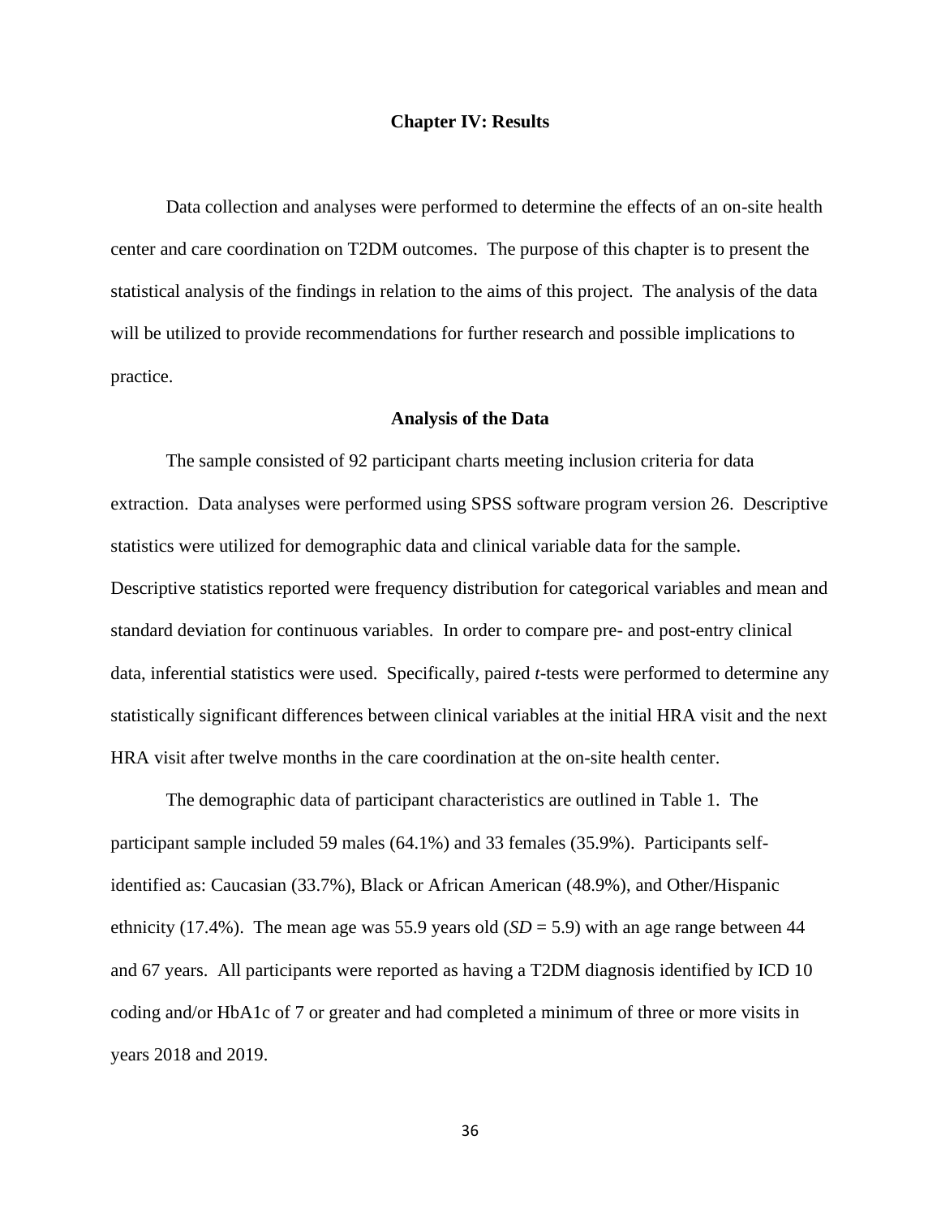## Chapter IV: Results

Data collection and analyses were performed to determine the effects of an on-site health center and care coordination on T2DM outcomes. The purpose of this chapter is to present the statistical analysis of the findings in relation to the aims of this project. The analysis of the data will be utilized to provide recommendations for further research and possible implications to practice.

### Analysis of the Data

The sample consisted of 92 participant charts meeting inclusion criteria for data extraction. Data analyses were performed using SPSS software program version 26. Descriptive statistics were utilized for demographic data and clinical variable data for the sample. Descriptive statistics reported were frequency distribution for categorical variables and mean and standard deviation for continuous variables. In order to compare pre- and post-entry clinical data, inferential statistics were used. Specifically, paired *t*-tests were performed to determine any statistically significant differences between clinical variables at the initial HRA visit and the next HRA visit after twelve months in the care coordination at the on-site health center.

The demographic data of participant characteristics are outlined in Table 1. The participant sample included 59 males (64.1%) and 33 females (35.9%). Participants self-identified as: Caucasian (33.7%), Black or African American (48.9%), and Other/Hispanic ethnicity (17.4%). The mean age was 55.9 years old ($SD = 5.9$) with an age range between 44 and 67 years. All participants were reported as having a T2DM diagnosis identified by ICD 10 coding and/or HbA1c of 7 or greater and had completed a minimum of three or more visits in years 2018 and 2019.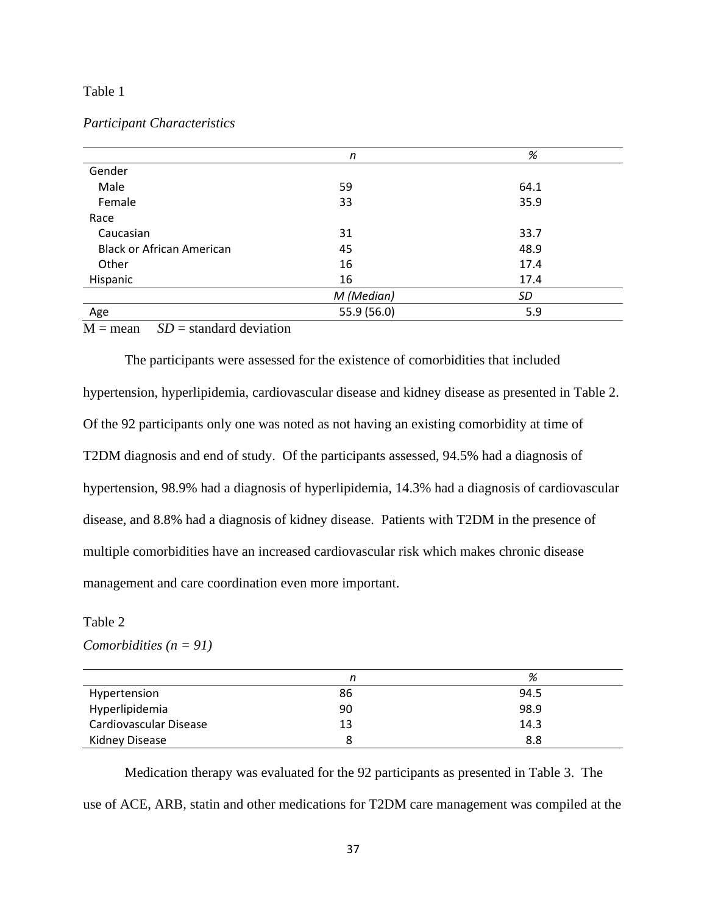Table 1

*Participant Characteristics*

| | *n* | *%* |
|---|---|---|
| Gender | | |
| Male | 59 | 64.1 |
| Female | 33 | 35.9 |
| Race | | |
| Caucasian | 31 | 33.7 |
| Black or African American | 45 | 48.9 |
| Other | 16 | 17.4 |
| Hispanic | 16 | 17.4 |
| | *M (Median)* | *SD* |
| Age | 55.9 (56.0) | 5.9 |

M = mean *SD* = standard deviation

The participants were assessed for the existence of comorbidities that included hypertension, hyperlipidemia, cardiovascular disease and kidney disease as presented in Table 2. Of the 92 participants only one was noted as not having an existing comorbidity at time of T2DM diagnosis and end of study. Of the participants assessed, 94.5% had a diagnosis of hypertension, 98.9% had a diagnosis of hyperlipidemia, 14.3% had a diagnosis of cardiovascular disease, and 8.8% had a diagnosis of kidney disease. Patients with T2DM in the presence of multiple comorbidities have an increased cardiovascular risk which makes chronic disease management and care coordination even more important.

Table 2

*Comorbidities (n = 91)*

| | *n* | *%* |
|---|---|---|
| Hypertension | 86 | 94.5 |
| Hyperlipidemia | 90 | 98.9 |
| Cardiovascular Disease | 13 | 14.3 |
| Kidney Disease | 8 | 8.8 |

Medication therapy was evaluated for the 92 participants as presented in Table 3. The use of ACE, ARB, statin and other medications for T2DM care management was compiled at the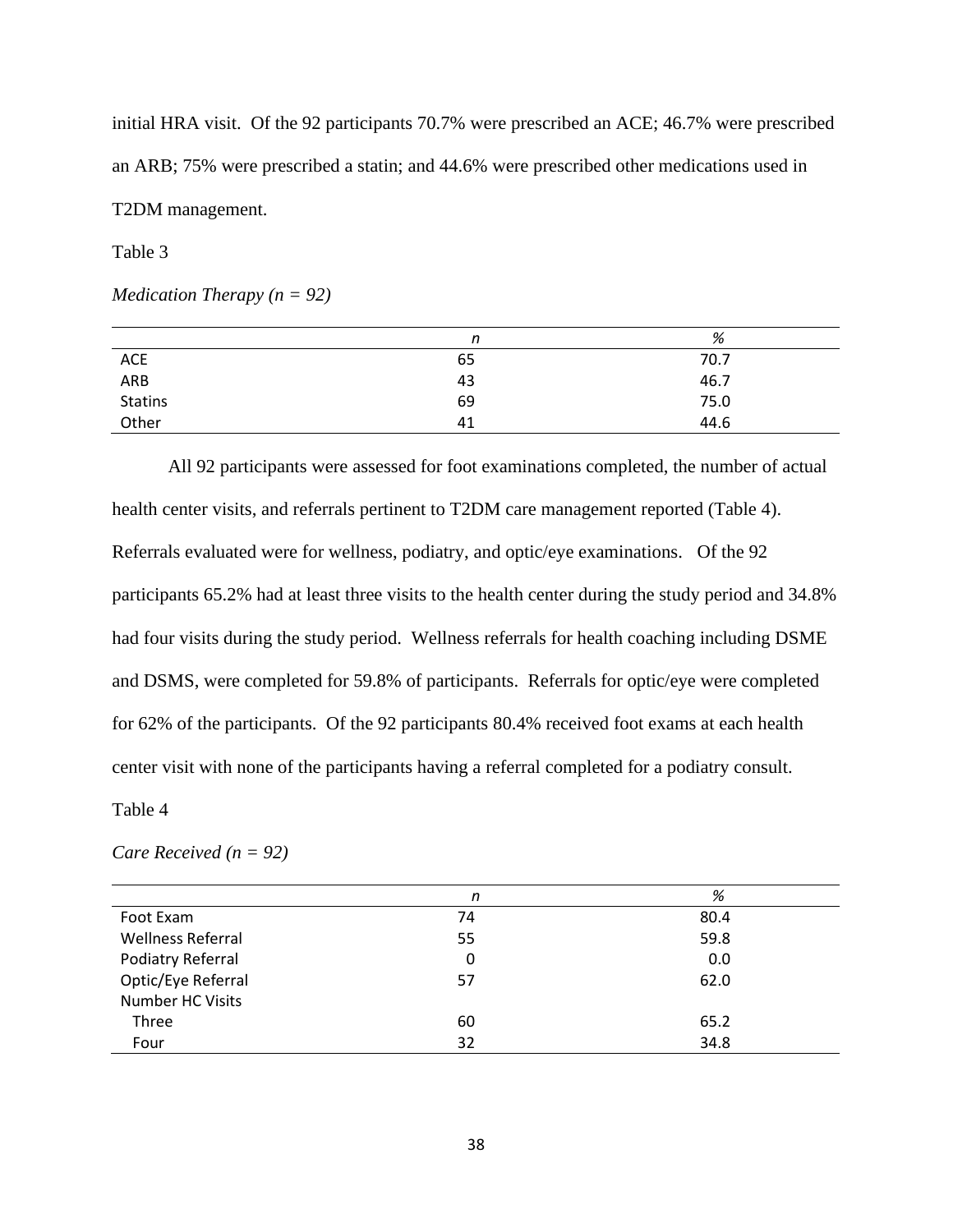initial HRA visit. Of the 92 participants 70.7% were prescribed an ACE; 46.7% were prescribed an ARB; 75% were prescribed a statin; and 44.6% were prescribed other medications used in T2DM management.

Table 3

*Medication Therapy (n = 92)*

| | *n* | % |
|---|---|---|
| ACE | 65 | 70.7 |
| ARB | 43 | 46.7 |
| Statins | 69 | 75.0 |
| Other | 41 | 44.6 |

All 92 participants were assessed for foot examinations completed, the number of actual health center visits, and referrals pertinent to T2DM care management reported (Table 4). Referrals evaluated were for wellness, podiatry, and optic/eye examinations. Of the 92 participants 65.2% had at least three visits to the health center during the study period and 34.8% had four visits during the study period. Wellness referrals for health coaching including DSME and DSMS, were completed for 59.8% of participants. Referrals for optic/eye were completed for 62% of the participants. Of the 92 participants 80.4% received foot exams at each health center visit with none of the participants having a referral completed for a podiatry consult.

Table 4

*Care Received (n = 92)*

| | *n* | % |
|---|---|---|
| Foot Exam | 74 | 80.4 |
| Wellness Referral | 55 | 59.8 |
| Podiatry Referral | 0 | 0.0 |
| Optic/Eye Referral | 57 | 62.0 |
| Number HC Visits | | |
| Three | 60 | 65.2 |
| Four | 32 | 34.8 |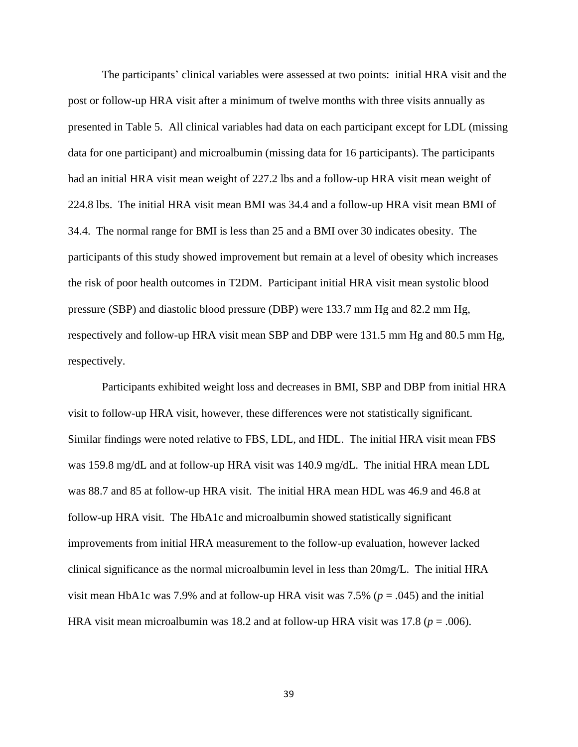The participants' clinical variables were assessed at two points: initial HRA visit and the post or follow-up HRA visit after a minimum of twelve months with three visits annually as presented in Table 5. All clinical variables had data on each participant except for LDL (missing data for one participant) and microalbumin (missing data for 16 participants). The participants had an initial HRA visit mean weight of 227.2 lbs and a follow-up HRA visit mean weight of 224.8 lbs. The initial HRA visit mean BMI was 34.4 and a follow-up HRA visit mean BMI of 34.4. The normal range for BMI is less than 25 and a BMI over 30 indicates obesity. The participants of this study showed improvement but remain at a level of obesity which increases the risk of poor health outcomes in T2DM. Participant initial HRA visit mean systolic blood pressure (SBP) and diastolic blood pressure (DBP) were 133.7 mm Hg and 82.2 mm Hg, respectively and follow-up HRA visit mean SBP and DBP were 131.5 mm Hg and 80.5 mm Hg, respectively.

Participants exhibited weight loss and decreases in BMI, SBP and DBP from initial HRA visit to follow-up HRA visit, however, these differences were not statistically significant. Similar findings were noted relative to FBS, LDL, and HDL. The initial HRA visit mean FBS was 159.8 mg/dL and at follow-up HRA visit was 140.9 mg/dL. The initial HRA mean LDL was 88.7 and 85 at follow-up HRA visit. The initial HRA mean HDL was 46.9 and 46.8 at follow-up HRA visit. The HbA1c and microalbumin showed statistically significant improvements from initial HRA measurement to the follow-up evaluation, however lacked clinical significance as the normal microalbumin level in less than 20mg/L. The initial HRA visit mean HbA1c was 7.9% and at follow-up HRA visit was 7.5% ($p = .045$) and the initial HRA visit mean microalbumin was 18.2 and at follow-up HRA visit was 17.8 ($p = .006$).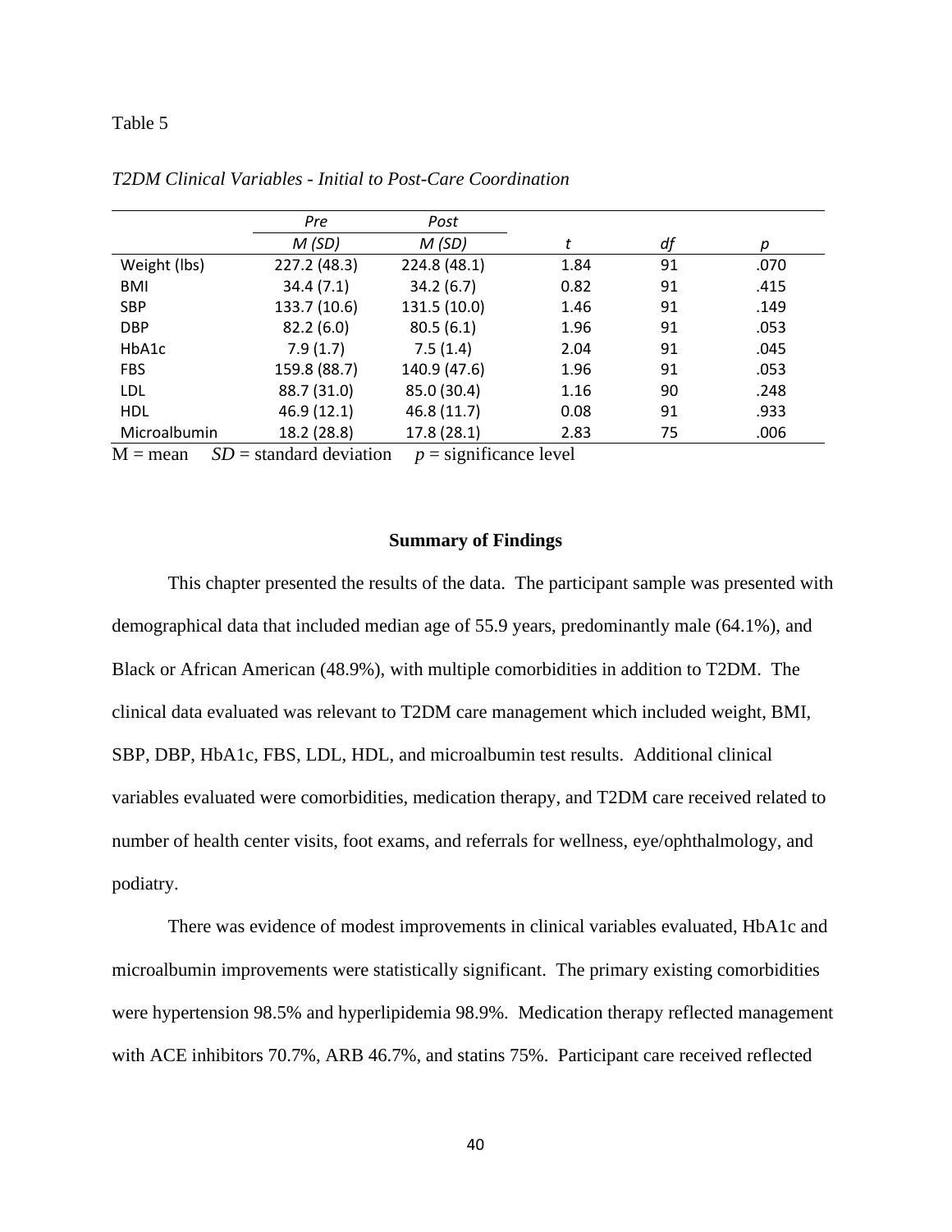Table 5

*T2DM Clinical Variables - Initial to Post-Care Coordination*

| | Pre | Post | | | |
|---|---|---|---|---|---|
| | *M (SD)* | *M (SD)* | *t* | *df* | *p* |
| Weight (lbs) | 227.2 (48.3) | 224.8 (48.1) | 1.84 | 91 | .070 |
| BMI | 34.4 (7.1) | 34.2 (6.7) | 0.82 | 91 | .415 |
| SBP | 133.7 (10.6) | 131.5 (10.0) | 1.46 | 91 | .149 |
| DBP | 82.2 (6.0) | 80.5 (6.1) | 1.96 | 91 | .053 |
| HbA1c | 7.9 (1.7) | 7.5 (1.4) | 2.04 | 91 | .045 |
| FBS | 159.8 (88.7) | 140.9 (47.6) | 1.96 | 91 | .053 |
| LDL | 88.7 (31.0) | 85.0 (30.4) | 1.16 | 90 | .248 |
| HDL | 46.9 (12.1) | 46.8 (11.7) | 0.08 | 91 | .933 |
| Microalbumin | 18.2 (28.8) | 17.8 (28.1) | 2.83 | 75 | .006 |

M = mean &nbsp;&nbsp; *SD* = standard deviation &nbsp;&nbsp; *p* = significance level

## Summary of Findings

This chapter presented the results of the data. The participant sample was presented with demographical data that included median age of 55.9 years, predominantly male (64.1%), and Black or African American (48.9%), with multiple comorbidities in addition to T2DM. The clinical data evaluated was relevant to T2DM care management which included weight, BMI, SBP, DBP, HbA1c, FBS, LDL, HDL, and microalbumin test results. Additional clinical variables evaluated were comorbidities, medication therapy, and T2DM care received related to number of health center visits, foot exams, and referrals for wellness, eye/ophthalmology, and podiatry.

There was evidence of modest improvements in clinical variables evaluated, HbA1c and microalbumin improvements were statistically significant. The primary existing comorbidities were hypertension 98.5% and hyperlipidemia 98.9%. Medication therapy reflected management with ACE inhibitors 70.7%, ARB 46.7%, and statins 75%. Participant care received reflected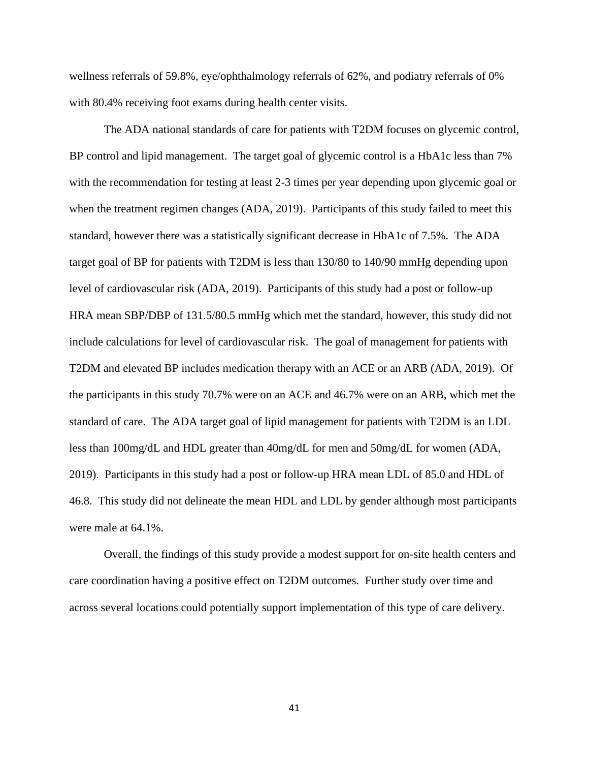wellness referrals of 59.8%, eye/ophthalmology referrals of 62%, and podiatry referrals of 0% with 80.4% receiving foot exams during health center visits.

The ADA national standards of care for patients with T2DM focuses on glycemic control, BP control and lipid management. The target goal of glycemic control is a HbA1c less than 7% with the recommendation for testing at least 2-3 times per year depending upon glycemic goal or when the treatment regimen changes (ADA, 2019). Participants of this study failed to meet this standard, however there was a statistically significant decrease in HbA1c of 7.5%. The ADA target goal of BP for patients with T2DM is less than 130/80 to 140/90 mmHg depending upon level of cardiovascular risk (ADA, 2019). Participants of this study had a post or follow-up HRA mean SBP/DBP of 131.5/80.5 mmHg which met the standard, however, this study did not include calculations for level of cardiovascular risk. The goal of management for patients with T2DM and elevated BP includes medication therapy with an ACE or an ARB (ADA, 2019). Of the participants in this study 70.7% were on an ACE and 46.7% were on an ARB, which met the standard of care. The ADA target goal of lipid management for patients with T2DM is an LDL less than 100mg/dL and HDL greater than 40mg/dL for men and 50mg/dL for women (ADA, 2019). Participants in this study had a post or follow-up HRA mean LDL of 85.0 and HDL of 46.8. This study did not delineate the mean HDL and LDL by gender although most participants were male at 64.1%.

Overall, the findings of this study provide a modest support for on-site health centers and care coordination having a positive effect on T2DM outcomes. Further study over time and across several locations could potentially support implementation of this type of care delivery.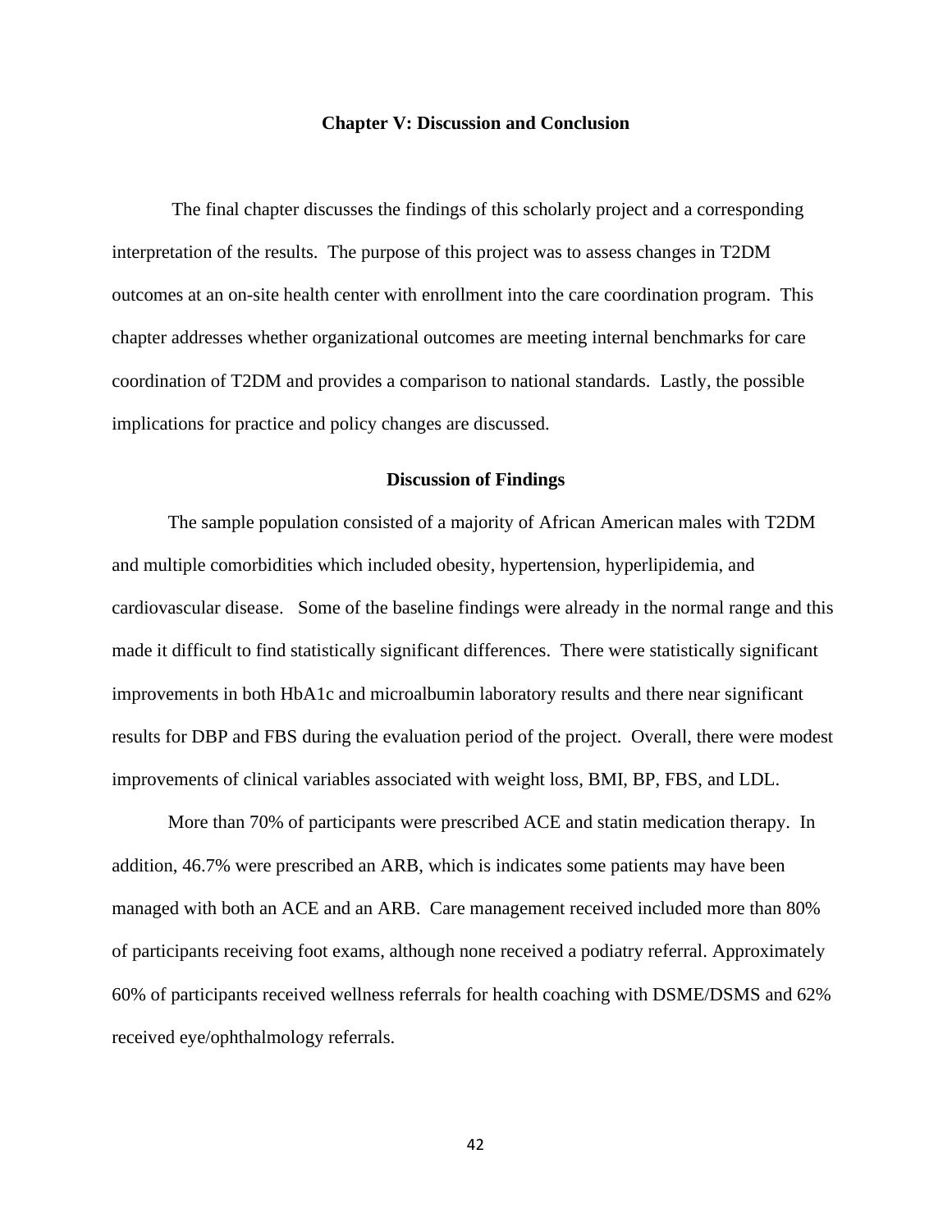# Chapter V: Discussion and Conclusion

The final chapter discusses the findings of this scholarly project and a corresponding interpretation of the results. The purpose of this project was to assess changes in T2DM outcomes at an on-site health center with enrollment into the care coordination program. This chapter addresses whether organizational outcomes are meeting internal benchmarks for care coordination of T2DM and provides a comparison to national standards. Lastly, the possible implications for practice and policy changes are discussed.

## Discussion of Findings

The sample population consisted of a majority of African American males with T2DM and multiple comorbidities which included obesity, hypertension, hyperlipidemia, and cardiovascular disease. Some of the baseline findings were already in the normal range and this made it difficult to find statistically significant differences. There were statistically significant improvements in both HbA1c and microalbumin laboratory results and there near significant results for DBP and FBS during the evaluation period of the project. Overall, there were modest improvements of clinical variables associated with weight loss, BMI, BP, FBS, and LDL.

More than 70% of participants were prescribed ACE and statin medication therapy. In addition, 46.7% were prescribed an ARB, which is indicates some patients may have been managed with both an ACE and an ARB. Care management received included more than 80% of participants receiving foot exams, although none received a podiatry referral. Approximately 60% of participants received wellness referrals for health coaching with DSME/DSMS and 62% received eye/ophthalmology referrals.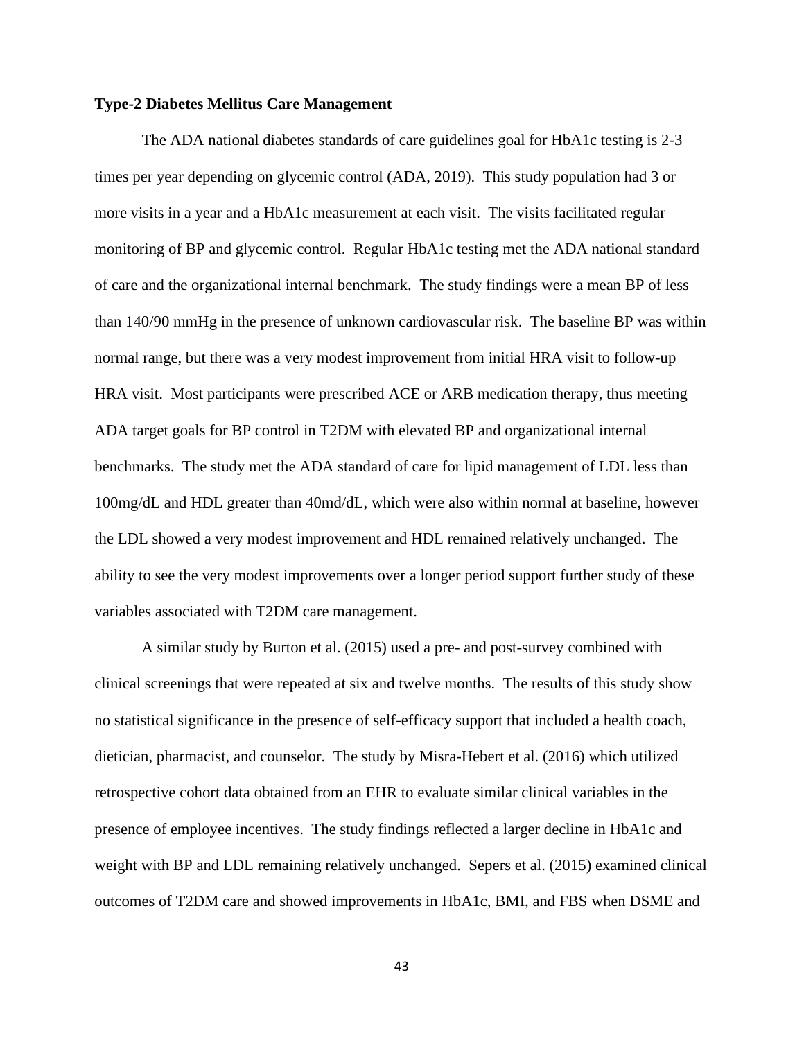**Type-2 Diabetes Mellitus Care Management**

The ADA national diabetes standards of care guidelines goal for HbA1c testing is 2-3 times per year depending on glycemic control (ADA, 2019). This study population had 3 or more visits in a year and a HbA1c measurement at each visit. The visits facilitated regular monitoring of BP and glycemic control. Regular HbA1c testing met the ADA national standard of care and the organizational internal benchmark. The study findings were a mean BP of less than 140/90 mmHg in the presence of unknown cardiovascular risk. The baseline BP was within normal range, but there was a very modest improvement from initial HRA visit to follow-up HRA visit. Most participants were prescribed ACE or ARB medication therapy, thus meeting ADA target goals for BP control in T2DM with elevated BP and organizational internal benchmarks. The study met the ADA standard of care for lipid management of LDL less than 100mg/dL and HDL greater than 40md/dL, which were also within normal at baseline, however the LDL showed a very modest improvement and HDL remained relatively unchanged. The ability to see the very modest improvements over a longer period support further study of these variables associated with T2DM care management.

A similar study by Burton et al. (2015) used a pre- and post-survey combined with clinical screenings that were repeated at six and twelve months. The results of this study show no statistical significance in the presence of self-efficacy support that included a health coach, dietician, pharmacist, and counselor. The study by Misra-Hebert et al. (2016) which utilized retrospective cohort data obtained from an EHR to evaluate similar clinical variables in the presence of employee incentives. The study findings reflected a larger decline in HbA1c and weight with BP and LDL remaining relatively unchanged. Sepers et al. (2015) examined clinical outcomes of T2DM care and showed improvements in HbA1c, BMI, and FBS when DSME and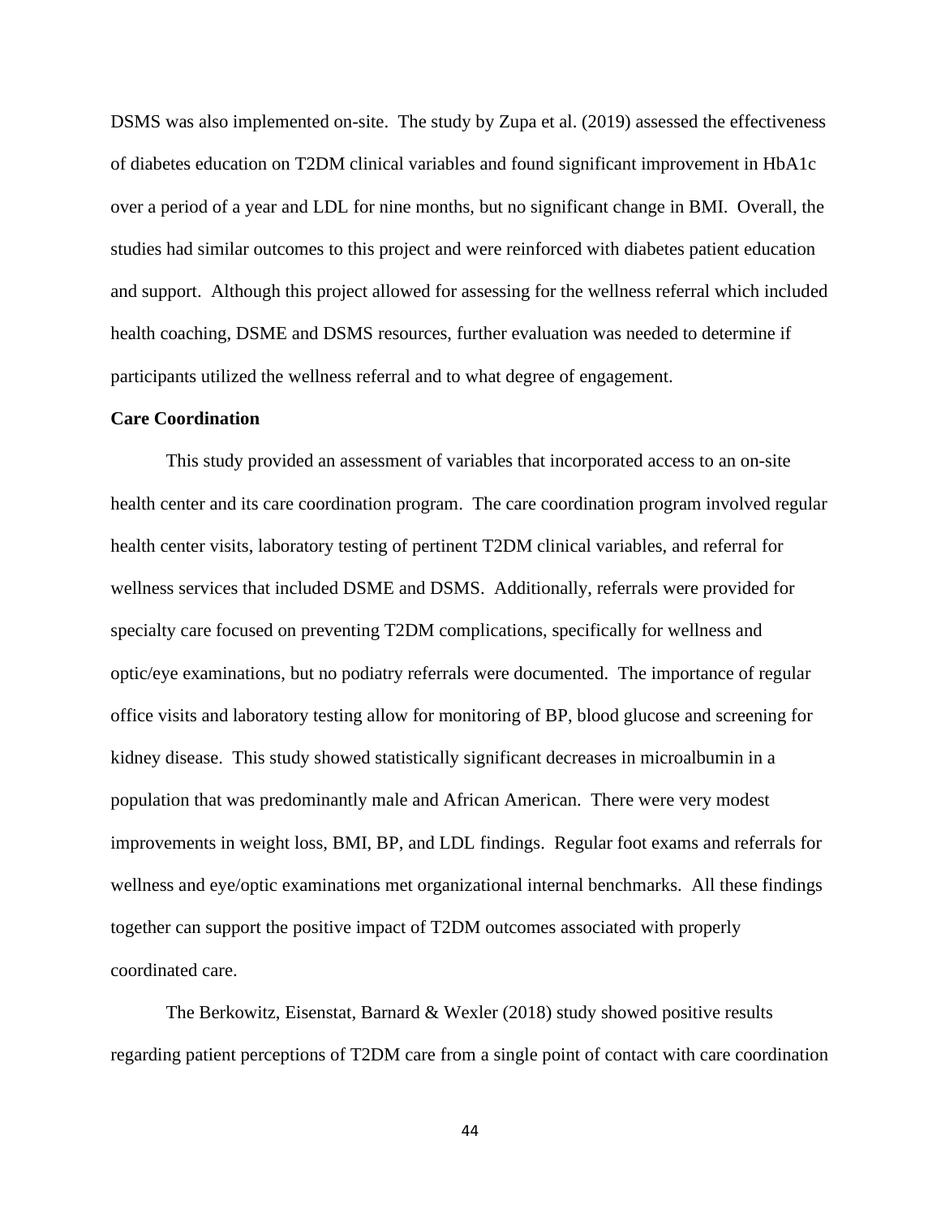DSMS was also implemented on-site. The study by Zupa et al. (2019) assessed the effectiveness of diabetes education on T2DM clinical variables and found significant improvement in HbA1c over a period of a year and LDL for nine months, but no significant change in BMI. Overall, the studies had similar outcomes to this project and were reinforced with diabetes patient education and support. Although this project allowed for assessing for the wellness referral which included health coaching, DSME and DSMS resources, further evaluation was needed to determine if participants utilized the wellness referral and to what degree of engagement.

**Care Coordination**

This study provided an assessment of variables that incorporated access to an on-site health center and its care coordination program. The care coordination program involved regular health center visits, laboratory testing of pertinent T2DM clinical variables, and referral for wellness services that included DSME and DSMS. Additionally, referrals were provided for specialty care focused on preventing T2DM complications, specifically for wellness and optic/eye examinations, but no podiatry referrals were documented. The importance of regular office visits and laboratory testing allow for monitoring of BP, blood glucose and screening for kidney disease. This study showed statistically significant decreases in microalbumin in a population that was predominantly male and African American. There were very modest improvements in weight loss, BMI, BP, and LDL findings. Regular foot exams and referrals for wellness and eye/optic examinations met organizational internal benchmarks. All these findings together can support the positive impact of T2DM outcomes associated with properly coordinated care.

The Berkowitz, Eisenstat, Barnard & Wexler (2018) study showed positive results regarding patient perceptions of T2DM care from a single point of contact with care coordination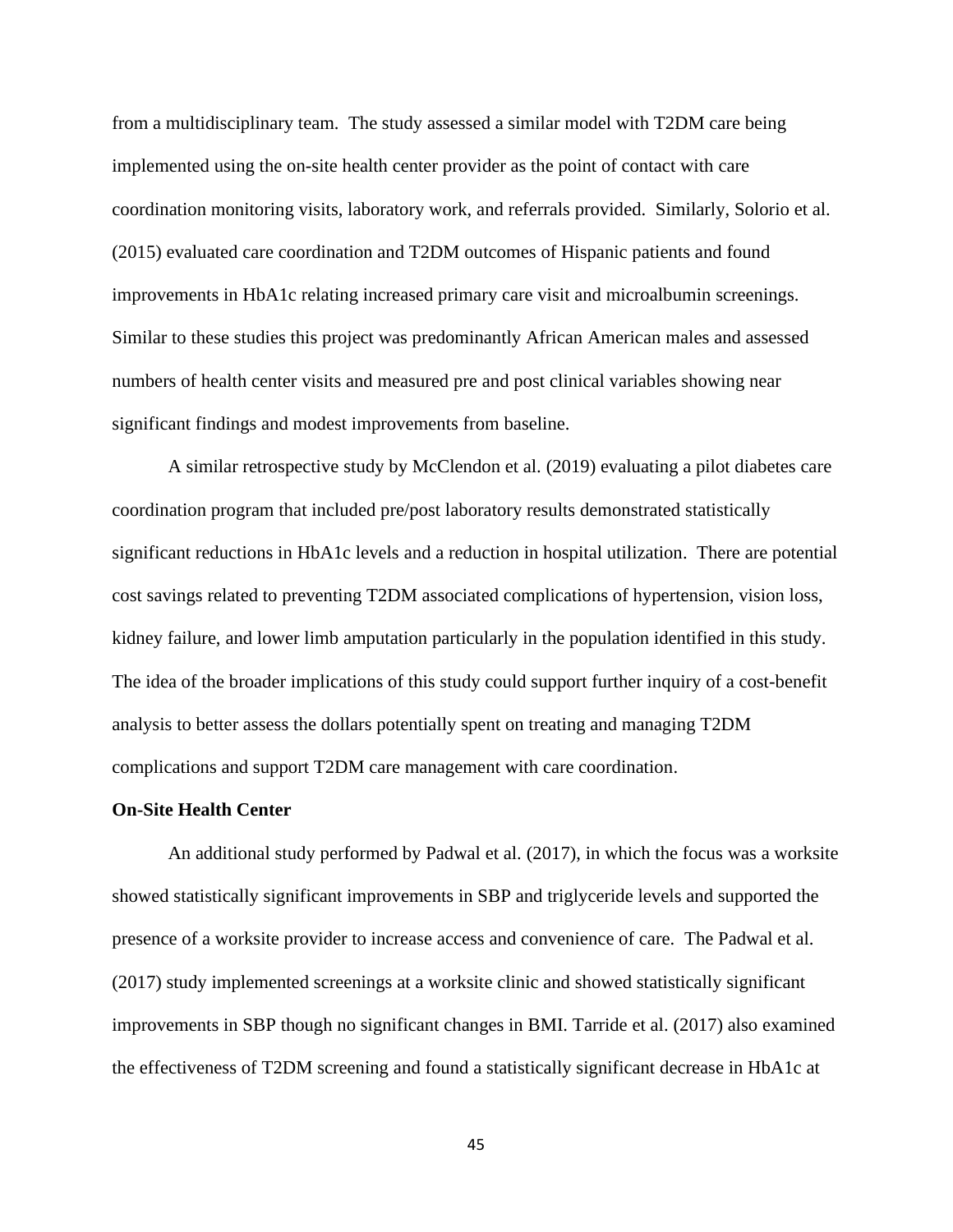from a multidisciplinary team. The study assessed a similar model with T2DM care being implemented using the on-site health center provider as the point of contact with care coordination monitoring visits, laboratory work, and referrals provided. Similarly, Solorio et al. (2015) evaluated care coordination and T2DM outcomes of Hispanic patients and found improvements in HbA1c relating increased primary care visit and microalbumin screenings. Similar to these studies this project was predominantly African American males and assessed numbers of health center visits and measured pre and post clinical variables showing near significant findings and modest improvements from baseline.

A similar retrospective study by McClendon et al. (2019) evaluating a pilot diabetes care coordination program that included pre/post laboratory results demonstrated statistically significant reductions in HbA1c levels and a reduction in hospital utilization. There are potential cost savings related to preventing T2DM associated complications of hypertension, vision loss, kidney failure, and lower limb amputation particularly in the population identified in this study. The idea of the broader implications of this study could support further inquiry of a cost-benefit analysis to better assess the dollars potentially spent on treating and managing T2DM complications and support T2DM care management with care coordination.

**On-Site Health Center**

An additional study performed by Padwal et al. (2017), in which the focus was a worksite showed statistically significant improvements in SBP and triglyceride levels and supported the presence of a worksite provider to increase access and convenience of care. The Padwal et al. (2017) study implemented screenings at a worksite clinic and showed statistically significant improvements in SBP though no significant changes in BMI. Tarride et al. (2017) also examined the effectiveness of T2DM screening and found a statistically significant decrease in HbA1c at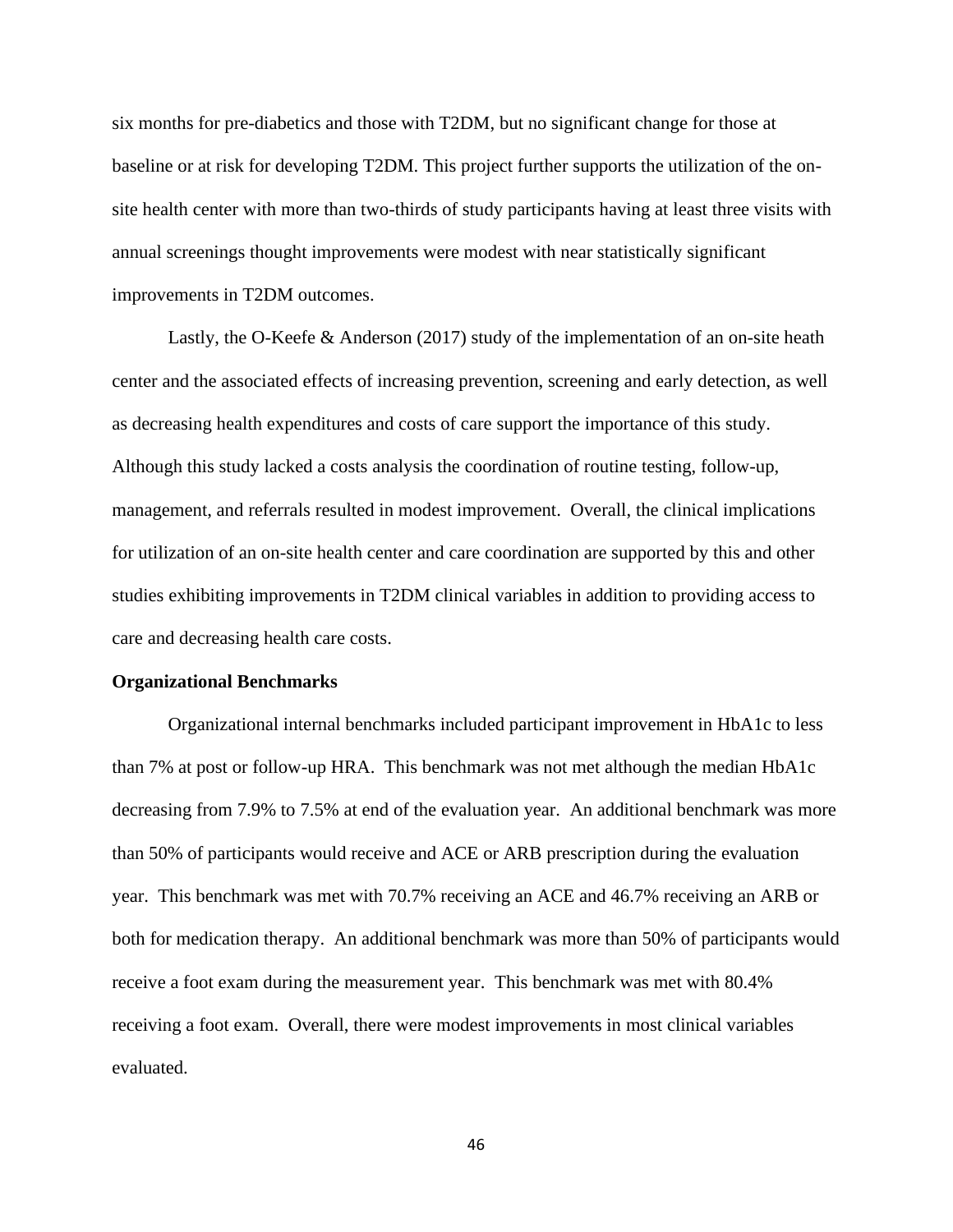six months for pre-diabetics and those with T2DM, but no significant change for those at baseline or at risk for developing T2DM. This project further supports the utilization of the on-site health center with more than two-thirds of study participants having at least three visits with annual screenings thought improvements were modest with near statistically significant improvements in T2DM outcomes.

Lastly, the O-Keefe & Anderson (2017) study of the implementation of an on-site heath center and the associated effects of increasing prevention, screening and early detection, as well as decreasing health expenditures and costs of care support the importance of this study. Although this study lacked a costs analysis the coordination of routine testing, follow-up, management, and referrals resulted in modest improvement. Overall, the clinical implications for utilization of an on-site health center and care coordination are supported by this and other studies exhibiting improvements in T2DM clinical variables in addition to providing access to care and decreasing health care costs.

**Organizational Benchmarks**

Organizational internal benchmarks included participant improvement in HbA1c to less than 7% at post or follow-up HRA. This benchmark was not met although the median HbA1c decreasing from 7.9% to 7.5% at end of the evaluation year. An additional benchmark was more than 50% of participants would receive and ACE or ARB prescription during the evaluation year. This benchmark was met with 70.7% receiving an ACE and 46.7% receiving an ARB or both for medication therapy. An additional benchmark was more than 50% of participants would receive a foot exam during the measurement year. This benchmark was met with 80.4% receiving a foot exam. Overall, there were modest improvements in most clinical variables evaluated.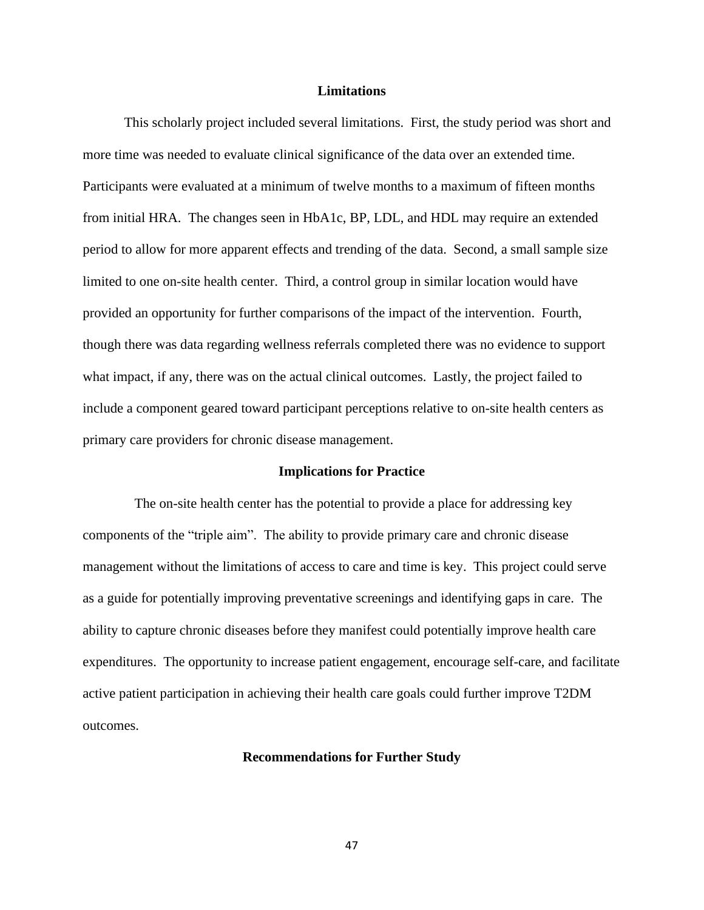## Limitations

This scholarly project included several limitations. First, the study period was short and more time was needed to evaluate clinical significance of the data over an extended time. Participants were evaluated at a minimum of twelve months to a maximum of fifteen months from initial HRA. The changes seen in HbA1c, BP, LDL, and HDL may require an extended period to allow for more apparent effects and trending of the data. Second, a small sample size limited to one on-site health center. Third, a control group in similar location would have provided an opportunity for further comparisons of the impact of the intervention. Fourth, though there was data regarding wellness referrals completed there was no evidence to support what impact, if any, there was on the actual clinical outcomes. Lastly, the project failed to include a component geared toward participant perceptions relative to on-site health centers as primary care providers for chronic disease management.

## Implications for Practice

The on-site health center has the potential to provide a place for addressing key components of the "triple aim". The ability to provide primary care and chronic disease management without the limitations of access to care and time is key. This project could serve as a guide for potentially improving preventative screenings and identifying gaps in care. The ability to capture chronic diseases before they manifest could potentially improve health care expenditures. The opportunity to increase patient engagement, encourage self-care, and facilitate active patient participation in achieving their health care goals could further improve T2DM outcomes.

## Recommendations for Further Study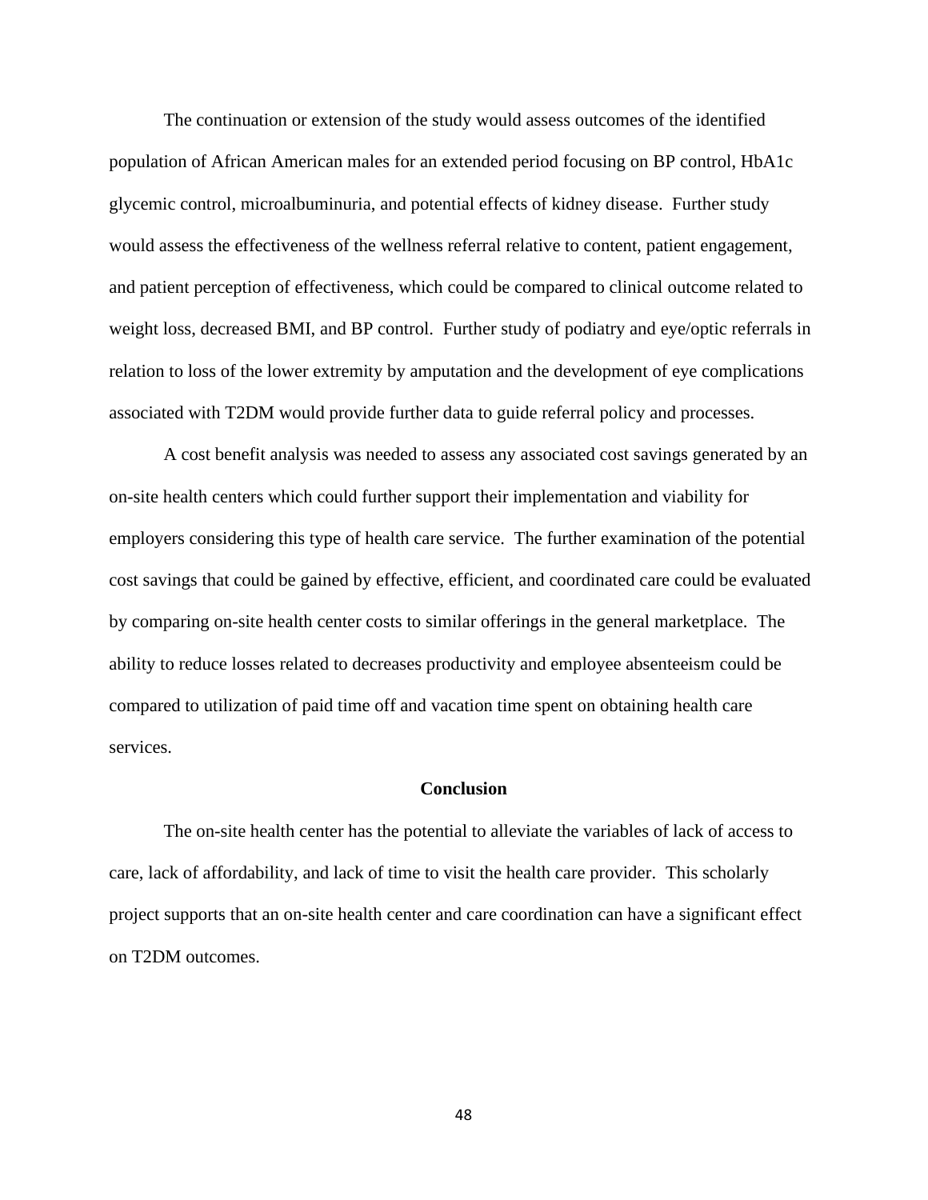The continuation or extension of the study would assess outcomes of the identified population of African American males for an extended period focusing on BP control, HbA1c glycemic control, microalbuminuria, and potential effects of kidney disease. Further study would assess the effectiveness of the wellness referral relative to content, patient engagement, and patient perception of effectiveness, which could be compared to clinical outcome related to weight loss, decreased BMI, and BP control. Further study of podiatry and eye/optic referrals in relation to loss of the lower extremity by amputation and the development of eye complications associated with T2DM would provide further data to guide referral policy and processes.

A cost benefit analysis was needed to assess any associated cost savings generated by an on-site health centers which could further support their implementation and viability for employers considering this type of health care service. The further examination of the potential cost savings that could be gained by effective, efficient, and coordinated care could be evaluated by comparing on-site health center costs to similar offerings in the general marketplace. The ability to reduce losses related to decreases productivity and employee absenteeism could be compared to utilization of paid time off and vacation time spent on obtaining health care services.

## Conclusion

The on-site health center has the potential to alleviate the variables of lack of access to care, lack of affordability, and lack of time to visit the health care provider. This scholarly project supports that an on-site health center and care coordination can have a significant effect on T2DM outcomes.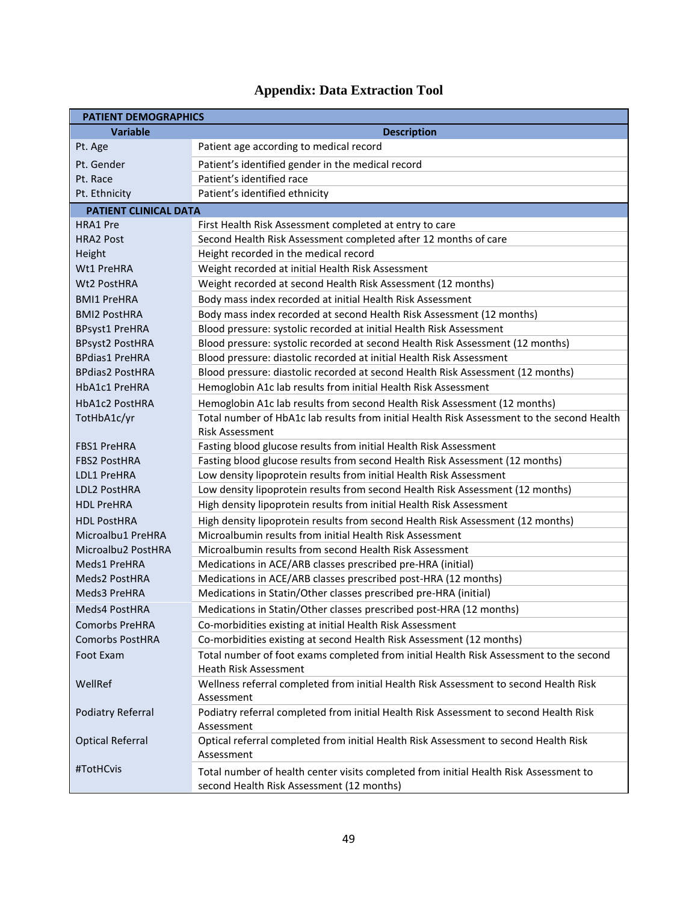# Appendix: Data Extraction Tool

| PATIENT DEMOGRAPHICS | |
|---|---|
| **Variable** | **Description** |
| Pt. Age | Patient age according to medical record |
| Pt. Gender | Patient's identified gender in the medical record |
| Pt. Race | Patient's identified race |
| Pt. Ethnicity | Patient's identified ethnicity |
| **PATIENT CLINICAL DATA** | |
| HRA1 Pre | First Health Risk Assessment completed at entry to care |
| HRA2 Post | Second Health Risk Assessment completed after 12 months of care |
| Height | Height recorded in the medical record |
| Wt1 PreHRA | Weight recorded at initial Health Risk Assessment |
| Wt2 PostHRA | Weight recorded at second Health Risk Assessment (12 months) |
| BMI1 PreHRA | Body mass index recorded at initial Health Risk Assessment |
| BMI2 PostHRA | Body mass index recorded at second Health Risk Assessment (12 months) |
| BPsyst1 PreHRA | Blood pressure: systolic recorded at initial Health Risk Assessment |
| BPsyst2 PostHRA | Blood pressure: systolic recorded at second Health Risk Assessment (12 months) |
| BPdias1 PreHRA | Blood pressure: diastolic recorded at initial Health Risk Assessment |
| BPdias2 PostHRA | Blood pressure: diastolic recorded at second Health Risk Assessment (12 months) |
| HbA1c1 PreHRA | Hemoglobin A1c lab results from initial Health Risk Assessment |
| HbA1c2 PostHRA | Hemoglobin A1c lab results from second Health Risk Assessment (12 months) |
| TotHbA1c/yr | Total number of HbA1c lab results from initial Health Risk Assessment to the second Health Risk Assessment |
| FBS1 PreHRA | Fasting blood glucose results from initial Health Risk Assessment |
| FBS2 PostHRA | Fasting blood glucose results from second Health Risk Assessment (12 months) |
| LDL1 PreHRA | Low density lipoprotein results from initial Health Risk Assessment |
| LDL2 PostHRA | Low density lipoprotein results from second Health Risk Assessment (12 months) |
| HDL PreHRA | High density lipoprotein results from initial Health Risk Assessment |
| HDL PostHRA | High density lipoprotein results from second Health Risk Assessment (12 months) |
| Microalbu1 PreHRA | Microalbumin results from initial Health Risk Assessment |
| Microalbu2 PostHRA | Microalbumin results from second Health Risk Assessment |
| Meds1 PreHRA | Medications in ACE/ARB classes prescribed pre-HRA (initial) |
| Meds2 PostHRA | Medications in ACE/ARB classes prescribed post-HRA (12 months) |
| Meds3 PreHRA | Medications in Statin/Other classes prescribed pre-HRA (initial) |
| Meds4 PostHRA | Medications in Statin/Other classes prescribed post-HRA (12 months) |
| Comorbs PreHRA | Co-morbidities existing at initial Health Risk Assessment |
| Comorbs PostHRA | Co-morbidities existing at second Health Risk Assessment (12 months) |
| Foot Exam | Total number of foot exams completed from initial Health Risk Assessment to the second Heath Risk Assessment |
| WellRef | Wellness referral completed from initial Health Risk Assessment to second Health Risk Assessment |
| Podiatry Referral | Podiatry referral completed from initial Health Risk Assessment to second Health Risk Assessment |
| Optical Referral | Optical referral completed from initial Health Risk Assessment to second Health Risk Assessment |
| #TotHCvis | Total number of health center visits completed from initial Health Risk Assessment to second Health Risk Assessment (12 months) |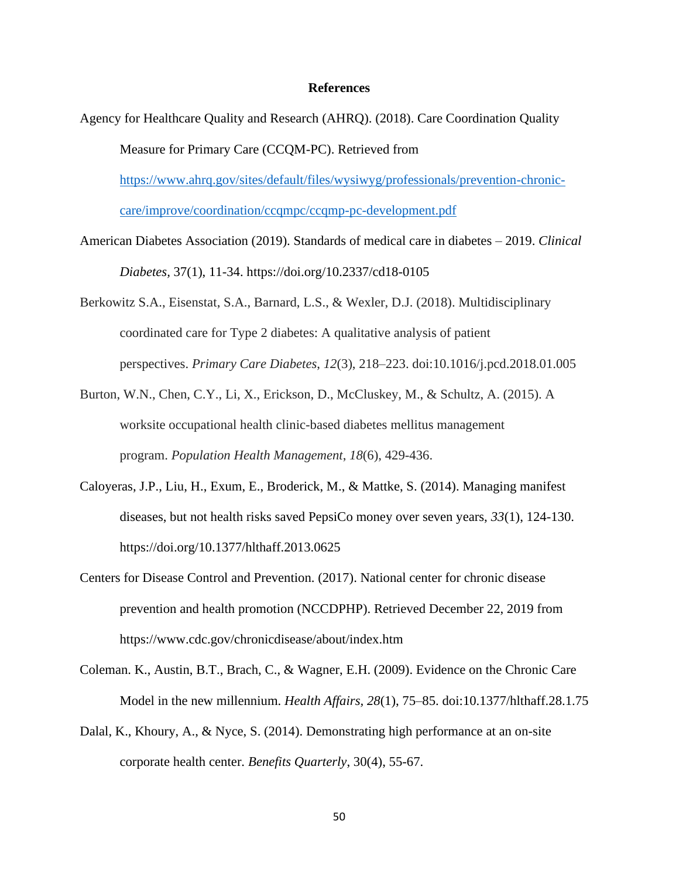# References

Agency for Healthcare Quality and Research (AHRQ). (2018). Care Coordination Quality Measure for Primary Care (CCQM-PC). Retrieved from https://www.ahrq.gov/sites/default/files/wysiwyg/professionals/prevention-chronic-care/improve/coordination/ccqmpc/ccqmp-pc-development.pdf

American Diabetes Association (2019). Standards of medical care in diabetes – 2019. *Clinical Diabetes*, 37(1), 11-34. https://doi.org/10.2337/cd18-0105

Berkowitz S.A., Eisenstat, S.A., Barnard, L.S., & Wexler, D.J. (2018). Multidisciplinary coordinated care for Type 2 diabetes: A qualitative analysis of patient perspectives. *Primary Care Diabetes*, *12*(3), 218–223. doi:10.1016/j.pcd.2018.01.005

Burton, W.N., Chen, C.Y., Li, X., Erickson, D., McCluskey, M., & Schultz, A. (2015). A worksite occupational health clinic-based diabetes mellitus management program. *Population Health Management*, *18*(6), 429-436.

Caloyeras, J.P., Liu, H., Exum, E., Broderick, M., & Mattke, S. (2014). Managing manifest diseases, but not health risks saved PepsiCo money over seven years, *33*(1), 124-130. https://doi.org/10.1377/hlthaff.2013.0625

Centers for Disease Control and Prevention. (2017). National center for chronic disease prevention and health promotion (NCCDPHP). Retrieved December 22, 2019 from https://www.cdc.gov/chronicdisease/about/index.htm

Coleman. K., Austin, B.T., Brach, C., & Wagner, E.H. (2009). Evidence on the Chronic Care Model in the new millennium. *Health Affairs*, *28*(1), 75–85. doi:10.1377/hlthaff.28.1.75

Dalal, K., Khoury, A., & Nyce, S. (2014). Demonstrating high performance at an on-site corporate health center. *Benefits Quarterly*, 30(4), 55-67.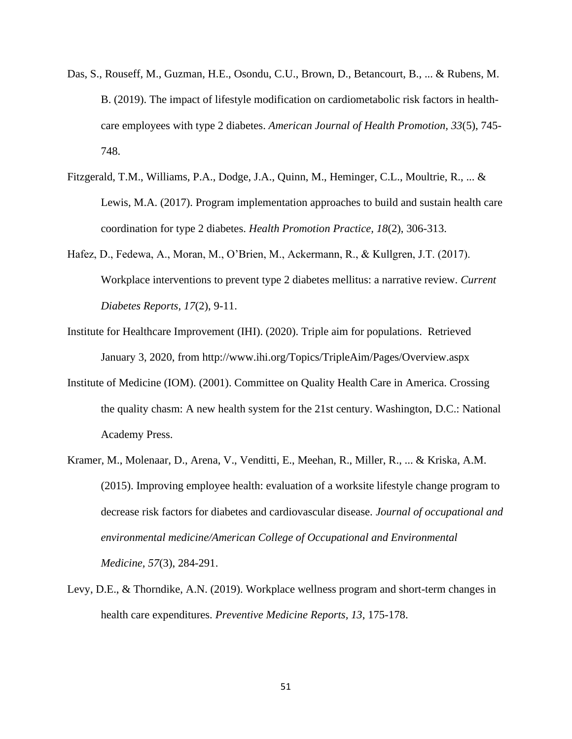Das, S., Rouseff, M., Guzman, H.E., Osondu, C.U., Brown, D., Betancourt, B., ... & Rubens, M. B. (2019). The impact of lifestyle modification on cardiometabolic risk factors in health-care employees with type 2 diabetes. *American Journal of Health Promotion*, *33*(5), 745-748.

Fitzgerald, T.M., Williams, P.A., Dodge, J.A., Quinn, M., Heminger, C.L., Moultrie, R., ... & Lewis, M.A. (2017). Program implementation approaches to build and sustain health care coordination for type 2 diabetes. *Health Promotion Practice*, *18*(2), 306-313.

Hafez, D., Fedewa, A., Moran, M., O'Brien, M., Ackermann, R., & Kullgren, J.T. (2017). Workplace interventions to prevent type 2 diabetes mellitus: a narrative review. *Current Diabetes Reports*, *17*(2), 9-11.

Institute for Healthcare Improvement (IHI). (2020). Triple aim for populations. Retrieved January 3, 2020, from http://www.ihi.org/Topics/TripleAim/Pages/Overview.aspx

Institute of Medicine (IOM). (2001). Committee on Quality Health Care in America. Crossing the quality chasm: A new health system for the 21st century. Washington, D.C.: National Academy Press.

Kramer, M., Molenaar, D., Arena, V., Venditti, E., Meehan, R., Miller, R., ... & Kriska, A.M. (2015). Improving employee health: evaluation of a worksite lifestyle change program to decrease risk factors for diabetes and cardiovascular disease. *Journal of occupational and environmental medicine/American College of Occupational and Environmental Medicine*, *57*(3), 284-291.

Levy, D.E., & Thorndike, A.N. (2019). Workplace wellness program and short-term changes in health care expenditures. *Preventive Medicine Reports*, *13*, 175-178.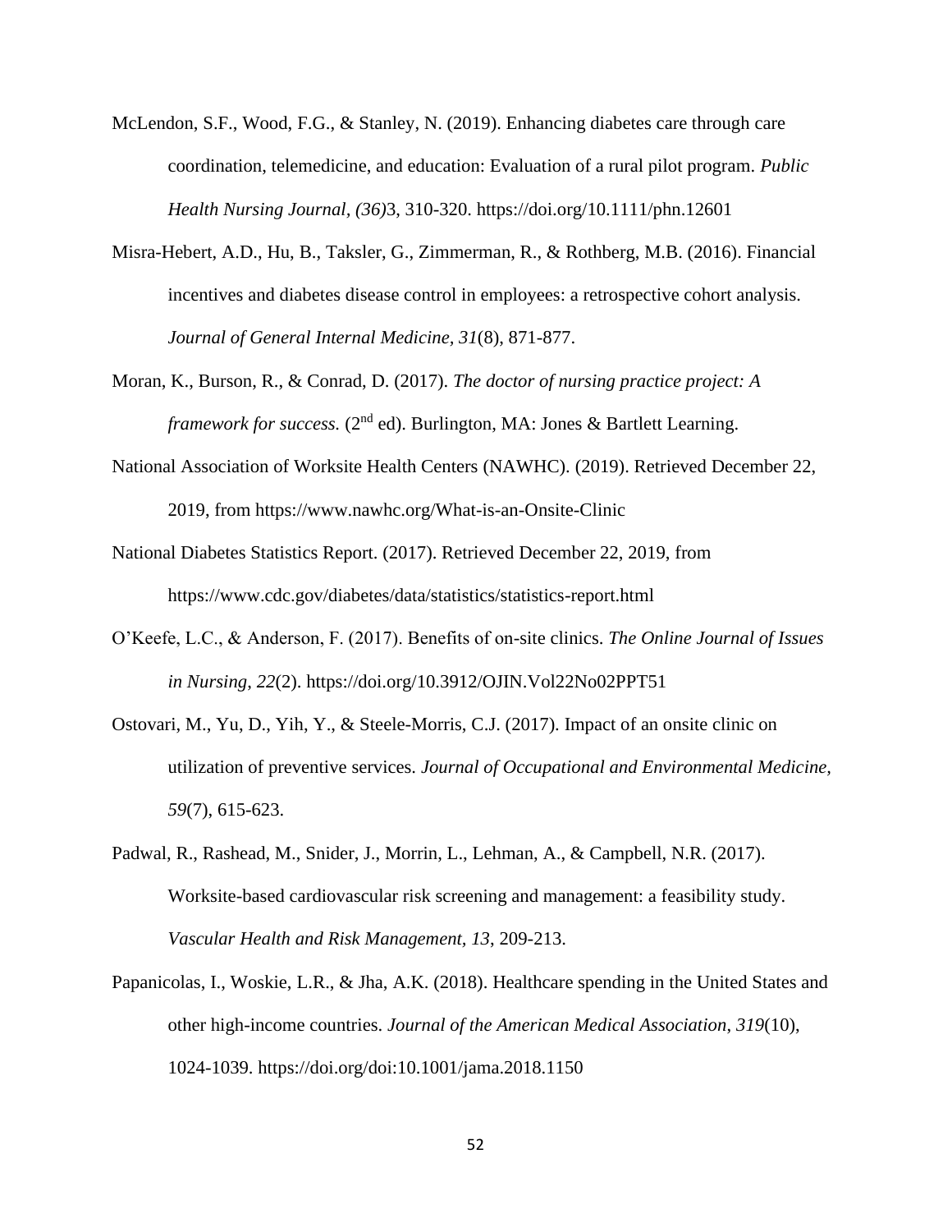McLendon, S.F., Wood, F.G., & Stanley, N. (2019). Enhancing diabetes care through care coordination, telemedicine, and education: Evaluation of a rural pilot program. *Public Health Nursing Journal, (36)*3, 310-320. https://doi.org/10.1111/phn.12601

Misra-Hebert, A.D., Hu, B., Taksler, G., Zimmerman, R., & Rothberg, M.B. (2016). Financial incentives and diabetes disease control in employees: a retrospective cohort analysis. *Journal of General Internal Medicine, 31*(8), 871-877.

Moran, K., Burson, R., & Conrad, D. (2017). *The doctor of nursing practice project: A framework for success.* (2nd ed). Burlington, MA: Jones & Bartlett Learning.

National Association of Worksite Health Centers (NAWHC). (2019). Retrieved December 22, 2019, from https://www.nawhc.org/What-is-an-Onsite-Clinic

National Diabetes Statistics Report. (2017). Retrieved December 22, 2019, from https://www.cdc.gov/diabetes/data/statistics/statistics-report.html

O'Keefe, L.C., & Anderson, F. (2017). Benefits of on-site clinics. *The Online Journal of Issues in Nursing, 22*(2). https://doi.org/10.3912/OJIN.Vol22No02PPT51

Ostovari, M., Yu, D., Yih, Y., & Steele-Morris, C.J. (2017). Impact of an onsite clinic on utilization of preventive services. *Journal of Occupational and Environmental Medicine, 59*(7), 615-623.

Padwal, R., Rashead, M., Snider, J., Morrin, L., Lehman, A., & Campbell, N.R. (2017). Worksite-based cardiovascular risk screening and management: a feasibility study. *Vascular Health and Risk Management, 13*, 209-213.

Papanicolas, I., Woskie, L.R., & Jha, A.K. (2018). Healthcare spending in the United States and other high-income countries. *Journal of the American Medical Association*, *319*(10), 1024-1039. https://doi.org/doi:10.1001/jama.2018.1150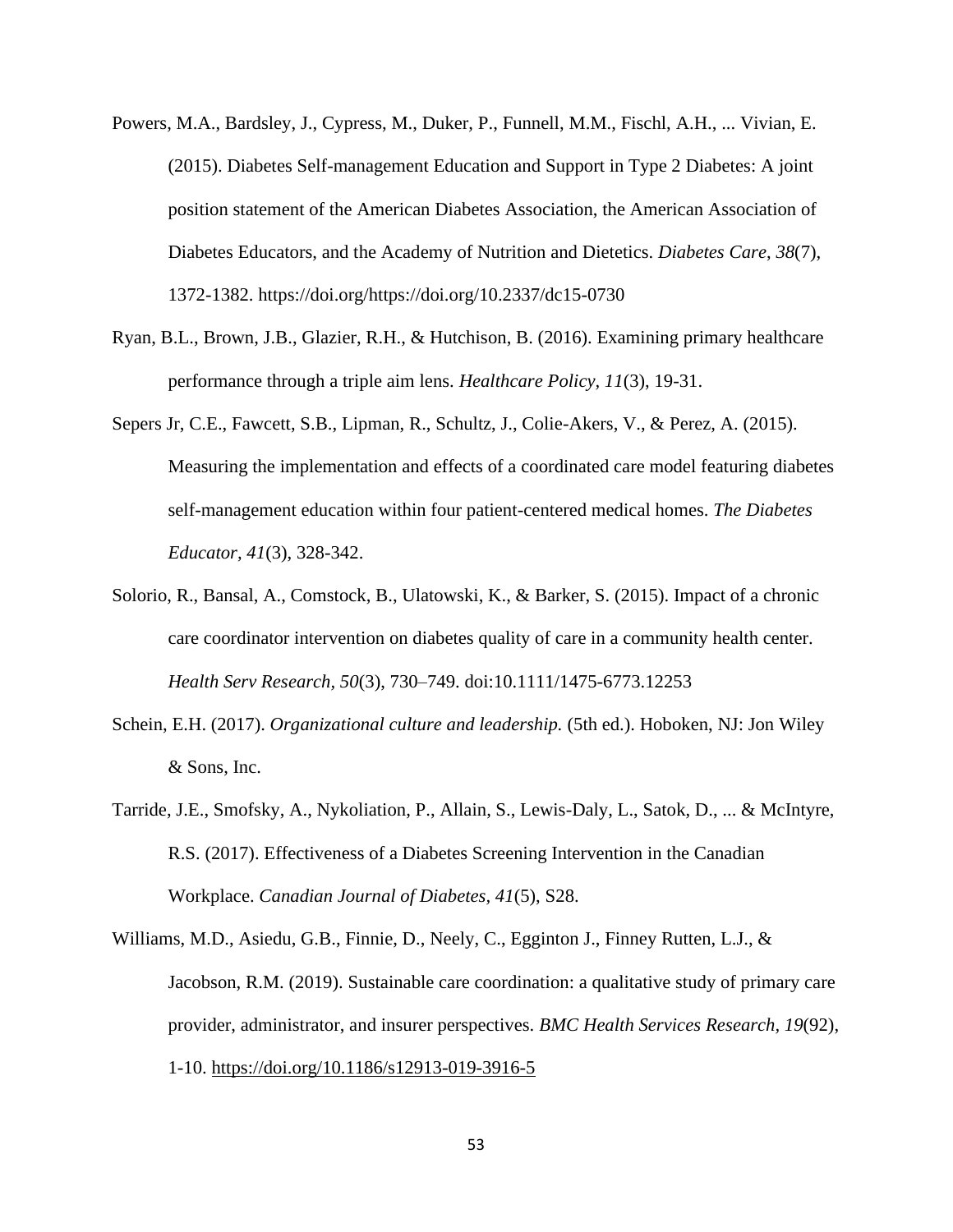Powers, M.A., Bardsley, J., Cypress, M., Duker, P., Funnell, M.M., Fischl, A.H., ... Vivian, E. (2015). Diabetes Self-management Education and Support in Type 2 Diabetes: A joint position statement of the American Diabetes Association, the American Association of Diabetes Educators, and the Academy of Nutrition and Dietetics. *Diabetes Care*, *38*(7), 1372-1382. https://doi.org/https://doi.org/10.2337/dc15-0730

Ryan, B.L., Brown, J.B., Glazier, R.H., & Hutchison, B. (2016). Examining primary healthcare performance through a triple aim lens. *Healthcare Policy, 11*(3), 19-31.

Sepers Jr, C.E., Fawcett, S.B., Lipman, R., Schultz, J., Colie-Akers, V., & Perez, A. (2015). Measuring the implementation and effects of a coordinated care model featuring diabetes self-management education within four patient-centered medical homes. *The Diabetes Educator, 41*(3), 328-342.

Solorio, R., Bansal, A., Comstock, B., Ulatowski, K., & Barker, S. (2015). Impact of a chronic care coordinator intervention on diabetes quality of care in a community health center. *Health Serv Research, 50*(3), 730–749. doi:10.1111/1475-6773.12253

Schein, E.H. (2017). *Organizational culture and leadership.* (5th ed.). Hoboken, NJ: Jon Wiley & Sons, Inc.

Tarride, J.E., Smofsky, A., Nykoliation, P., Allain, S., Lewis-Daly, L., Satok, D., ... & McIntyre, R.S. (2017). Effectiveness of a Diabetes Screening Intervention in the Canadian Workplace. *Canadian Journal of Diabetes, 41*(5), S28.

Williams, M.D., Asiedu, G.B., Finnie, D., Neely, C., Egginton J., Finney Rutten, L.J., & Jacobson, R.M. (2019). Sustainable care coordination: a qualitative study of primary care provider, administrator, and insurer perspectives. *BMC Health Services Research, 19*(92), 1-10. https://doi.org/10.1186/s12913-019-3916-5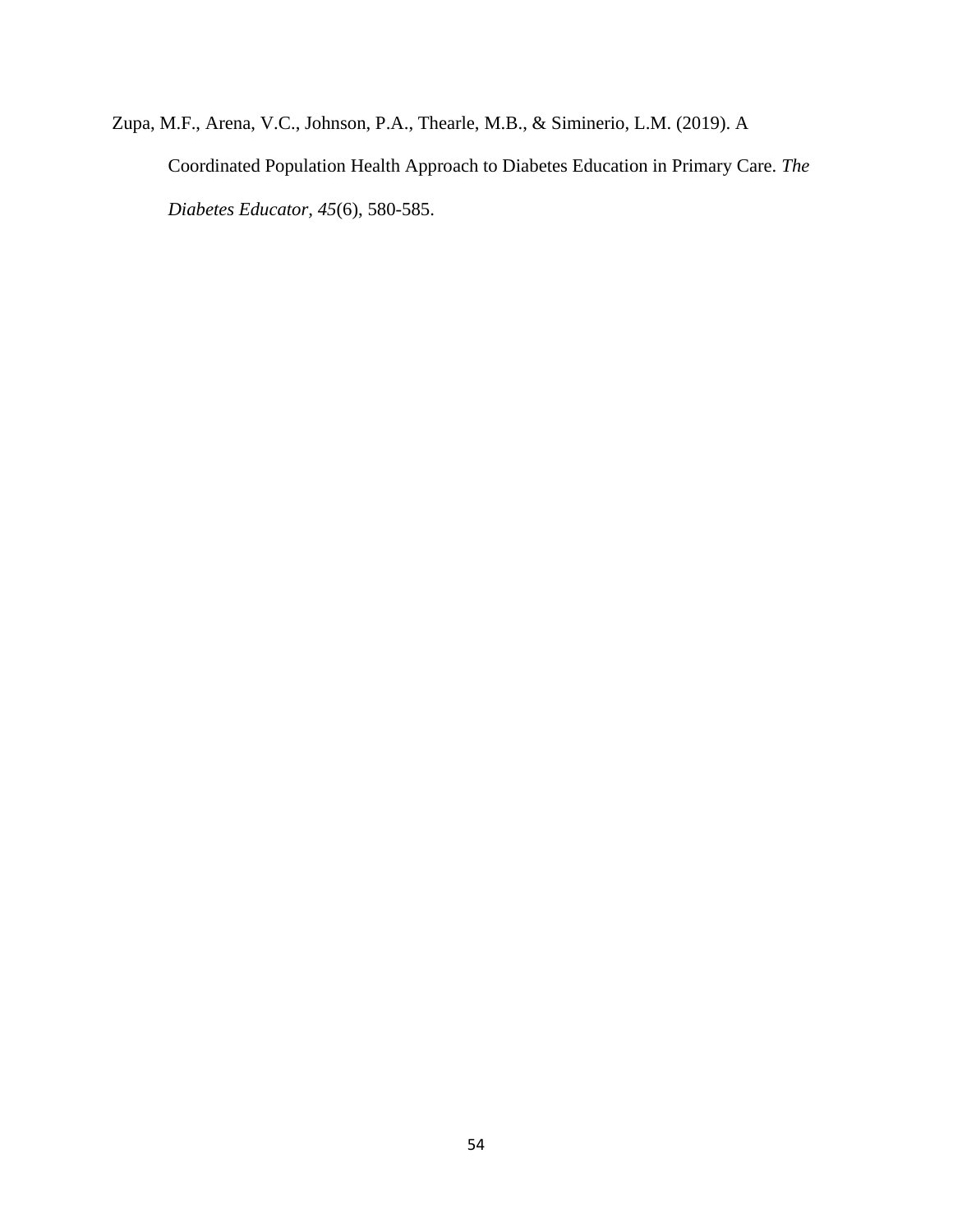Zupa, M.F., Arena, V.C., Johnson, P.A., Thearle, M.B., & Siminerio, L.M. (2019). A Coordinated Population Health Approach to Diabetes Education in Primary Care. *The Diabetes Educator*, *45*(6), 580-585.